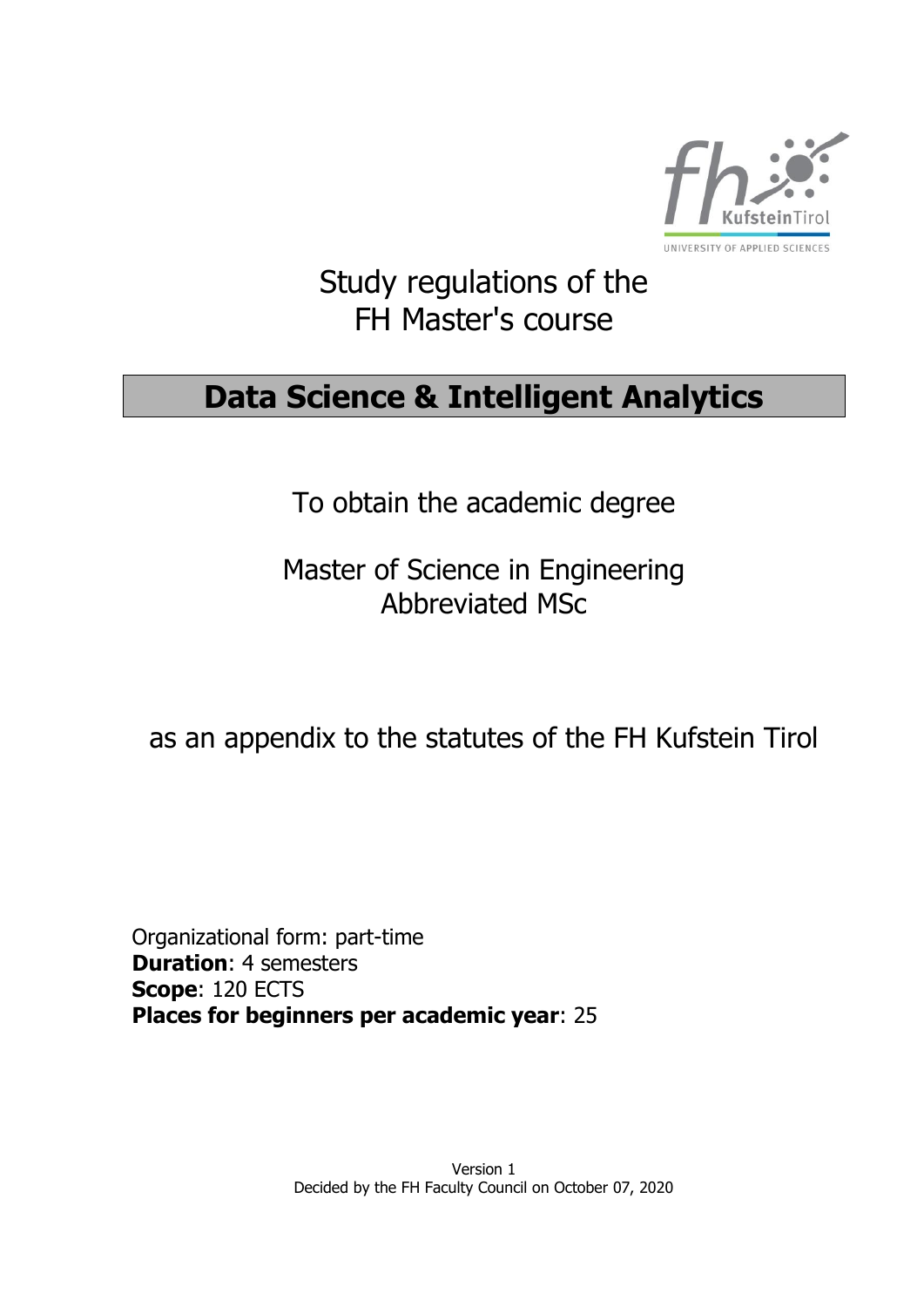Study regulations of the
FH Master's course

# Data Science & Intelligent Analytics

To obtain the academic degree

Master of Science in Engineering
Abbreviated MSc

as an appendix to the statutes of the FH Kufstein Tirol

Organizational form: part-time
**Duration**: 4 semesters
**Scope**: 120 ECTS
**Places for beginners per academic year**: 25

Version 1
Decided by the FH Faculty Council on October 07, 2020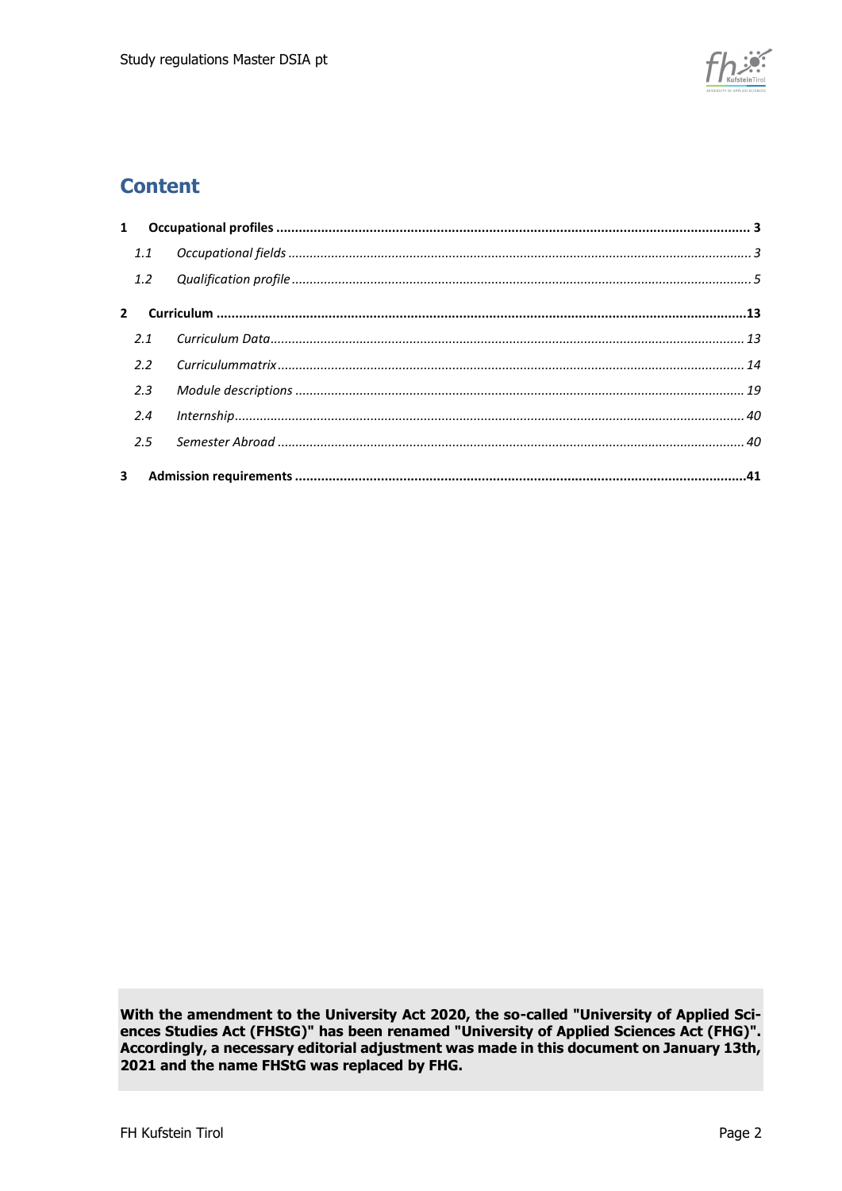# Content

**1 Occupational profiles** ..... **3**

*1.1 Occupational fields* ..... *3*

*1.2 Qualification profile* ..... *5*

**2 Curriculum** ..... **13**

*2.1 Curriculum Data* ..... *13*

*2.2 Curriculummatrix* ..... *14*

*2.3 Module descriptions* ..... *19*

*2.4 Internship* ..... *40*

*2.5 Semester Abroad* ..... *40*

**3 Admission requirements** ..... **41**

**With the amendment to the University Act 2020, the so-called "University of Applied Sciences Studies Act (FHStG)" has been renamed "University of Applied Sciences Act (FHG)". Accordingly, a necessary editorial adjustment was made in this document on January 13th, 2021 and the name FHStG was replaced by FHG.**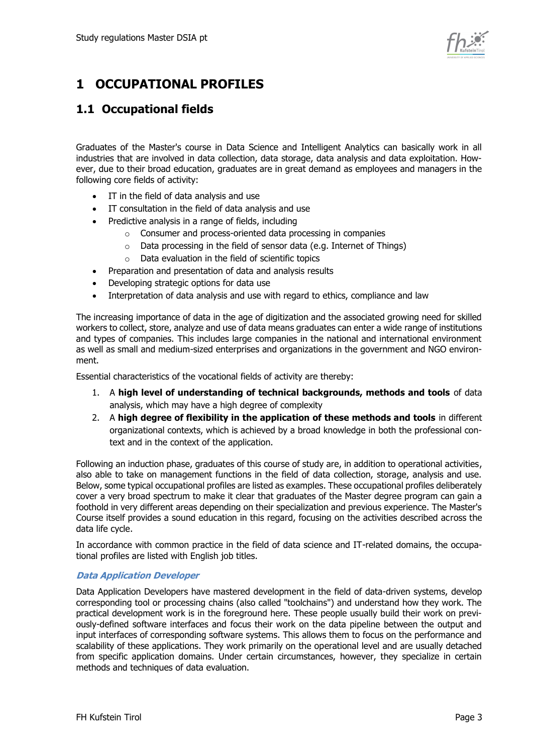# 1 OCCUPATIONAL PROFILES

## 1.1 Occupational fields

Graduates of the Master's course in Data Science and Intelligent Analytics can basically work in all industries that are involved in data collection, data storage, data analysis and data exploitation. However, due to their broad education, graduates are in great demand as employees and managers in the following core fields of activity:

- IT in the field of data analysis and use
- IT consultation in the field of data analysis and use
- Predictive analysis in a range of fields, including
  - Consumer and process-oriented data processing in companies
  - Data processing in the field of sensor data (e.g. Internet of Things)
  - Data evaluation in the field of scientific topics
- Preparation and presentation of data and analysis results
- Developing strategic options for data use
- Interpretation of data analysis and use with regard to ethics, compliance and law

The increasing importance of data in the age of digitization and the associated growing need for skilled workers to collect, store, analyze and use of data means graduates can enter a wide range of institutions and types of companies. This includes large companies in the national and international environment as well as small and medium-sized enterprises and organizations in the government and NGO environment.

Essential characteristics of the vocational fields of activity are thereby:

1. A **high level of understanding of technical backgrounds, methods and tools** of data analysis, which may have a high degree of complexity
2. A **high degree of flexibility in the application of these methods and tools** in different organizational contexts, which is achieved by a broad knowledge in both the professional context and in the context of the application.

Following an induction phase, graduates of this course of study are, in addition to operational activities, also able to take on management functions in the field of data collection, storage, analysis and use. Below, some typical occupational profiles are listed as examples. These occupational profiles deliberately cover a very broad spectrum to make it clear that graduates of the Master degree program can gain a foothold in very different areas depending on their specialization and previous experience. The Master's Course itself provides a sound education in this regard, focusing on the activities described across the data life cycle.

In accordance with common practice in the field of data science and IT-related domains, the occupational profiles are listed with English job titles.

***Data Application Developer***

Data Application Developers have mastered development in the field of data-driven systems, develop corresponding tool or processing chains (also called "toolchains") and understand how they work. The practical development work is in the foreground here. These people usually build their work on previously-defined software interfaces and focus their work on the data pipeline between the output and input interfaces of corresponding software systems. This allows them to focus on the performance and scalability of these applications. They work primarily on the operational level and are usually detached from specific application domains. Under certain circumstances, however, they specialize in certain methods and techniques of data evaluation.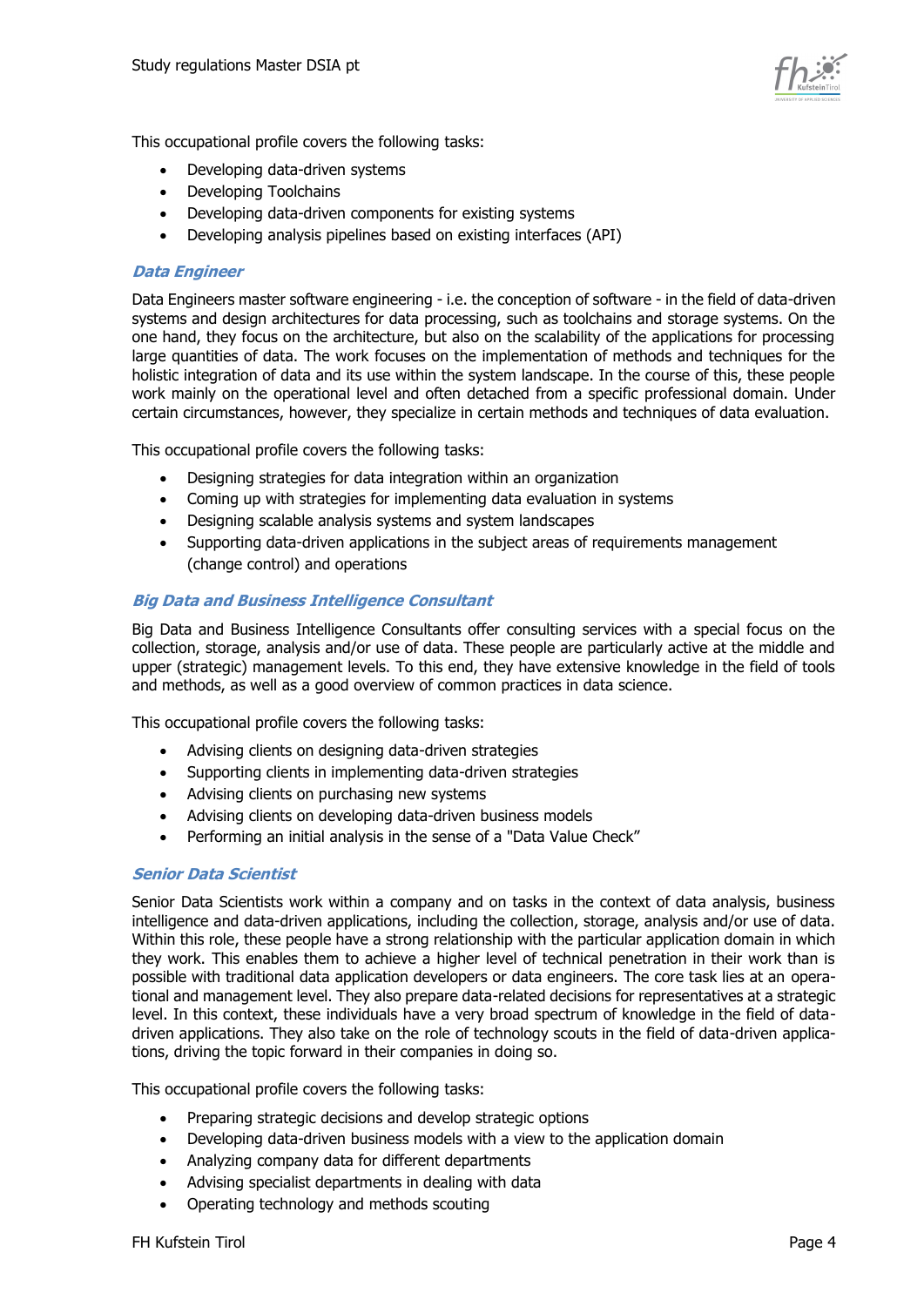This occupational profile covers the following tasks:

- Developing data-driven systems
- Developing Toolchains
- Developing data-driven components for existing systems
- Developing analysis pipelines based on existing interfaces (API)

### *Data Engineer*

Data Engineers master software engineering - i.e. the conception of software - in the field of data-driven systems and design architectures for data processing, such as toolchains and storage systems. On the one hand, they focus on the architecture, but also on the scalability of the applications for processing large quantities of data. The work focuses on the implementation of methods and techniques for the holistic integration of data and its use within the system landscape. In the course of this, these people work mainly on the operational level and often detached from a specific professional domain. Under certain circumstances, however, they specialize in certain methods and techniques of data evaluation.

This occupational profile covers the following tasks:

- Designing strategies for data integration within an organization
- Coming up with strategies for implementing data evaluation in systems
- Designing scalable analysis systems and system landscapes
- Supporting data-driven applications in the subject areas of requirements management (change control) and operations

### *Big Data and Business Intelligence Consultant*

Big Data and Business Intelligence Consultants offer consulting services with a special focus on the collection, storage, analysis and/or use of data. These people are particularly active at the middle and upper (strategic) management levels. To this end, they have extensive knowledge in the field of tools and methods, as well as a good overview of common practices in data science.

This occupational profile covers the following tasks:

- Advising clients on designing data-driven strategies
- Supporting clients in implementing data-driven strategies
- Advising clients on purchasing new systems
- Advising clients on developing data-driven business models
- Performing an initial analysis in the sense of a "Data Value Check"

### *Senior Data Scientist*

Senior Data Scientists work within a company and on tasks in the context of data analysis, business intelligence and data-driven applications, including the collection, storage, analysis and/or use of data. Within this role, these people have a strong relationship with the particular application domain in which they work. This enables them to achieve a higher level of technical penetration in their work than is possible with traditional data application developers or data engineers. The core task lies at an operational and management level. They also prepare data-related decisions for representatives at a strategic level. In this context, these individuals have a very broad spectrum of knowledge in the field of data-driven applications. They also take on the role of technology scouts in the field of data-driven applications, driving the topic forward in their companies in doing so.

This occupational profile covers the following tasks:

- Preparing strategic decisions and develop strategic options
- Developing data-driven business models with a view to the application domain
- Analyzing company data for different departments
- Advising specialist departments in dealing with data
- Operating technology and methods scouting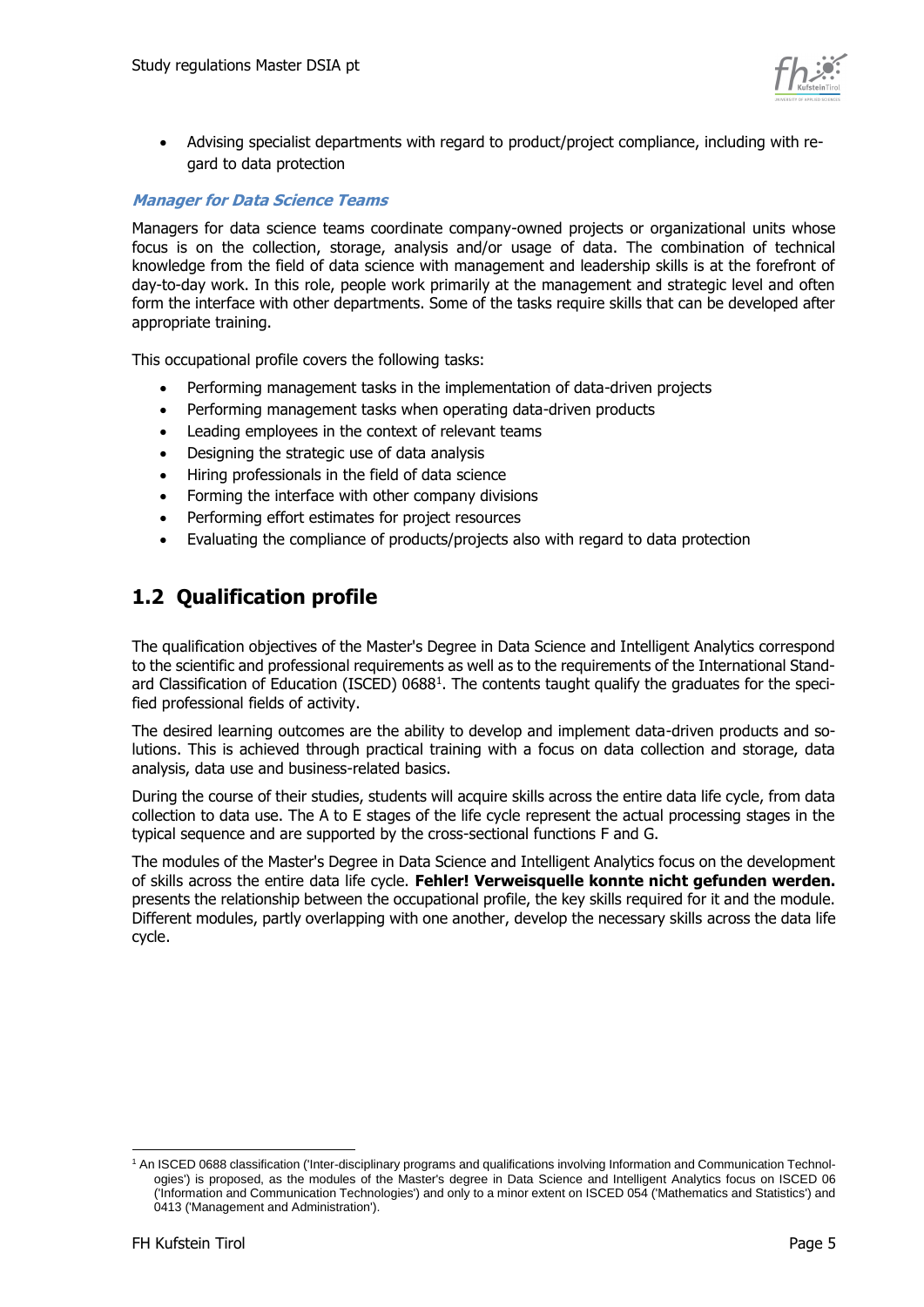- Advising specialist departments with regard to product/project compliance, including with regard to data protection

***Manager for Data Science Teams***

Managers for data science teams coordinate company-owned projects or organizational units whose focus is on the collection, storage, analysis and/or usage of data. The combination of technical knowledge from the field of data science with management and leadership skills is at the forefront of day-to-day work. In this role, people work primarily at the management and strategic level and often form the interface with other departments. Some of the tasks require skills that can be developed after appropriate training.

This occupational profile covers the following tasks:

- Performing management tasks in the implementation of data-driven projects
- Performing management tasks when operating data-driven products
- Leading employees in the context of relevant teams
- Designing the strategic use of data analysis
- Hiring professionals in the field of data science
- Forming the interface with other company divisions
- Performing effort estimates for project resources
- Evaluating the compliance of products/projects also with regard to data protection

## 1.2 Qualification profile

The qualification objectives of the Master's Degree in Data Science and Intelligent Analytics correspond to the scientific and professional requirements as well as to the requirements of the International Standard Classification of Education (ISCED) 0688[1]. The contents taught qualify the graduates for the specified professional fields of activity.

The desired learning outcomes are the ability to develop and implement data-driven products and solutions. This is achieved through practical training with a focus on data collection and storage, data analysis, data use and business-related basics.

During the course of their studies, students will acquire skills across the entire data life cycle, from data collection to data use. The A to E stages of the life cycle represent the actual processing stages in the typical sequence and are supported by the cross-sectional functions F and G.

The modules of the Master's Degree in Data Science and Intelligent Analytics focus on the development of skills across the entire data life cycle. **Fehler! Verweisquelle konnte nicht gefunden werden.** presents the relationship between the occupational profile, the key skills required for it and the module. Different modules, partly overlapping with one another, develop the necessary skills across the data life cycle.

[1] An ISCED 0688 classification ('Inter-disciplinary programs and qualifications involving Information and Communication Technologies') is proposed, as the modules of the Master's degree in Data Science and Intelligent Analytics focus on ISCED 06 ('Information and Communication Technologies') and only to a minor extent on ISCED 054 ('Mathematics and Statistics') and 0413 ('Management and Administration').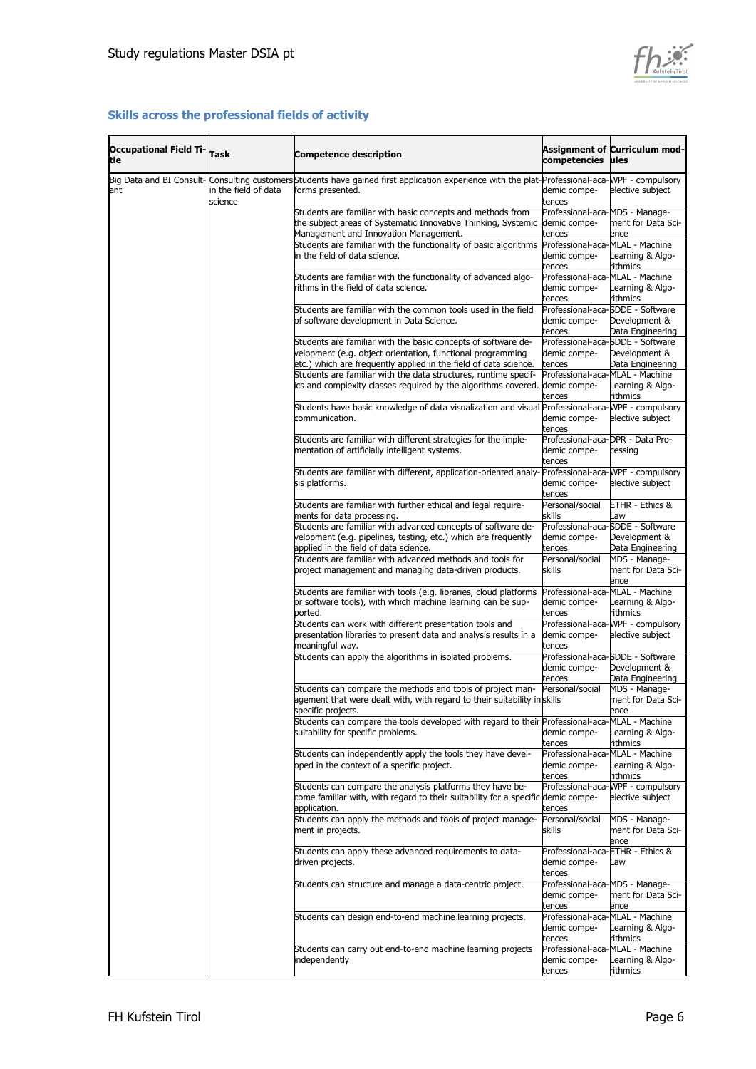## Skills across the professional fields of activity

| Occupational Field Title | Task | Competence description | Assignment of competencies | Curriculum modules |
|---|---|---|---|---|
| Big Data and BI Consultant | Consulting customers in the field of data science | Students have gained first application experience with the platforms presented. | Professional-academic competences | WPF - compulsory elective subject |
| | | Students are familiar with basic concepts and methods from the subject areas of Systematic Innovative Thinking, Systemic Management and Innovation Management. | Professional-academic competences | MDS - Management for Data Science |
| | | Students are familiar with the functionality of basic algorithms in the field of data science. | Professional-academic competences | MLAL - Machine Learning & Algorithmics |
| | | Students are familiar with the functionality of advanced algorithms in the field of data science. | Professional-academic competences | MLAL - Machine Learning & Algorithmics |
| | | Students are familiar with the common tools used in the field of software development in Data Science. | Professional-academic competences | SDDE - Software Development & Data Engineering |
| | | Students are familiar with the basic concepts of software development (e.g. object orientation, functional programming etc.) which are frequently applied in the field of data science. | Professional-academic competences | SDDE - Software Development & Data Engineering |
| | | Students are familiar with the data structures, runtime specifics and complexity classes required by the algorithms covered. | Professional-academic competences | MLAL - Machine Learning & Algorithmics |
| | | Students have basic knowledge of data visualization and visual communication. | Professional-academic competences | WPF - compulsory elective subject |
| | | Students are familiar with different strategies for the implementation of artificially intelligent systems. | Professional-academic competences | DPR - Data Processing |
| | | Students are familiar with different, application-oriented analysis platforms. | Professional-academic competences | WPF - compulsory elective subject |
| | | Students are familiar with further ethical and legal requirements for data processing. | Personal/social skills | ETHR - Ethics & Law |
| | | Students are familiar with advanced concepts of software development (e.g. pipelines, testing, etc.) which are frequently applied in the field of data science. | Professional-academic competences | SDDE - Software Development & Data Engineering |
| | | Students are familiar with advanced methods and tools for project management and managing data-driven products. | Personal/social skills | MDS - Management for Data Science |
| | | Students are familiar with tools (e.g. libraries, cloud platforms or software tools), with which machine learning can be supported. | Professional-academic competences | MLAL - Machine Learning & Algorithmics |
| | | Students can work with different presentation tools and presentation libraries to present data and analysis results in a meaningful way. | Professional-academic competences | WPF - compulsory elective subject |
| | | Students can apply the algorithms in isolated problems. | Professional-academic competences | SDDE - Software Development & Data Engineering |
| | | Students can compare the methods and tools of project management that were dealt with, with regard to their suitability in specific projects. | Personal/social skills | MDS - Management for Data Science |
| | | Students can compare the tools developed with regard to their suitability for specific problems. | Professional-academic competences | MLAL - Machine Learning & Algorithmics |
| | | Students can independently apply the tools they have developed in the context of a specific project. | Professional-academic competences | MLAL - Machine Learning & Algorithmics |
| | | Students can compare the analysis platforms they have become familiar with, with regard to their suitability for a specific application. | Professional-academic competences | WPF - compulsory elective subject |
| | | Students can apply the methods and tools of project management in projects. | Personal/social skills | MDS - Management for Data Science |
| | | Students can apply these advanced requirements to data-driven projects. | Professional-academic competences | ETHR - Ethics & Law |
| | | Students can structure and manage a data-centric project. | Professional-academic competences | MDS - Management for Data Science |
| | | Students can design end-to-end machine learning projects. | Professional-academic competences | MLAL - Machine Learning & Algorithmics |
| | | Students can carry out end-to-end machine learning projects independently | Professional-academic competences | MLAL - Machine Learning & Algorithmics |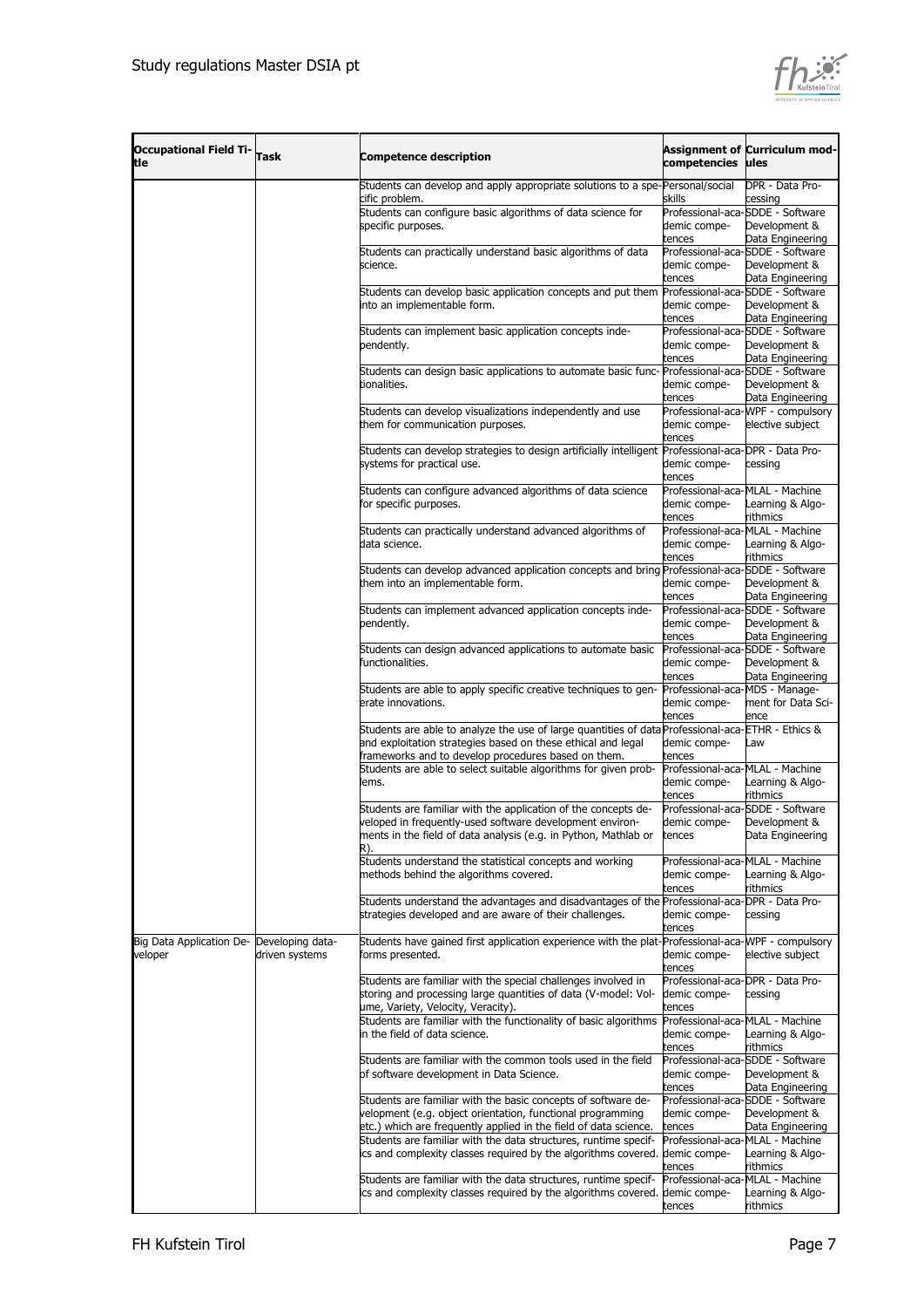| Occupational Field Title | Task | Competence description | Assignment of competencies | Curriculum modules |
|---|---|---|---|---|
| | | Students can develop and apply appropriate solutions to a specific problem. | Personal/social skills | DPR - Data Processing |
| | | Students can configure basic algorithms of data science for specific purposes. | Professional-academic competences | SDDE - Software Development & Data Engineering |
| | | Students can practically understand basic algorithms of data science. | Professional-academic competences | SDDE - Software Development & Data Engineering |
| | | Students can develop basic application concepts and put them into an implementable form. | Professional-academic competences | SDDE - Software Development & Data Engineering |
| | | Students can implement basic application concepts independently. | Professional-academic competences | SDDE - Software Development & Data Engineering |
| | | Students can design basic applications to automate basic functionalities. | Professional-academic competences | SDDE - Software Development & Data Engineering |
| | | Students can develop visualizations independently and use them for communication purposes. | Professional-academic competences | WPF - compulsory elective subject |
| | | Students can develop strategies to design artificially intelligent systems for practical use. | Professional-academic competences | DPR - Data Processing |
| | | Students can configure advanced algorithms of data science for specific purposes. | Professional-academic competences | MLAL - Machine Learning & Algorithms |
| | | Students can practically understand advanced algorithms of data science. | Professional-academic competences | MLAL - Machine Learning & Algorithms |
| | | Students can develop advanced application concepts and bring them into an implementable form. | Professional-academic competences | SDDE - Software Development & Data Engineering |
| | | Students can implement advanced application concepts independently. | Professional-academic competences | SDDE - Software Development & Data Engineering |
| | | Students can design advanced applications to automate basic functionalities. | Professional-academic competences | SDDE - Software Development & Data Engineering |
| | | Students are able to apply specific creative techniques to generate innovations. | Professional-academic competences | MDS - Management for Data Science |
| | | Students are able to analyze the use of large quantities of data and exploitation strategies based on these ethical and legal frameworks and to develop procedures based on them. | Professional-academic competences | ETHR - Ethics & Law |
| | | Students are able to select suitable algorithms for given problems. | Professional-academic competences | MLAL - Machine Learning & Algorithms |
| | | Students are familiar with the application of the concepts developed in frequently-used software development environments in the field of data analysis (e.g. in Python, Mathlab or R). | Professional-academic competences | SDDE - Software Development & Data Engineering |
| | | Students understand the statistical concepts and working methods behind the algorithms covered. | Professional-academic competences | MLAL - Machine Learning & Algorithms |
| | | Students understand the advantages and disadvantages of the strategies developed and are aware of their challenges. | Professional-academic competences | DPR - Data Processing |
| Big Data Application Developer | Developing data-driven systems | Students have gained first application experience with the platforms presented. | Professional-academic competences | WPF - compulsory elective subject |
| | | Students are familiar with the special challenges involved in storing and processing large quantities of data (V-model: Volume, Variety, Velocity, Veracity). | Professional-academic competences | DPR - Data Processing |
| | | Students are familiar with the functionality of basic algorithms in the field of data science. | Professional-academic competences | MLAL - Machine Learning & Algorithms |
| | | Students are familiar with the common tools used in the field of software development in Data Science. | Professional-academic competences | SDDE - Software Development & Data Engineering |
| | | Students are familiar with the basic concepts of software development (e.g. object orientation, functional programming etc.) which are frequently applied in the field of data science. | Professional-academic competences | SDDE - Software Development & Data Engineering |
| | | Students are familiar with the data structures, runtime specifics and complexity classes required by the algorithms covered. | Professional-academic competences | MLAL - Machine Learning & Algorithms |
| | | Students are familiar with the data structures, runtime specifics and complexity classes required by the algorithms covered. | Professional-academic competences | MLAL - Machine Learning & Algorithms |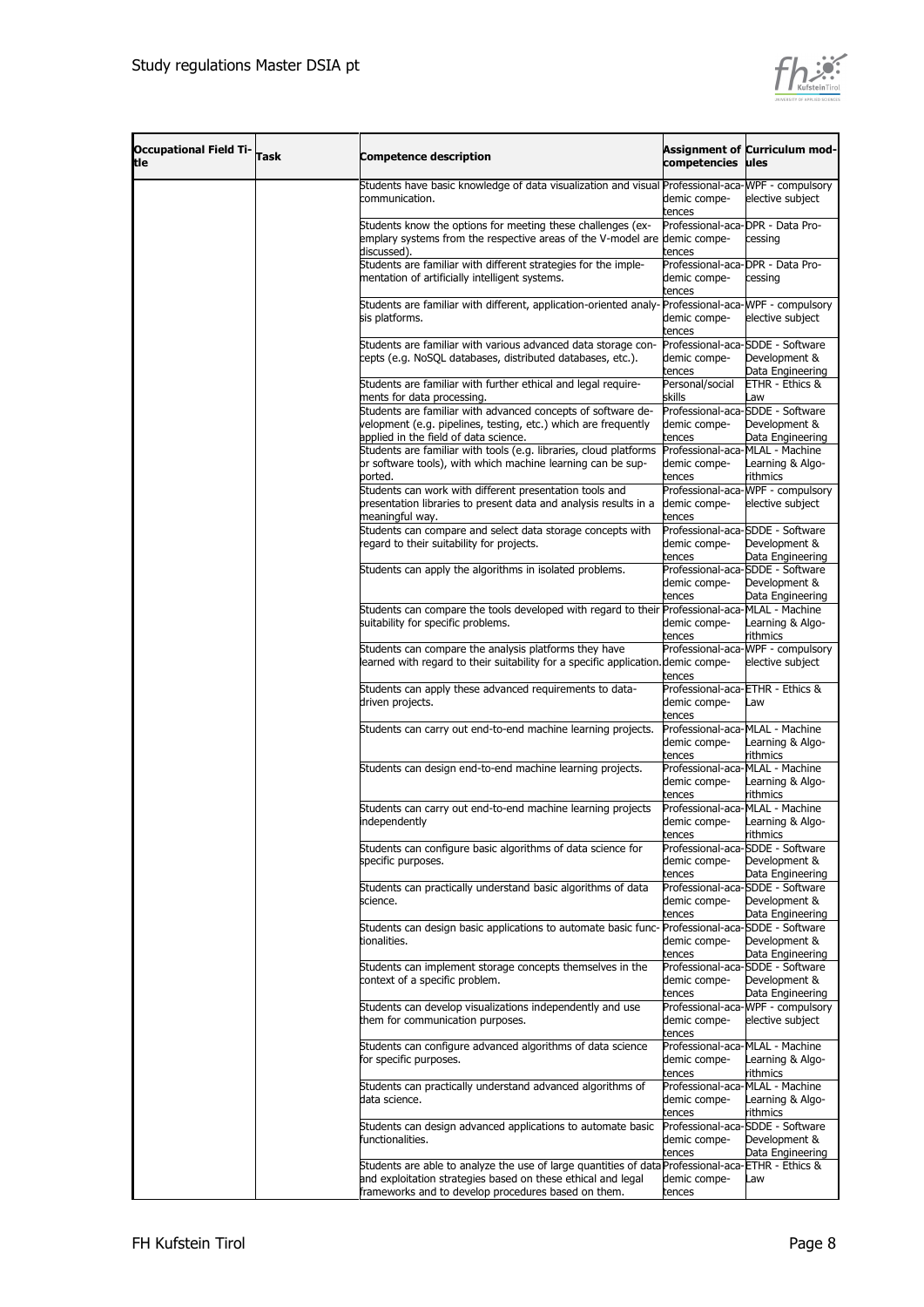| Occupational Field Title | Task | Competence description | Assignment of competencies | Curriculum modules |
|---|---|---|---|---|
| | | Students have basic knowledge of data visualization and visual communication. | Professional-academic competences | WPF - compulsory elective subject |
| | | Students know the options for meeting these challenges (exemplary systems from the respective areas of the V-model are discussed). | Professional-academic competences | DPR - Data Processing |
| | | Students are familiar with different strategies for the implementation of artificially intelligent systems. | Professional-academic competences | DPR - Data Processing |
| | | Students are familiar with different, application-oriented analysis platforms. | Professional-academic competences | WPF - compulsory elective subject |
| | | Students are familiar with various advanced data storage concepts (e.g. NoSQL databases, distributed databases, etc.). | Professional-academic competences | SDDE - Software Development & Data Engineering |
| | | Students are familiar with further ethical and legal requirements for data processing. | Personal/social skills | ETHR - Ethics & Law |
| | | Students are familiar with advanced concepts of software development (e.g. pipelines, testing, etc.) which are frequently applied in the field of data science. | Professional-academic competences | SDDE - Software Development & Data Engineering |
| | | Students are familiar with tools (e.g. libraries, cloud platforms or software tools), with which machine learning can be supported. | Professional-academic competences | MLAL - Machine Learning & Algorithmics |
| | | Students can work with different presentation tools and presentation libraries to present data and analysis results in a meaningful way. | Professional-academic competences | WPF - compulsory elective subject |
| | | Students can compare and select data storage concepts with regard to their suitability for projects. | Professional-academic competences | SDDE - Software Development & Data Engineering |
| | | Students can apply the algorithms in isolated problems. | Professional-academic competences | SDDE - Software Development & Data Engineering |
| | | Students can compare the tools developed with regard to their suitability for specific problems. | Professional-academic competences | MLAL - Machine Learning & Algorithmics |
| | | Students can compare the analysis platforms they have learned with regard to their suitability for a specific application. | Professional-academic competences | WPF - compulsory elective subject |
| | | Students can apply these advanced requirements to data-driven projects. | Professional-academic competences | ETHR - Ethics & Law |
| | | Students can carry out end-to-end machine learning projects. | Professional-academic competences | MLAL - Machine Learning & Algorithmics |
| | | Students can design end-to-end machine learning projects. | Professional-academic competences | MLAL - Machine Learning & Algorithmics |
| | | Students can carry out end-to-end machine learning projects independently | Professional-academic competences | MLAL - Machine Learning & Algorithmics |
| | | Students can configure basic algorithms of data science for specific purposes. | Professional-academic competences | SDDE - Software Development & Data Engineering |
| | | Students can practically understand basic algorithms of data science. | Professional-academic competences | SDDE - Software Development & Data Engineering |
| | | Students can design basic applications to automate basic functionalities. | Professional-academic competences | SDDE - Software Development & Data Engineering |
| | | Students can implement storage concepts themselves in the context of a specific problem. | Professional-academic competences | SDDE - Software Development & Data Engineering |
| | | Students can develop visualizations independently and use them for communication purposes. | Professional-academic competences | WPF - compulsory elective subject |
| | | Students can configure advanced algorithms of data science for specific purposes. | Professional-academic competences | MLAL - Machine Learning & Algorithmics |
| | | Students can practically understand advanced algorithms of data science. | Professional-academic competences | MLAL - Machine Learning & Algorithmics |
| | | Students can design advanced applications to automate basic functionalities. | Professional-academic competences | SDDE - Software Development & Data Engineering |
| | | Students are able to analyze the use of large quantities of data and exploitation strategies based on these ethical and legal frameworks and to develop procedures based on them. | Professional-academic competences | ETHR - Ethics & Law |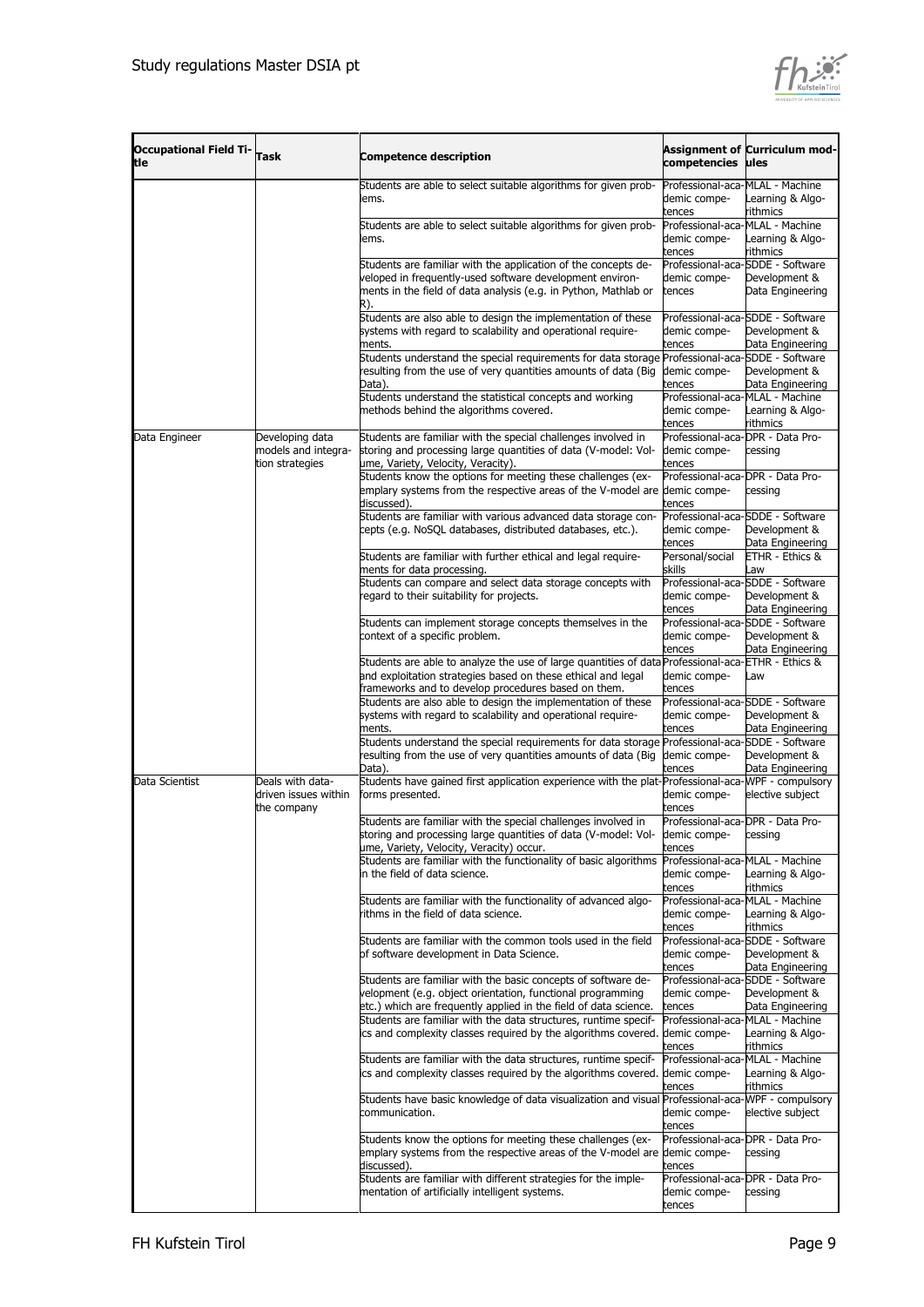| Occupational Field Title | Task | Competence description | Assignment of competencies | Curriculum modules |
|---|---|---|---|---|
| | | Students are able to select suitable algorithms for given problems. | Professional-academic competences | MLAL - Machine Learning & Algorithmics |
| | | Students are able to select suitable algorithms for given problems. | Professional-academic competences | MLAL - Machine Learning & Algorithmics |
| | | Students are familiar with the application of the concepts developed in frequently-used software development environments in the field of data analysis (e.g. in Python, Mathlab or R). | Professional-academic competences | SDDE - Software Development & Data Engineering |
| | | Students are also able to design the implementation of these systems with regard to scalability and operational requirements. | Professional-academic competences | SDDE - Software Development & Data Engineering |
| | | Students understand the special requirements for data storage resulting from the use of very quantities amounts of data (Big Data). | Professional-academic competences | SDDE - Software Development & Data Engineering |
| | | Students understand the statistical concepts and working methods behind the algorithms covered. | Professional-academic competences | MLAL - Machine Learning & Algorithmics |
| Data Engineer | Developing data models and integration strategies | Students are familiar with the special challenges involved in storing and processing large quantities of data (V-model: Volume, Variety, Velocity, Veracity). | Professional-academic competences | DPR - Data Processing |
| | | Students know the options for meeting these challenges (exemplary systems from the respective areas of the V-model are discussed). | Professional-academic competences | DPR - Data Processing |
| | | Students are familiar with various advanced data storage concepts (e.g. NoSQL databases, distributed databases, etc.). | Professional-academic competences | SDDE - Software Development & Data Engineering |
| | | Students are familiar with further ethical and legal requirements for data processing. | Personal/social skills | ETHR - Ethics & Law |
| | | Students can compare and select data storage concepts with regard to their suitability for projects. | Professional-academic competences | SDDE - Software Development & Data Engineering |
| | | Students can implement storage concepts themselves in the context of a specific problem. | Professional-academic competences | SDDE - Software Development & Data Engineering |
| | | Students are able to analyze the use of large quantities of data and exploitation strategies based on these ethical and legal frameworks and to develop procedures based on them. | Professional-academic competences | ETHR - Ethics & Law |
| | | Students are also able to design the implementation of these systems with regard to scalability and operational requirements. | Professional-academic competences | SDDE - Software Development & Data Engineering |
| | | Students understand the special requirements for data storage resulting from the use of very quantities amounts of data (Big Data). | Professional-academic competences | SDDE - Software Development & Data Engineering |
| Data Scientist | Deals with data-driven issues within the company | Students have gained first application experience with the platforms presented. | Professional-academic competences | WPF - compulsory elective subject |
| | | Students are familiar with the special challenges involved in storing and processing large quantities of data (V-model: Volume, Variety, Velocity, Veracity) occur. | Professional-academic competences | DPR - Data Processing |
| | | Students are familiar with the functionality of basic algorithms in the field of data science. | Professional-academic competences | MLAL - Machine Learning & Algorithmics |
| | | Students are familiar with the functionality of advanced algorithms in the field of data science. | Professional-academic competences | MLAL - Machine Learning & Algorithmics |
| | | Students are familiar with the common tools used in the field of software development in Data Science. | Professional-academic competences | SDDE - Software Development & Data Engineering |
| | | Students are familiar with the basic concepts of software development (e.g. object orientation, functional programming etc.) which are frequently applied in the field of data science. | Professional-academic competences | SDDE - Software Development & Data Engineering |
| | | Students are familiar with the data structures, runtime specifics and complexity classes required by the algorithms covered. | Professional-academic competences | MLAL - Machine Learning & Algorithmics |
| | | Students are familiar with the data structures, runtime specifics and complexity classes required by the algorithms covered. | Professional-academic competences | MLAL - Machine Learning & Algorithmics |
| | | Students have basic knowledge of data visualization and visual communication. | Professional-academic competences | WPF - compulsory elective subject |
| | | Students know the options for meeting these challenges (exemplary systems from the respective areas of the V-model are discussed). | Professional-academic competences | DPR - Data Processing |
| | | Students are familiar with different strategies for the implementation of artificially intelligent systems. | Professional-academic competences | DPR - Data Processing |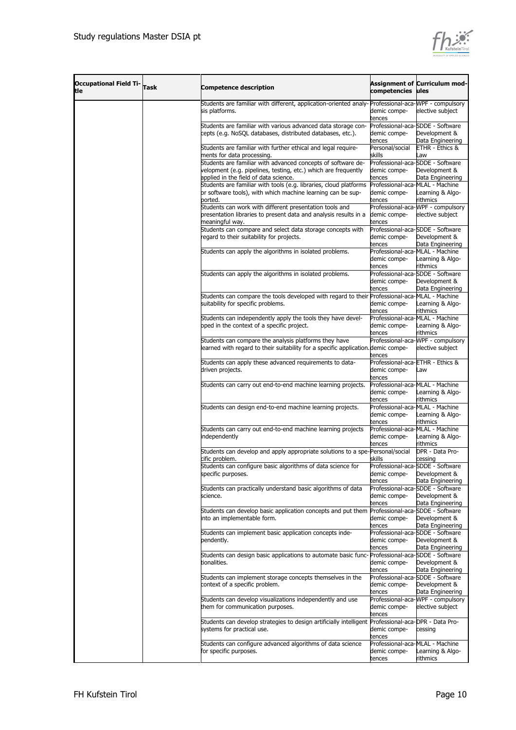| Occupational Field Title | Task | Competence description | Assignment of competencies | Curriculum modules |
|---|---|---|---|---|
| | | Students are familiar with different, application-oriented analysis platforms. | Professional-academic competences | WPF - compulsory elective subject |
| | | Students are familiar with various advanced data storage concepts (e.g. NoSQL databases, distributed databases, etc.). | Professional-academic competences | SDDE - Software Development & Data Engineering |
| | | Students are familiar with further ethical and legal requirements for data processing. | Personal/social skills | ETHR - Ethics & Law |
| | | Students are familiar with advanced concepts of software development (e.g. pipelines, testing, etc.) which are frequently applied in the field of data science. | Professional-academic competences | SDDE - Software Development & Data Engineering |
| | | Students are familiar with tools (e.g. libraries, cloud platforms or software tools), with which machine learning can be supported. | Professional-academic competences | MLAL - Machine Learning & Algorithmics |
| | | Students can work with different presentation tools and presentation libraries to present data and analysis results in a meaningful way. | Professional-academic competences | WPF - compulsory elective subject |
| | | Students can compare and select data storage concepts with regard to their suitability for projects. | Professional-academic competences | SDDE - Software Development & Data Engineering |
| | | Students can apply the algorithms in isolated problems. | Professional-academic competences | MLAL - Machine Learning & Algorithmics |
| | | Students can apply the algorithms in isolated problems. | Professional-academic competences | SDDE - Software Development & Data Engineering |
| | | Students can compare the tools developed with regard to their suitability for specific problems. | Professional-academic competences | MLAL - Machine Learning & Algorithmics |
| | | Students can independently apply the tools they have developed in the context of a specific project. | Professional-academic competences | MLAL - Machine Learning & Algorithmics |
| | | Students can compare the analysis platforms they have learned with regard to their suitability for a specific application. | Professional-academic competences | WPF - compulsory elective subject |
| | | Students can apply these advanced requirements to data-driven projects. | Professional-academic competences | ETHR - Ethics & Law |
| | | Students can carry out end-to-end machine learning projects. | Professional-academic competences | MLAL - Machine Learning & Algorithmics |
| | | Students can design end-to-end machine learning projects. | Professional-academic competences | MLAL - Machine Learning & Algorithmics |
| | | Students can carry out end-to-end machine learning projects independently | Professional-academic competences | MLAL - Machine Learning & Algorithmics |
| | | Students can develop and apply appropriate solutions to a specific problem. | Personal/social skills | DPR - Data Processing |
| | | Students can configure basic algorithms of data science for specific purposes. | Professional-academic competences | SDDE - Software Development & Data Engineering |
| | | Students can practically understand basic algorithms of data science. | Professional-academic competences | SDDE - Software Development & Data Engineering |
| | | Students can develop basic application concepts and put them into an implementable form. | Professional-academic competences | SDDE - Software Development & Data Engineering |
| | | Students can implement basic application concepts independently. | Professional-academic competences | SDDE - Software Development & Data Engineering |
| | | Students can design basic applications to automate basic functionalities. | Professional-academic competences | SDDE - Software Development & Data Engineering |
| | | Students can implement storage concepts themselves in the context of a specific problem. | Professional-academic competences | SDDE - Software Development & Data Engineering |
| | | Students can develop visualizations independently and use them for communication purposes. | Professional-academic competences | WPF - compulsory elective subject |
| | | Students can develop strategies to design artificially intelligent systems for practical use. | Professional-academic competences | DPR - Data Processing |
| | | Students can configure advanced algorithms of data science for specific purposes. | Professional-academic competences | MLAL - Machine Learning & Algorithmics |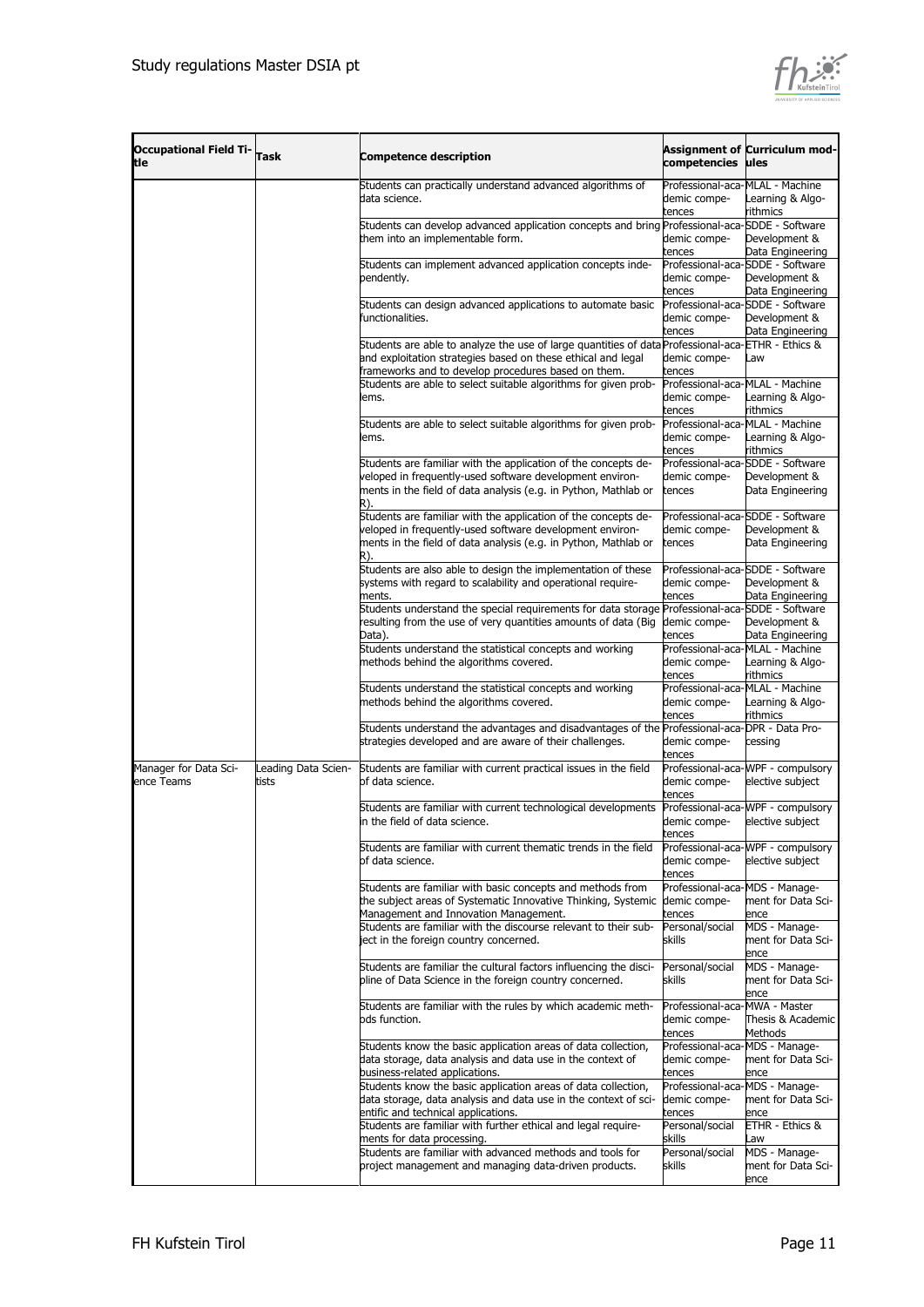| Occupational Field Title | Task | Competence description | Assignment of competencies | Curriculum modules |
|---|---|---|---|---|
| | | Students can practically understand advanced algorithms of data science. | Professional-academic competences | MLAL - Machine Learning & Algorithmics |
| | | Students can develop advanced application concepts and bring them into an implementable form. | Professional-academic competences | SDDE - Software Development & Data Engineering |
| | | Students can implement advanced application concepts independently. | Professional-academic competences | SDDE - Software Development & Data Engineering |
| | | Students can design advanced applications to automate basic functionalities. | Professional-academic competences | SDDE - Software Development & Data Engineering |
| | | Students are able to analyze the use of large quantities of data and exploitation strategies based on these ethical and legal frameworks and to develop procedures based on them. | Professional-academic competences | ETHR - Ethics & Law |
| | | Students are able to select suitable algorithms for given problems. | Professional-academic competences | MLAL - Machine Learning & Algorithmics |
| | | Students are able to select suitable algorithms for given problems. | Professional-academic competences | MLAL - Machine Learning & Algorithmics |
| | | Students are familiar with the application of the concepts developed in frequently-used software development environments in the field of data analysis (e.g. in Python, Mathlab or R). | Professional-academic competences | SDDE - Software Development & Data Engineering |
| | | Students are familiar with the application of the concepts developed in frequently-used software development environments in the field of data analysis (e.g. in Python, Mathlab or R). | Professional-academic competences | SDDE - Software Development & Data Engineering |
| | | Students are also able to design the implementation of these systems with regard to scalability and operational requirements. | Professional-academic competences | SDDE - Software Development & Data Engineering |
| | | Students understand the special requirements for data storage resulting from the use of very quantities amounts of data (Big Data). | Professional-academic competences | SDDE - Software Development & Data Engineering |
| | | Students understand the statistical concepts and working methods behind the algorithms covered. | Professional-academic competences | MLAL - Machine Learning & Algorithmics |
| | | Students understand the statistical concepts and working methods behind the algorithms covered. | Professional-academic competences | MLAL - Machine Learning & Algorithmics |
| | | Students understand the advantages and disadvantages of the strategies developed and are aware of their challenges. | Professional-academic competences | DPR - Data Processing |
| Manager for Data Science Teams | Leading Data Scientists | Students are familiar with current practical issues in the field of data science. | Professional-academic competences | WPF - compulsory elective subject |
| | | Students are familiar with current technological developments in the field of data science. | Professional-academic competences | WPF - compulsory elective subject |
| | | Students are familiar with current thematic trends in the field of data science. | Professional-academic competences | WPF - compulsory elective subject |
| | | Students are familiar with basic concepts and methods from the subject areas of Systematic Innovative Thinking, Systemic Management and Innovation Management. | Professional-academic competences | MDS - Management for Data Science |
| | | Students are familiar with the discourse relevant to their subject in the foreign country concerned. | Personal/social skills | MDS - Management for Data Science |
| | | Students are familiar the cultural factors influencing the discipline of Data Science in the foreign country concerned. | Personal/social skills | MDS - Management for Data Science |
| | | Students are familiar with the rules by which academic methods function. | Professional-academic competences | MWA - Master Thesis & Academic Methods |
| | | Students know the basic application areas of data collection, data storage, data analysis and data use in the context of business-related applications. | Professional-academic competences | MDS - Management for Data Science |
| | | Students know the basic application areas of data collection, data storage, data analysis and data use in the context of scientific and technical applications. | Professional-academic competences | MDS - Management for Data Science |
| | | Students are familiar with further ethical and legal requirements for data processing. | Personal/social skills | ETHR - Ethics & Law |
| | | Students are familiar with advanced methods and tools for project management and managing data-driven products. | Personal/social skills | MDS - Management for Data Science |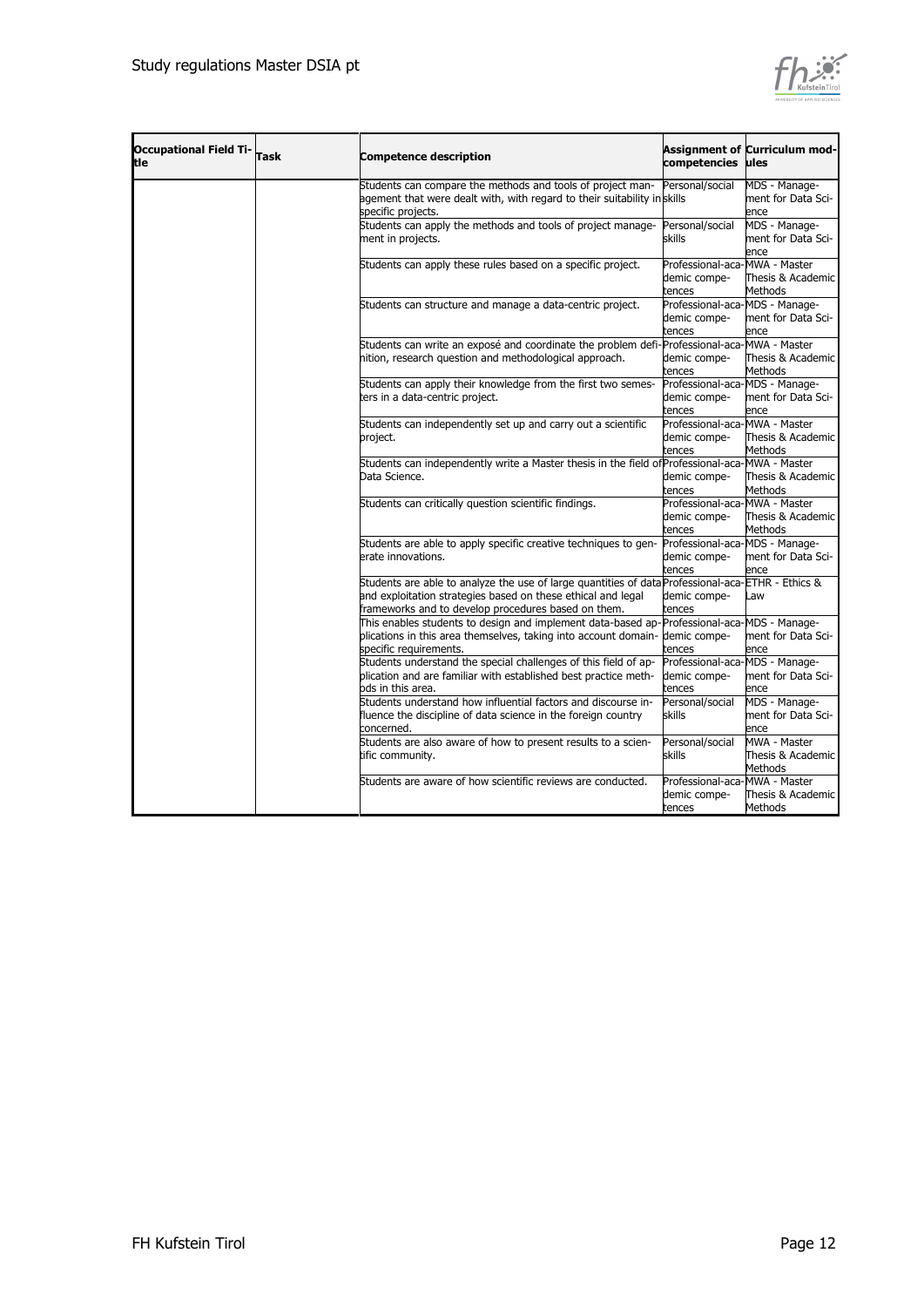| Occupational Field Title | Task | Competence description | Assignment of competencies | Curriculum modules |
|---|---|---|---|---|
| | | Students can compare the methods and tools of project management that were dealt with, with regard to their suitability in specific projects. | Personal/social skills | MDS - Management for Data Science |
| | | Students can apply the methods and tools of project management in projects. | Personal/social skills | MDS - Management for Data Science |
| | | Students can apply these rules based on a specific project. | Professional-academic competences | MWA - Master Thesis & Academic Methods |
| | | Students can structure and manage a data-centric project. | Professional-academic competences | MDS - Management for Data Science |
| | | Students can write an exposé and coordinate the problem definition, research question and methodological approach. | Professional-academic competences | MWA - Master Thesis & Academic Methods |
| | | Students can apply their knowledge from the first two semesters in a data-centric project. | Professional-academic competences | MDS - Management for Data Science |
| | | Students can independently set up and carry out a scientific project. | Professional-academic competences | MWA - Master Thesis & Academic Methods |
| | | Students can independently write a Master thesis in the field of Data Science. | Professional-academic competences | MWA - Master Thesis & Academic Methods |
| | | Students can critically question scientific findings. | Professional-academic competences | MWA - Master Thesis & Academic Methods |
| | | Students are able to apply specific creative techniques to generate innovations. | Professional-academic competences | MDS - Management for Data Science |
| | | Students are able to analyze the use of large quantities of data and exploitation strategies based on these ethical and legal frameworks and to develop procedures based on them. | Professional-academic competences | ETHR - Ethics & Law |
| | | This enables students to design and implement data-based applications in this area themselves, taking into account domain-specific requirements. | Professional-academic competences | MDS - Management for Data Science |
| | | Students understand the special challenges of this field of application and are familiar with established best practice methods in this area. | Professional-academic competences | MDS - Management for Data Science |
| | | Students understand how influential factors and discourse influence the discipline of data science in the foreign country concerned. | Personal/social skills | MDS - Management for Data Science |
| | | Students are also aware of how to present results to a scientific community. | Personal/social skills | MWA - Master Thesis & Academic Methods |
| | | Students are aware of how scientific reviews are conducted. | Professional-academic competences | MWA - Master Thesis & Academic Methods |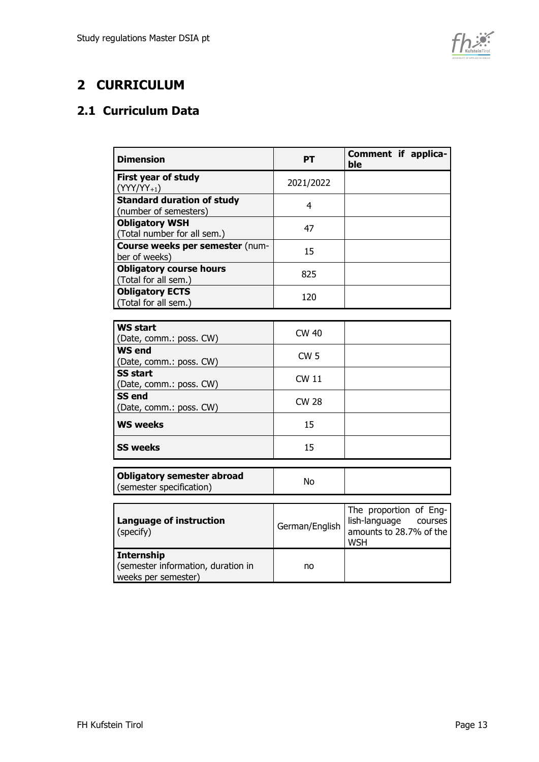# 2 CURRICULUM

## 2.1 Curriculum Data

| Dimension | PT | Comment if applicable |
|---|---|---|
| **First year of study** (YYY/YY+1) | 2021/2022 | |
| **Standard duration of study** (number of semesters) | 4 | |
| **Obligatory WSH** (Total number for all sem.) | 47 | |
| **Course weeks per semester** (number of weeks) | 15 | |
| **Obligatory course hours** (Total for all sem.) | 825 | |
| **Obligatory ECTS** (Total for all sem.) | 120 | |

| | | |
|---|---|---|
| **WS start** (Date, comm.: poss. CW) | CW 40 | |
| **WS end** (Date, comm.: poss. CW) | CW 5 | |
| **SS start** (Date, comm.: poss. CW) | CW 11 | |
| **SS end** (Date, comm.: poss. CW) | CW 28 | |
| **WS weeks** | 15 | |
| **SS weeks** | 15 | |

| | | |
|---|---|---|
| **Obligatory semester abroad** (semester specification) | No | |

| | | |
|---|---|---|
| **Language of instruction** (specify) | German/English | The proportion of English-language courses amounts to 28.7% of the WSH |
| **Internship** (semester information, duration in weeks per semester) | no | |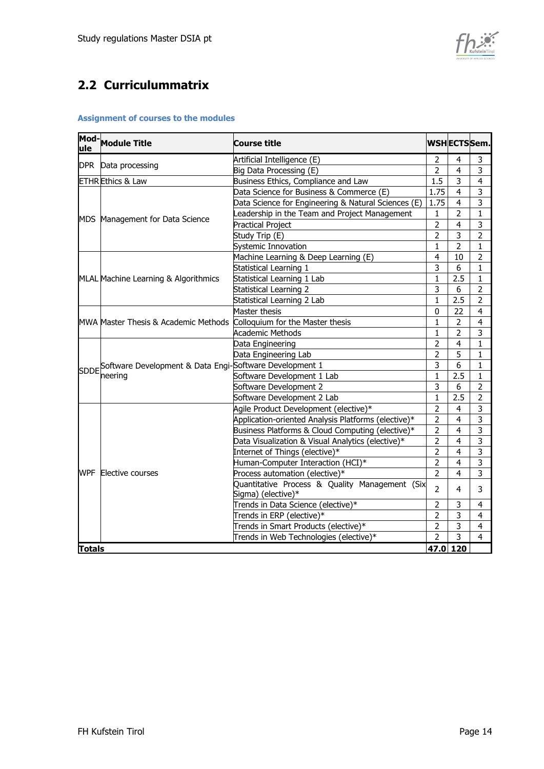## 2.2 Curriculummatrix

**Assignment of courses to the modules**

| Mod-ule | Module Title | Course title | WSH | ECTS | Sem. |
|---|---|---|---|---|---|
| DPR | Data processing | Artificial Intelligence (E) | 2 | 4 | 3 |
| | | Big Data Processing (E) | 2 | 4 | 3 |
| ETHR | Ethics & Law | Business Ethics, Compliance and Law | 1.5 | 3 | 4 |
| MDS | Management for Data Science | Data Science for Business & Commerce (E) | 1.75 | 4 | 3 |
| | | Data Science for Engineering & Natural Sciences (E) | 1.75 | 4 | 3 |
| | | Leadership in the Team and Project Management | 1 | 2 | 1 |
| | | Practical Project | 2 | 4 | 3 |
| | | Study Trip (E) | 2 | 3 | 2 |
| | | Systemic Innovation | 1 | 2 | 1 |
| MLAL | Machine Learning & Algorithmics | Machine Learning & Deep Learning (E) | 4 | 10 | 2 |
| | | Statistical Learning 1 | 3 | 6 | 1 |
| | | Statistical Learning 1 Lab | 1 | 2.5 | 1 |
| | | Statistical Learning 2 | 3 | 6 | 2 |
| | | Statistical Learning 2 Lab | 1 | 2.5 | 2 |
| MWA | Master Thesis & Academic Methods | Master thesis | 0 | 22 | 4 |
| | | Colloquium for the Master thesis | 1 | 2 | 4 |
| | | Academic Methods | 1 | 2 | 3 |
| SDDE | Software Development & Data Engineering | Data Engineering | 2 | 4 | 1 |
| | | Data Engineering Lab | 2 | 5 | 1 |
| | | Software Development 1 | 3 | 6 | 1 |
| | | Software Development 1 Lab | 1 | 2.5 | 1 |
| | | Software Development 2 | 3 | 6 | 2 |
| | | Software Development 2 Lab | 1 | 2.5 | 2 |
| WPF | Elective courses | Agile Product Development (elective)* | 2 | 4 | 3 |
| | | Application-oriented Analysis Platforms (elective)* | 2 | 4 | 3 |
| | | Business Platforms & Cloud Computing (elective)* | 2 | 4 | 3 |
| | | Data Visualization & Visual Analytics (elective)* | 2 | 4 | 3 |
| | | Internet of Things (elective)* | 2 | 4 | 3 |
| | | Human-Computer Interaction (HCI)* | 2 | 4 | 3 |
| | | Process automation (elective)* | 2 | 4 | 3 |
| | | Quantitative Process & Quality Management (Six Sigma) (elective)* | 2 | 4 | 3 |
| | | Trends in Data Science (elective)* | 2 | 3 | 4 |
| | | Trends in ERP (elective)* | 2 | 3 | 4 |
| | | Trends in Smart Products (elective)* | 2 | 3 | 4 |
| | | Trends in Web Technologies (elective)* | 2 | 3 | 4 |
| **Totals** | | | **47.0** | **120** | |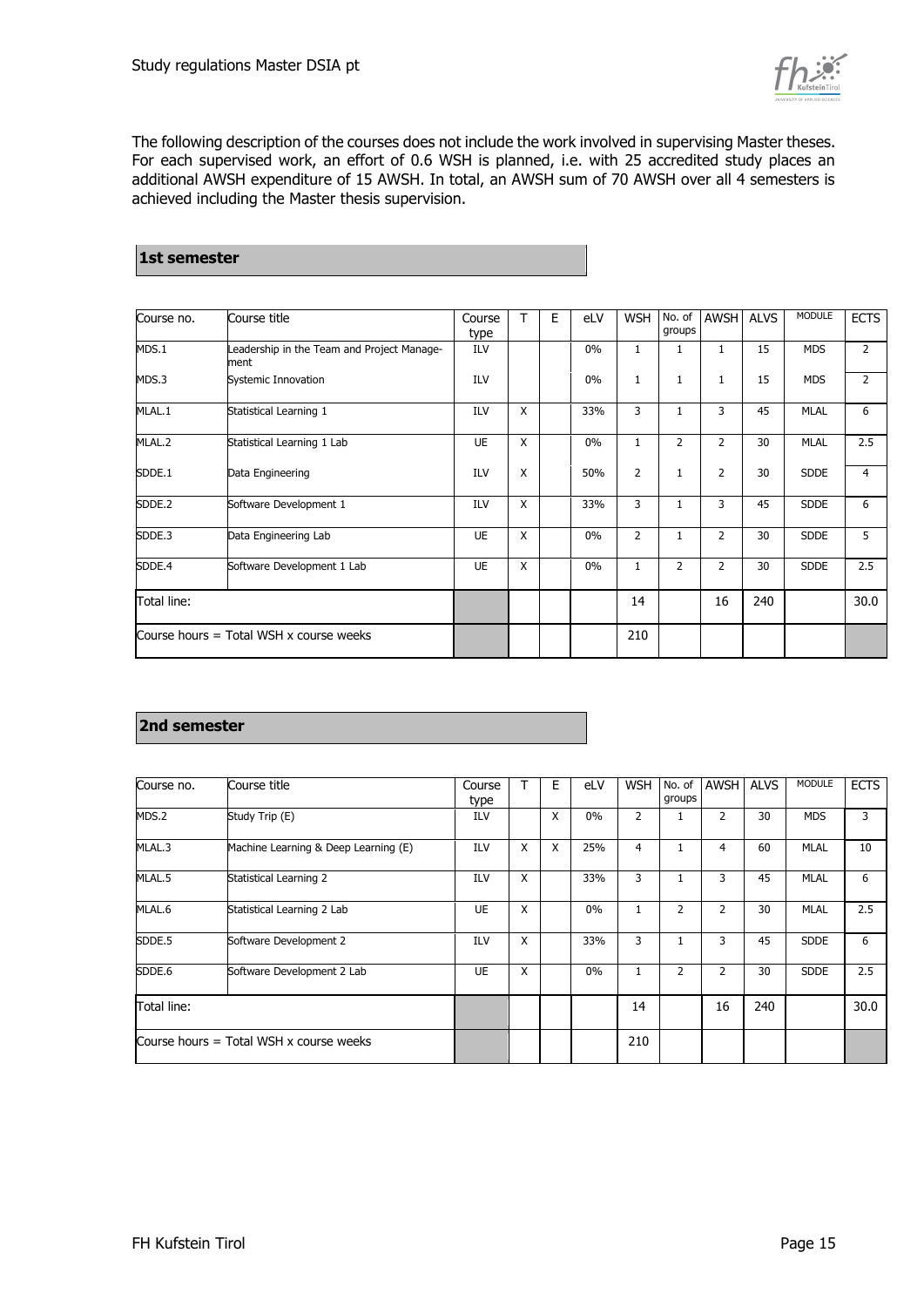The following description of the courses does not include the work involved in supervising Master theses. For each supervised work, an effort of 0.6 WSH is planned, i.e. with 25 accredited study places an additional AWSH expenditure of 15 AWSH. In total, an AWSH sum of 70 AWSH over all 4 semesters is achieved including the Master thesis supervision.

## 1st semester

| Course no. | Course title | Course type | T | E | eLV | WSH | No. of groups | AWSH | ALVS | MODULE | ECTS |
|---|---|---|---|---|---|---|---|---|---|---|---|
| MDS.1 | Leadership in the Team and Project Management | ILV | | | 0% | 1 | 1 | 1 | 15 | MDS | 2 |
| MDS.3 | Systemic Innovation | ILV | | | 0% | 1 | 1 | 1 | 15 | MDS | 2 |
| MLAL.1 | Statistical Learning 1 | ILV | X | | 33% | 3 | 1 | 3 | 45 | MLAL | 6 |
| MLAL.2 | Statistical Learning 1 Lab | UE | X | | 0% | 1 | 2 | 2 | 30 | MLAL | 2.5 |
| SDDE.1 | Data Engineering | ILV | X | | 50% | 2 | 1 | 2 | 30 | SDDE | 4 |
| SDDE.2 | Software Development 1 | ILV | X | | 33% | 3 | 1 | 3 | 45 | SDDE | 6 |
| SDDE.3 | Data Engineering Lab | UE | X | | 0% | 2 | 1 | 2 | 30 | SDDE | 5 |
| SDDE.4 | Software Development 1 Lab | UE | X | | 0% | 1 | 2 | 2 | 30 | SDDE | 2.5 |
| Total line: | | | | | | 14 | | 16 | 240 | | 30.0 |
| Course hours = Total WSH x course weeks | | | | | | 210 | | | | | |

## 2nd semester

| Course no. | Course title | Course type | T | E | eLV | WSH | No. of groups | AWSH | ALVS | MODULE | ECTS |
|---|---|---|---|---|---|---|---|---|---|---|---|
| MDS.2 | Study Trip (E) | ILV | | X | 0% | 2 | 1 | 2 | 30 | MDS | 3 |
| MLAL.3 | Machine Learning & Deep Learning (E) | ILV | X | X | 25% | 4 | 1 | 4 | 60 | MLAL | 10 |
| MLAL.5 | Statistical Learning 2 | ILV | X | | 33% | 3 | 1 | 3 | 45 | MLAL | 6 |
| MLAL.6 | Statistical Learning 2 Lab | UE | X | | 0% | 1 | 2 | 2 | 30 | MLAL | 2.5 |
| SDDE.5 | Software Development 2 | ILV | X | | 33% | 3 | 1 | 3 | 45 | SDDE | 6 |
| SDDE.6 | Software Development 2 Lab | UE | X | | 0% | 1 | 2 | 2 | 30 | SDDE | 2.5 |
| Total line: | | | | | | 14 | | 16 | 240 | | 30.0 |
| Course hours = Total WSH x course weeks | | | | | | 210 | | | | | |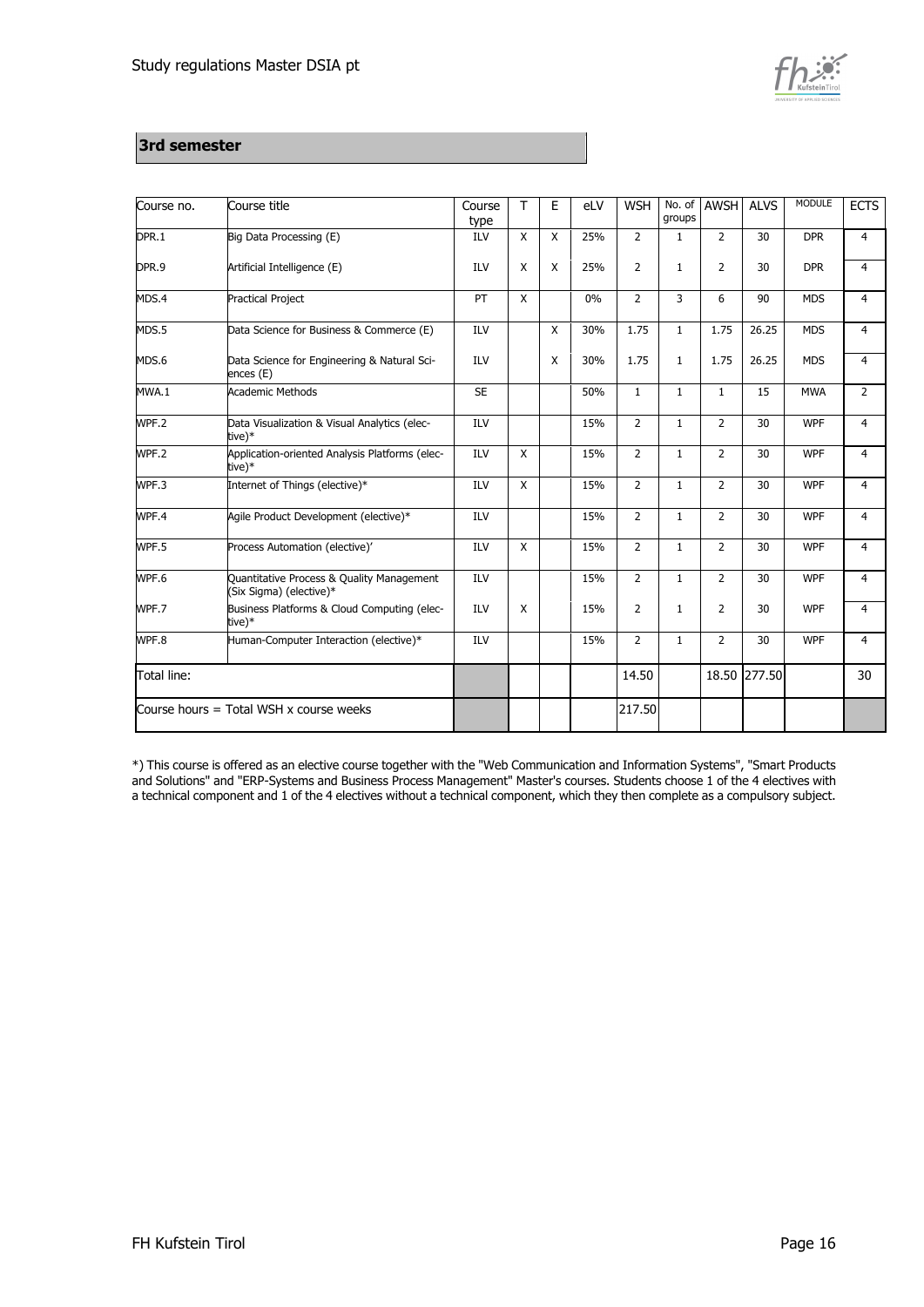### 3rd semester

| Course no. | Course title | Course type | T | E | eLV | WSH | No. of groups | AWSH | ALVS | MODULE | ECTS |
|---|---|---|---|---|---|---|---|---|---|---|---|
| DPR.1 | Big Data Processing (E) | ILV | X | X | 25% | 2 | 1 | 2 | 30 | DPR | 4 |
| DPR.9 | Artificial Intelligence (E) | ILV | X | X | 25% | 2 | 1 | 2 | 30 | DPR | 4 |
| MDS.4 | Practical Project | PT | X | | 0% | 2 | 3 | 6 | 90 | MDS | 4 |
| MDS.5 | Data Science for Business & Commerce (E) | ILV | | X | 30% | 1.75 | 1 | 1.75 | 26.25 | MDS | 4 |
| MDS.6 | Data Science for Engineering & Natural Sciences (E) | ILV | | X | 30% | 1.75 | 1 | 1.75 | 26.25 | MDS | 4 |
| MWA.1 | Academic Methods | SE | | | 50% | 1 | 1 | 1 | 15 | MWA | 2 |
| WPF.2 | Data Visualization & Visual Analytics (elective)* | ILV | | | 15% | 2 | 1 | 2 | 30 | WPF | 4 |
| WPF.2 | Application-oriented Analysis Platforms (elective)* | ILV | X | | 15% | 2 | 1 | 2 | 30 | WPF | 4 |
| WPF.3 | Internet of Things (elective)* | ILV | X | | 15% | 2 | 1 | 2 | 30 | WPF | 4 |
| WPF.4 | Agile Product Development (elective)* | ILV | | | 15% | 2 | 1 | 2 | 30 | WPF | 4 |
| WPF.5 | Process Automation (elective)' | ILV | X | | 15% | 2 | 1 | 2 | 30 | WPF | 4 |
| WPF.6 | Quantitative Process & Quality Management (Six Sigma) (elective)* | ILV | | | 15% | 2 | 1 | 2 | 30 | WPF | 4 |
| WPF.7 | Business Platforms & Cloud Computing (elective)* | ILV | X | | 15% | 2 | 1 | 2 | 30 | WPF | 4 |
| WPF.8 | Human-Computer Interaction (elective)* | ILV | | | 15% | 2 | 1 | 2 | 30 | WPF | 4 |
| Total line: | | | | | | 14.50 | | 18.50 | 277.50 | | 30 |
| Course hours = Total WSH x course weeks | | | | | | 217.50 | | | | | |

*) This course is offered as an elective course together with the "Web Communication and Information Systems", "Smart Products and Solutions" and "ERP-Systems and Business Process Management" Master's courses. Students choose 1 of the 4 electives with a technical component and 1 of the 4 electives without a technical component, which they then complete as a compulsory subject.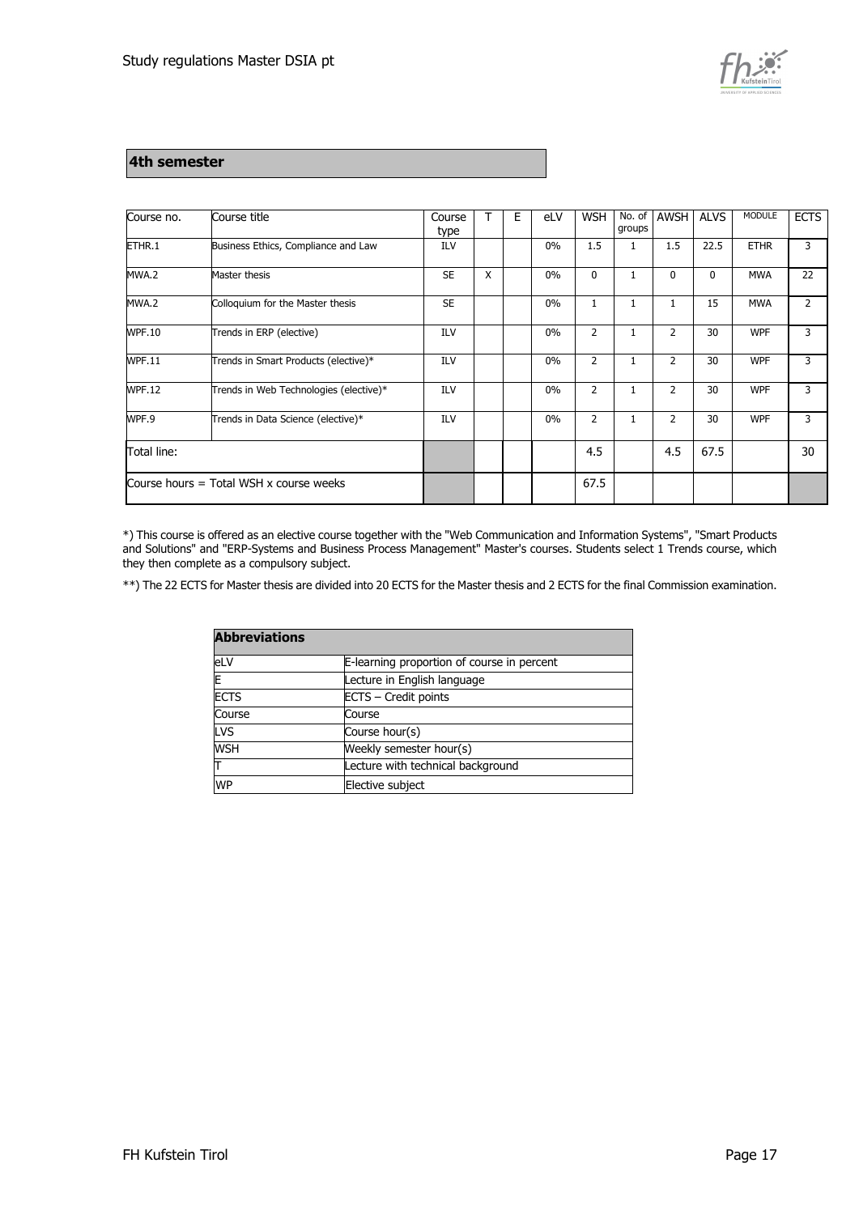## 4th semester

| Course no. | Course title | Course type | T | E | eLV | WSH | No. of groups | AWSH | ALVS | MODULE | ECTS |
|---|---|---|---|---|---|---|---|---|---|---|---|
| ETHR.1 | Business Ethics, Compliance and Law | ILV | | | 0% | 1.5 | 1 | 1.5 | 22.5 | ETHR | 3 |
| MWA.2 | Master thesis | SE | X | | 0% | 0 | 1 | 0 | 0 | MWA | 22 |
| MWA.2 | Colloquium for the Master thesis | SE | | | 0% | 1 | 1 | 1 | 15 | MWA | 2 |
| WPF.10 | Trends in ERP (elective) | ILV | | | 0% | 2 | 1 | 2 | 30 | WPF | 3 |
| WPF.11 | Trends in Smart Products (elective)* | ILV | | | 0% | 2 | 1 | 2 | 30 | WPF | 3 |
| WPF.12 | Trends in Web Technologies (elective)* | ILV | | | 0% | 2 | 1 | 2 | 30 | WPF | 3 |
| WPF.9 | Trends in Data Science (elective)* | ILV | | | 0% | 2 | 1 | 2 | 30 | WPF | 3 |
| Total line: | | | | | | 4.5 | | 4.5 | 67.5 | | 30 |
| Course hours = Total WSH x course weeks | | | | | | 67.5 | | | | | |

*) This course is offered as an elective course together with the "Web Communication and Information Systems", "Smart Products and Solutions" and "ERP-Systems and Business Process Management" Master's courses. Students select 1 Trends course, which they then complete as a compulsory subject.

**) The 22 ECTS for Master thesis are divided into 20 ECTS for the Master thesis and 2 ECTS for the final Commission examination.

| Abbreviations | |
|---|---|
| eLV | E-learning proportion of course in percent |
| E | Lecture in English language |
| ECTS | ECTS – Credit points |
| Course | Course |
| LVS | Course hour(s) |
| WSH | Weekly semester hour(s) |
| T | Lecture with technical background |
| WP | Elective subject |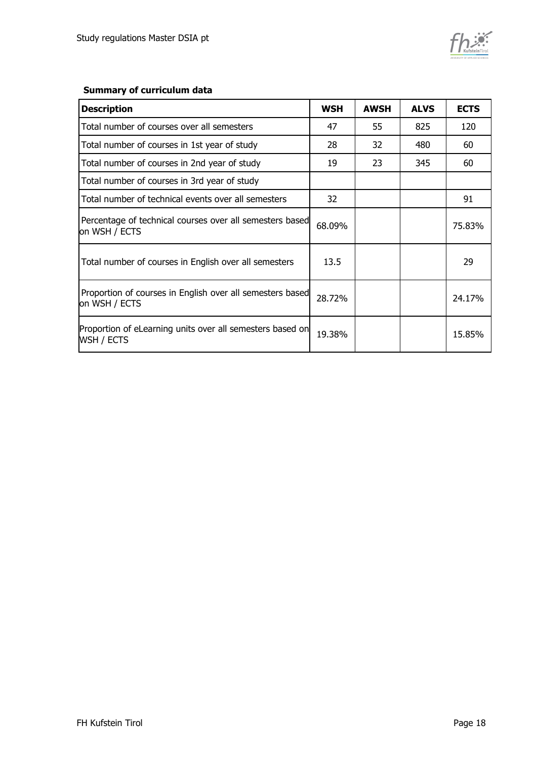**Summary of curriculum data**

| Description | WSH | AWSH | ALVS | ECTS |
|---|---|---|---|---|
| Total number of courses over all semesters | 47 | 55 | 825 | 120 |
| Total number of courses in 1st year of study | 28 | 32 | 480 | 60 |
| Total number of courses in 2nd year of study | 19 | 23 | 345 | 60 |
| Total number of courses in 3rd year of study | | | | |
| Total number of technical events over all semesters | 32 | | | 91 |
| Percentage of technical courses over all semesters based on WSH / ECTS | 68.09% | | | 75.83% |
| Total number of courses in English over all semesters | 13.5 | | | 29 |
| Proportion of courses in English over all semesters based on WSH / ECTS | 28.72% | | | 24.17% |
| Proportion of eLearning units over all semesters based on WSH / ECTS | 19.38% | | | 15.85% |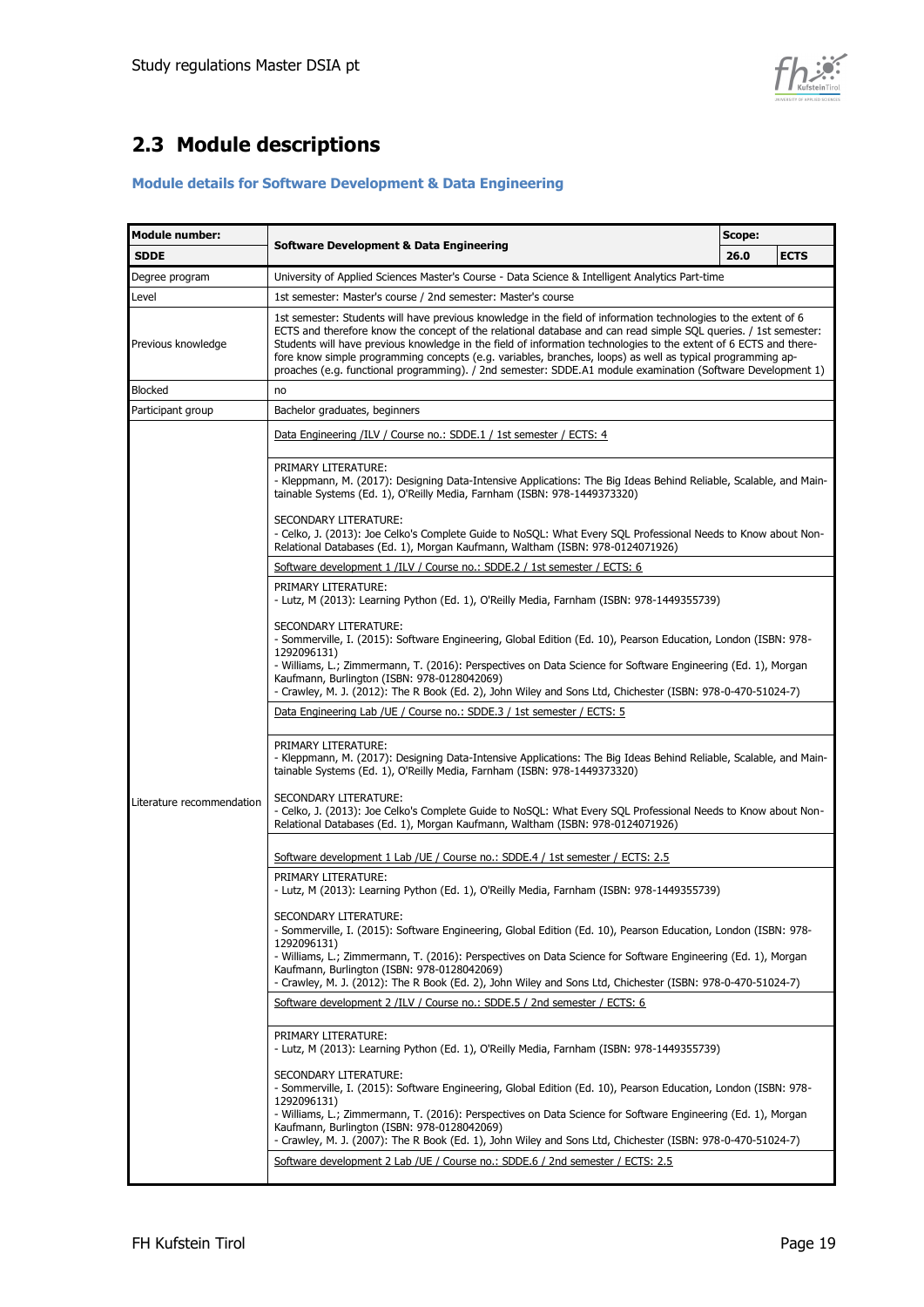## 2.3 Module descriptions

### Module details for Software Development & Data Engineering

| Module number: | Software Development & Data Engineering | Scope: | |
|---|---|---|---|
| **SDDE** | | **26.0** | **ECTS** |
| Degree program | University of Applied Sciences Master's Course - Data Science & Intelligent Analytics Part-time | | |
| Level | 1st semester: Master's course / 2nd semester: Master's course | | |
| Previous knowledge | 1st semester: Students will have previous knowledge in the field of information technologies to the extent of 6 ECTS and therefore know the concept of the relational database and can read simple SQL queries. / 1st semester: Students will have previous knowledge in the field of information technologies to the extent of 6 ECTS and therefore know simple programming concepts (e.g. variables, branches, loops) as well as typical programming approaches (e.g. functional programming). / 2nd semester: SDDE.A1 module examination (Software Development 1) | | |
| Blocked | no | | |
| Participant group | Bachelor graduates, beginners | | |
| Literature recommendation | Data Engineering /ILV / Course no.: SDDE.1 / 1st semester / ECTS: 4<br><br>PRIMARY LITERATURE:<br>- Kleppmann, M. (2017): Designing Data-Intensive Applications: The Big Ideas Behind Reliable, Scalable, and Maintainable Systems (Ed. 1), O'Reilly Media, Farnham (ISBN: 978-1449373320)<br><br>SECONDARY LITERATURE:<br>- Celko, J. (2013): Joe Celko's Complete Guide to NoSQL: What Every SQL Professional Needs to Know about Non-Relational Databases (Ed. 1), Morgan Kaufmann, Waltham (ISBN: 978-0124071926)<br><br>Software development 1 /ILV / Course no.: SDDE.2 / 1st semester / ECTS: 6<br><br>PRIMARY LITERATURE:<br>- Lutz, M (2013): Learning Python (Ed. 1), O'Reilly Media, Farnham (ISBN: 978-1449355739)<br><br>SECONDARY LITERATURE:<br>- Sommerville, I. (2015): Software Engineering, Global Edition (Ed. 10), Pearson Education, London (ISBN: 978-1292096131)<br>- Williams, L.; Zimmermann, T. (2016): Perspectives on Data Science for Software Engineering (Ed. 1), Morgan Kaufmann, Burlington (ISBN: 978-0128042069)<br>- Crawley, M. J. (2012): The R Book (Ed. 2), John Wiley and Sons Ltd, Chichester (ISBN: 978-0-470-51024-7)<br><br>Data Engineering Lab /UE / Course no.: SDDE.3 / 1st semester / ECTS: 5<br><br>PRIMARY LITERATURE:<br>- Kleppmann, M. (2017): Designing Data-Intensive Applications: The Big Ideas Behind Reliable, Scalable, and Maintainable Systems (Ed. 1), O'Reilly Media, Farnham (ISBN: 978-1449373320)<br><br>SECONDARY LITERATURE:<br>- Celko, J. (2013): Joe Celko's Complete Guide to NoSQL: What Every SQL Professional Needs to Know about Non-Relational Databases (Ed. 1), Morgan Kaufmann, Waltham (ISBN: 978-0124071926)<br><br>Software development 1 Lab /UE / Course no.: SDDE.4 / 1st semester / ECTS: 2.5<br><br>PRIMARY LITERATURE:<br>- Lutz, M (2013): Learning Python (Ed. 1), O'Reilly Media, Farnham (ISBN: 978-1449355739)<br><br>SECONDARY LITERATURE:<br>- Sommerville, I. (2015): Software Engineering, Global Edition (Ed. 10), Pearson Education, London (ISBN: 978-1292096131)<br>- Williams, L.; Zimmermann, T. (2016): Perspectives on Data Science for Software Engineering (Ed. 1), Morgan Kaufmann, Burlington (ISBN: 978-0128042069)<br>- Crawley, M. J. (2012): The R Book (Ed. 2), John Wiley and Sons Ltd, Chichester (ISBN: 978-0-470-51024-7)<br><br>Software development 2 /ILV / Course no.: SDDE.5 / 2nd semester / ECTS: 6<br><br>PRIMARY LITERATURE:<br>- Lutz, M (2013): Learning Python (Ed. 1), O'Reilly Media, Farnham (ISBN: 978-1449355739)<br><br>SECONDARY LITERATURE:<br>- Sommerville, I. (2015): Software Engineering, Global Edition (Ed. 10), Pearson Education, London (ISBN: 978-1292096131)<br>- Williams, L.; Zimmermann, T. (2016): Perspectives on Data Science for Software Engineering (Ed. 1), Morgan Kaufmann, Burlington (ISBN: 978-0128042069)<br>- Crawley, M. J. (2007): The R Book (Ed. 1), John Wiley and Sons Ltd, Chichester (ISBN: 978-0-470-51024-7)<br><br>Software development 2 Lab /UE / Course no.: SDDE.6 / 2nd semester / ECTS: 2.5 | | |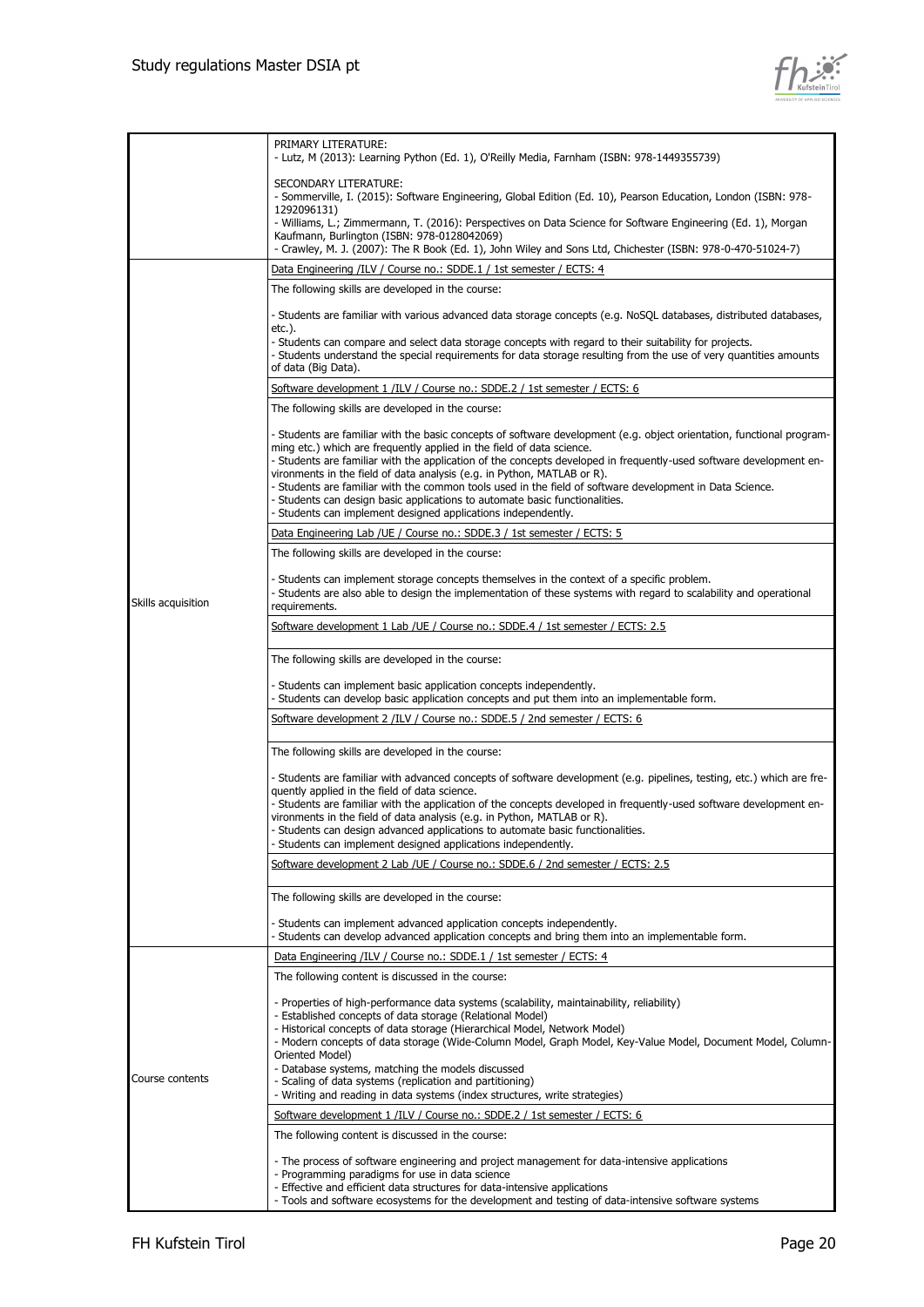| | |
|---|---|
| | PRIMARY LITERATURE:<br>- Lutz, M (2013): Learning Python (Ed. 1), O'Reilly Media, Farnham (ISBN: 978-1449355739)<br><br>SECONDARY LITERATURE:<br>- Sommerville, I. (2015): Software Engineering, Global Edition (Ed. 10), Pearson Education, London (ISBN: 978-1292096131)<br>- Williams, L.; Zimmermann, T. (2016): Perspectives on Data Science for Software Engineering (Ed. 1), Morgan Kaufmann, Burlington (ISBN: 978-0128042069)<br>- Crawley, M. J. (2007): The R Book (Ed. 1), John Wiley and Sons Ltd, Chichester (ISBN: 978-0-470-51024-7) |
| Skills acquisition | Data Engineering /ILV / Course no.: SDDE.1 / 1st semester / ECTS: 4<br><br>The following skills are developed in the course:<br><br>- Students are familiar with various advanced data storage concepts (e.g. NoSQL databases, distributed databases, etc.).<br>- Students can compare and select data storage concepts with regard to their suitability for projects.<br>- Students understand the special requirements for data storage resulting from the use of very quantities amounts of data (Big Data).<br><br>Software development 1 /ILV / Course no.: SDDE.2 / 1st semester / ECTS: 6<br><br>The following skills are developed in the course:<br><br>- Students are familiar with the basic concepts of software development (e.g. object orientation, functional programming etc.) which are frequently applied in the field of data science.<br>- Students are familiar with the application of the concepts developed in frequently-used software development environments in the field of data analysis (e.g. in Python, MATLAB or R).<br>- Students are familiar with the common tools used in the field of software development in Data Science.<br>- Students can design basic applications to automate basic functionalities.<br>- Students can implement designed applications independently.<br><br>Data Engineering Lab /UE / Course no.: SDDE.3 / 1st semester / ECTS: 5<br><br>The following skills are developed in the course:<br><br>- Students can implement storage concepts themselves in the context of a specific problem.<br>- Students are also able to design the implementation of these systems with regard to scalability and operational requirements.<br><br>Software development 1 Lab /UE / Course no.: SDDE.4 / 1st semester / ECTS: 2.5<br><br>The following skills are developed in the course:<br><br>- Students can implement basic application concepts independently.<br>- Students can develop basic application concepts and put them into an implementable form.<br><br>Software development 2 /ILV / Course no.: SDDE.5 / 2nd semester / ECTS: 6<br><br>The following skills are developed in the course:<br><br>- Students are familiar with advanced concepts of software development (e.g. pipelines, testing, etc.) which are frequently applied in the field of data science.<br>- Students are familiar with the application of the concepts developed in frequently-used software development environments in the field of data analysis (e.g. in Python, MATLAB or R).<br>- Students can design advanced applications to automate basic functionalities.<br>- Students can implement designed applications independently.<br><br>Software development 2 Lab /UE / Course no.: SDDE.6 / 2nd semester / ECTS: 2.5<br><br>The following skills are developed in the course:<br><br>- Students can implement advanced application concepts independently.<br>- Students can develop advanced application concepts and bring them into an implementable form. |
| Course contents | Data Engineering /ILV / Course no.: SDDE.1 / 1st semester / ECTS: 4<br><br>The following content is discussed in the course:<br><br>- Properties of high-performance data systems (scalability, maintainability, reliability)<br>- Established concepts of data storage (Relational Model)<br>- Historical concepts of data storage (Hierarchical Model, Network Model)<br>- Modern concepts of data storage (Wide-Column Model, Graph Model, Key-Value Model, Document Model, Column-Oriented Model)<br>- Database systems, matching the models discussed<br>- Scaling of data systems (replication and partitioning)<br>- Writing and reading in data systems (index structures, write strategies)<br><br>Software development 1 /ILV / Course no.: SDDE.2 / 1st semester / ECTS: 6<br><br>The following content is discussed in the course:<br><br>- The process of software engineering and project management for data-intensive applications<br>- Programming paradigms for use in data science<br>- Effective and efficient data structures for data-intensive applications<br>- Tools and software ecosystems for the development and testing of data-intensive software systems |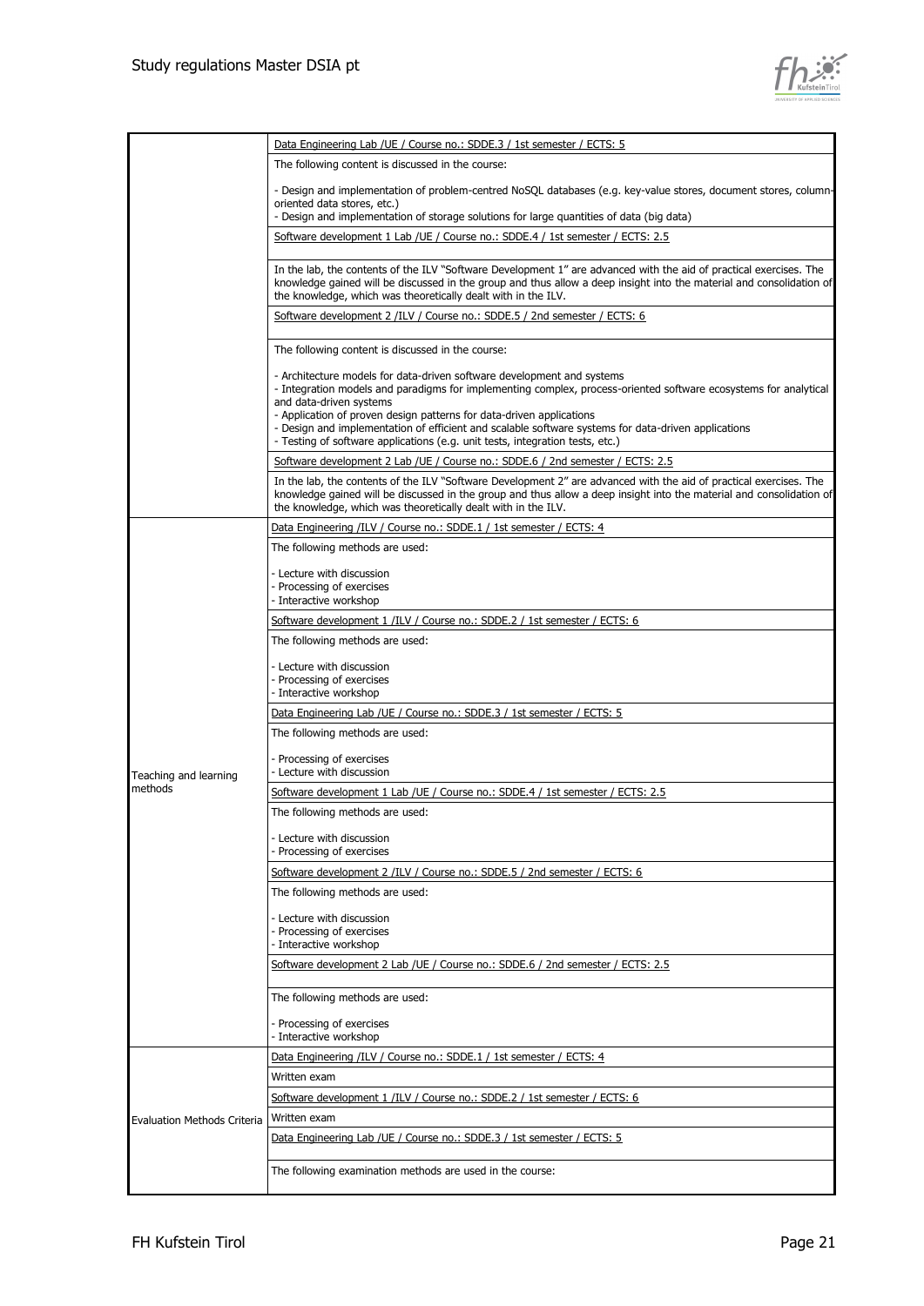| | |
|---|---|
| | Data Engineering Lab /UE / Course no.: SDDE.3 / 1st semester / ECTS: 5<br><br>The following content is discussed in the course:<br><br>- Design and implementation of problem-centred NoSQL databases (e.g. key-value stores, document stores, column-oriented data stores, etc.)<br>- Design and implementation of storage solutions for large quantities of data (big data)<br><br>Software development 1 Lab /UE / Course no.: SDDE.4 / 1st semester / ECTS: 2.5<br><br>In the lab, the contents of the ILV "Software Development 1" are advanced with the aid of practical exercises. The knowledge gained will be discussed in the group and thus allow a deep insight into the material and consolidation of the knowledge, which was theoretically dealt with in the ILV.<br><br>Software development 2 /ILV / Course no.: SDDE.5 / 2nd semester / ECTS: 6<br><br>The following content is discussed in the course:<br><br>- Architecture models for data-driven software development and systems<br>- Integration models and paradigms for implementing complex, process-oriented software ecosystems for analytical and data-driven systems<br>- Application of proven design patterns for data-driven applications<br>- Design and implementation of efficient and scalable software systems for data-driven applications<br>- Testing of software applications (e.g. unit tests, integration tests, etc.)<br><br>Software development 2 Lab /UE / Course no.: SDDE.6 / 2nd semester / ECTS: 2.5<br><br>In the lab, the contents of the ILV "Software Development 2" are advanced with the aid of practical exercises. The knowledge gained will be discussed in the group and thus allow a deep insight into the material and consolidation of the knowledge, which was theoretically dealt with in the ILV. |
| Teaching and learning methods | Data Engineering /ILV / Course no.: SDDE.1 / 1st semester / ECTS: 4<br><br>The following methods are used:<br><br>- Lecture with discussion<br>- Processing of exercises<br>- Interactive workshop<br><br>Software development 1 /ILV / Course no.: SDDE.2 / 1st semester / ECTS: 6<br><br>The following methods are used:<br><br>- Lecture with discussion<br>- Processing of exercises<br>- Interactive workshop<br><br>Data Engineering Lab /UE / Course no.: SDDE.3 / 1st semester / ECTS: 5<br><br>The following methods are used:<br><br>- Processing of exercises<br>- Lecture with discussion<br><br>Software development 1 Lab /UE / Course no.: SDDE.4 / 1st semester / ECTS: 2.5<br><br>The following methods are used:<br><br>- Lecture with discussion<br>- Processing of exercises<br><br>Software development 2 /ILV / Course no.: SDDE.5 / 2nd semester / ECTS: 6<br><br>The following methods are used:<br><br>- Lecture with discussion<br>- Processing of exercises<br>- Interactive workshop<br><br>Software development 2 Lab /UE / Course no.: SDDE.6 / 2nd semester / ECTS: 2.5<br><br>The following methods are used:<br><br>- Processing of exercises<br>- Interactive workshop |
| Evaluation Methods Criteria | Data Engineering /ILV / Course no.: SDDE.1 / 1st semester / ECTS: 4<br><br>Written exam<br><br>Software development 1 /ILV / Course no.: SDDE.2 / 1st semester / ECTS: 6<br><br>Written exam<br><br>Data Engineering Lab /UE / Course no.: SDDE.3 / 1st semester / ECTS: 5<br><br>The following examination methods are used in the course: |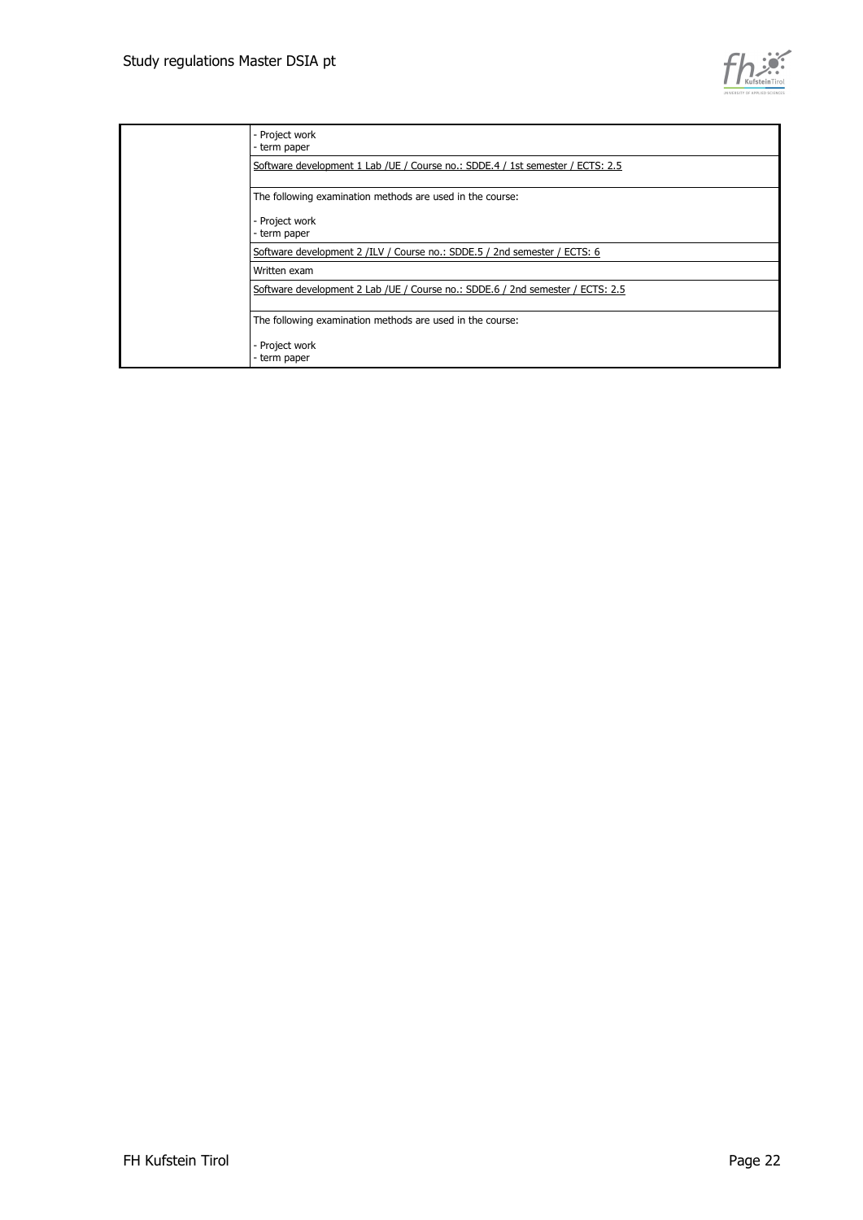| | |
|---|---|
| | - Project work<br>- term paper |
| | <u>Software development 1 Lab /UE / Course no.: SDDE.4 / 1st semester / ECTS: 2.5</u> |
| | The following examination methods are used in the course:<br><br>- Project work<br>- term paper |
| | <u>Software development 2 /ILV / Course no.: SDDE.5 / 2nd semester / ECTS: 6</u> |
| | Written exam |
| | <u>Software development 2 Lab /UE / Course no.: SDDE.6 / 2nd semester / ECTS: 2.5</u> |
| | The following examination methods are used in the course:<br><br>- Project work<br>- term paper |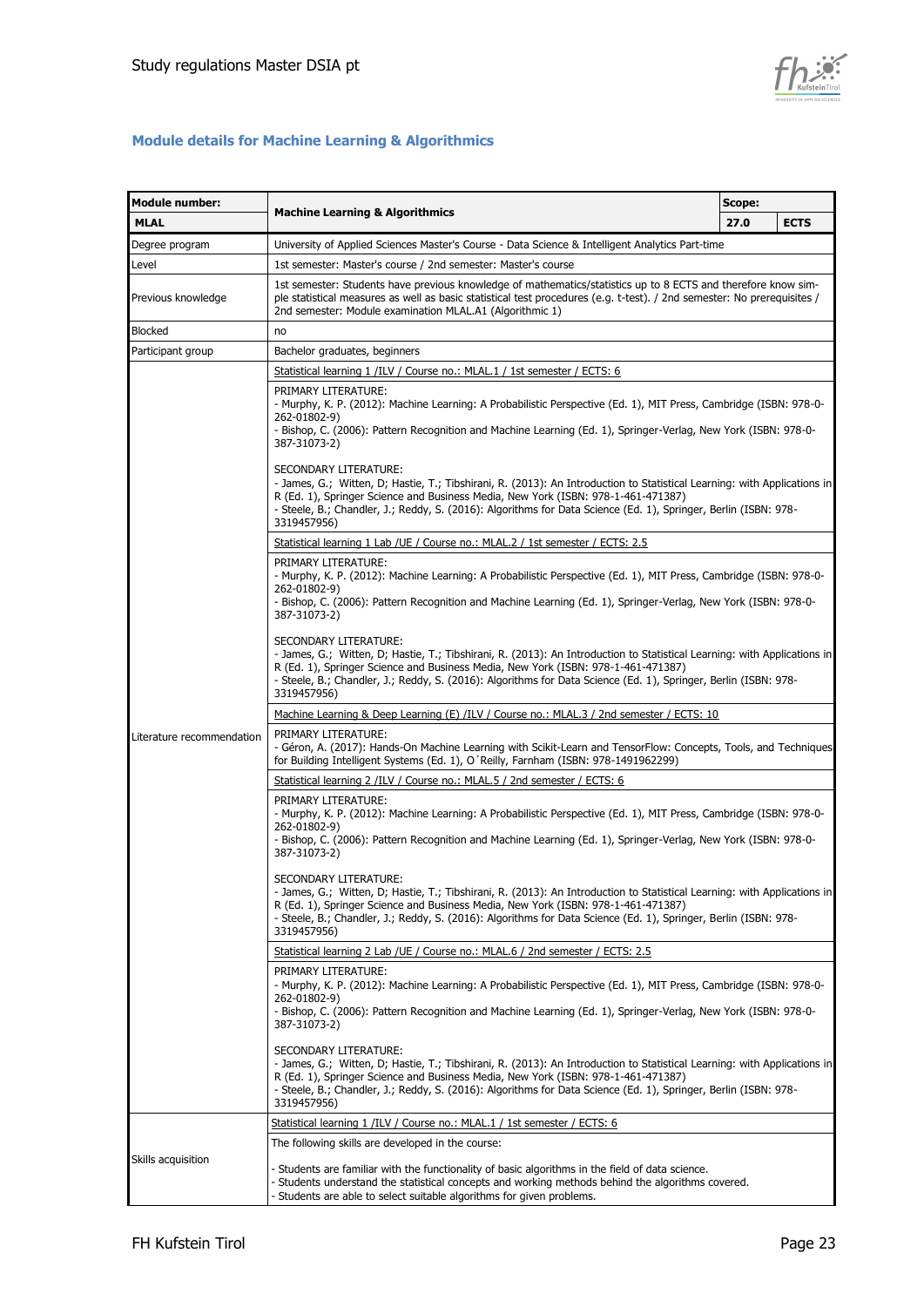## Module details for Machine Learning & Algorithmics

| Module number: | Machine Learning & Algorithmics | Scope: | |
|---|---|---|---|
| **MLAL** | | **27.0** | **ECTS** |
| Degree program | University of Applied Sciences Master's Course - Data Science & Intelligent Analytics Part-time | | |
| Level | 1st semester: Master's course / 2nd semester: Master's course | | |
| Previous knowledge | 1st semester: Students have previous knowledge of mathematics/statistics up to 8 ECTS and therefore know simple statistical measures as well as basic statistical test procedures (e.g. t-test). / 2nd semester: No prerequisites / 2nd semester: Module examination MLAL.A1 (Algorithmic 1) | | |
| Blocked | no | | |
| Participant group | Bachelor graduates, beginners | | |
| Literature recommendation | Statistical learning 1 /ILV / Course no.: MLAL.1 / 1st semester / ECTS: 6<br><br>PRIMARY LITERATURE:<br>- Murphy, K. P. (2012): Machine Learning: A Probabilistic Perspective (Ed. 1), MIT Press, Cambridge (ISBN: 978-0-262-01802-9)<br>- Bishop, C. (2006): Pattern Recognition and Machine Learning (Ed. 1), Springer-Verlag, New York (ISBN: 978-0-387-31073-2)<br><br>SECONDARY LITERATURE:<br>- James, G.; Witten, D; Hastie, T.; Tibshirani, R. (2013): An Introduction to Statistical Learning: with Applications in R (Ed. 1), Springer Science and Business Media, New York (ISBN: 978-1-461-471387)<br>- Steele, B.; Chandler, J.; Reddy, S. (2016): Algorithms for Data Science (Ed. 1), Springer, Berlin (ISBN: 978-3319457956)<br><br>Statistical learning 1 Lab /UE / Course no.: MLAL.2 / 1st semester / ECTS: 2.5<br><br>PRIMARY LITERATURE:<br>- Murphy, K. P. (2012): Machine Learning: A Probabilistic Perspective (Ed. 1), MIT Press, Cambridge (ISBN: 978-0-262-01802-9)<br>- Bishop, C. (2006): Pattern Recognition and Machine Learning (Ed. 1), Springer-Verlag, New York (ISBN: 978-0-387-31073-2)<br><br>SECONDARY LITERATURE:<br>- James, G.; Witten, D; Hastie, T.; Tibshirani, R. (2013): An Introduction to Statistical Learning: with Applications in R (Ed. 1), Springer Science and Business Media, New York (ISBN: 978-1-461-471387)<br>- Steele, B.; Chandler, J.; Reddy, S. (2016): Algorithms for Data Science (Ed. 1), Springer, Berlin (ISBN: 978-3319457956)<br><br>Machine Learning & Deep Learning (E) /ILV / Course no.: MLAL.3 / 2nd semester / ECTS: 10<br><br>PRIMARY LITERATURE:<br>- Géron, A. (2017): Hands-On Machine Learning with Scikit-Learn and TensorFlow: Concepts, Tools, and Techniques for Building Intelligent Systems (Ed. 1), O´Reilly, Farnham (ISBN: 978-1491962299)<br><br>Statistical learning 2 /ILV / Course no.: MLAL.5 / 2nd semester / ECTS: 6<br><br>PRIMARY LITERATURE:<br>- Murphy, K. P. (2012): Machine Learning: A Probabilistic Perspective (Ed. 1), MIT Press, Cambridge (ISBN: 978-0-262-01802-9)<br>- Bishop, C. (2006): Pattern Recognition and Machine Learning (Ed. 1), Springer-Verlag, New York (ISBN: 978-0-387-31073-2)<br><br>SECONDARY LITERATURE:<br>- James, G.; Witten, D; Hastie, T.; Tibshirani, R. (2013): An Introduction to Statistical Learning: with Applications in R (Ed. 1), Springer Science and Business Media, New York (ISBN: 978-1-461-471387)<br>- Steele, B.; Chandler, J.; Reddy, S. (2016): Algorithms for Data Science (Ed. 1), Springer, Berlin (ISBN: 978-3319457956)<br><br>Statistical learning 2 Lab /UE / Course no.: MLAL.6 / 2nd semester / ECTS: 2.5<br><br>PRIMARY LITERATURE:<br>- Murphy, K. P. (2012): Machine Learning: A Probabilistic Perspective (Ed. 1), MIT Press, Cambridge (ISBN: 978-0-262-01802-9)<br>- Bishop, C. (2006): Pattern Recognition and Machine Learning (Ed. 1), Springer-Verlag, New York (ISBN: 978-0-387-31073-2)<br><br>SECONDARY LITERATURE:<br>- James, G.; Witten, D; Hastie, T.; Tibshirani, R. (2013): An Introduction to Statistical Learning: with Applications in R (Ed. 1), Springer Science and Business Media, New York (ISBN: 978-1-461-471387)<br>- Steele, B.; Chandler, J.; Reddy, S. (2016): Algorithms for Data Science (Ed. 1), Springer, Berlin (ISBN: 978-3319457956) | | |
| Skills acquisition | Statistical learning 1 /ILV / Course no.: MLAL.1 / 1st semester / ECTS: 6<br><br>The following skills are developed in the course:<br><br>- Students are familiar with the functionality of basic algorithms in the field of data science.<br>- Students understand the statistical concepts and working methods behind the algorithms covered.<br>- Students are able to select suitable algorithms for given problems. | | |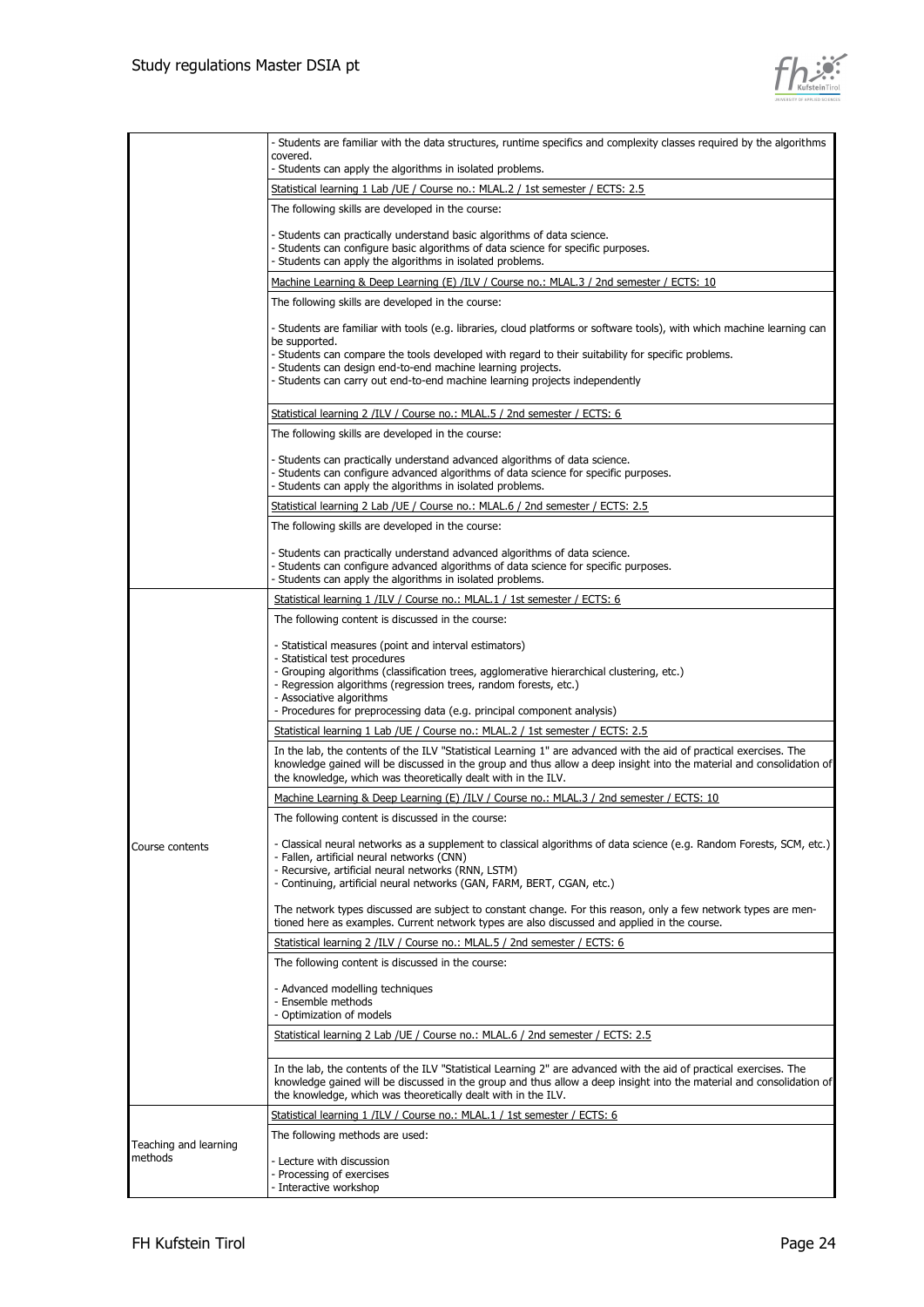| | |
|---|---|
| | - Students are familiar with the data structures, runtime specifics and complexity classes required by the algorithms covered.<br>- Students can apply the algorithms in isolated problems. |
| | Statistical learning 1 Lab /UE / Course no.: MLAL.2 / 1st semester / ECTS: 2.5 |
| | The following skills are developed in the course:<br><br>- Students can practically understand basic algorithms of data science.<br>- Students can configure basic algorithms of data science for specific purposes.<br>- Students can apply the algorithms in isolated problems. |
| | Machine Learning & Deep Learning (E) /ILV / Course no.: MLAL.3 / 2nd semester / ECTS: 10 |
| | The following skills are developed in the course:<br><br>- Students are familiar with tools (e.g. libraries, cloud platforms or software tools), with which machine learning can be supported.<br>- Students can compare the tools developed with regard to their suitability for specific problems.<br>- Students can design end-to-end machine learning projects.<br>- Students can carry out end-to-end machine learning projects independently |
| | Statistical learning 2 /ILV / Course no.: MLAL.5 / 2nd semester / ECTS: 6 |
| | The following skills are developed in the course:<br><br>- Students can practically understand advanced algorithms of data science.<br>- Students can configure advanced algorithms of data science for specific purposes.<br>- Students can apply the algorithms in isolated problems. |
| | Statistical learning 2 Lab /UE / Course no.: MLAL.6 / 2nd semester / ECTS: 2.5 |
| | The following skills are developed in the course:<br><br>- Students can practically understand advanced algorithms of data science.<br>- Students can configure advanced algorithms of data science for specific purposes.<br>- Students can apply the algorithms in isolated problems. |
| Course contents | Statistical learning 1 /ILV / Course no.: MLAL.1 / 1st semester / ECTS: 6 |
| | The following content is discussed in the course:<br><br>- Statistical measures (point and interval estimators)<br>- Statistical test procedures<br>- Grouping algorithms (classification trees, agglomerative hierarchical clustering, etc.)<br>- Regression algorithms (regression trees, random forests, etc.)<br>- Associative algorithms<br>- Procedures for preprocessing data (e.g. principal component analysis) |
| | Statistical learning 1 Lab /UE / Course no.: MLAL.2 / 1st semester / ECTS: 2.5 |
| | In the lab, the contents of the ILV "Statistical Learning 1" are advanced with the aid of practical exercises. The knowledge gained will be discussed in the group and thus allow a deep insight into the material and consolidation of the knowledge, which was theoretically dealt with in the ILV. |
| | Machine Learning & Deep Learning (E) /ILV / Course no.: MLAL.3 / 2nd semester / ECTS: 10 |
| | The following content is discussed in the course:<br><br>- Classical neural networks as a supplement to classical algorithms of data science (e.g. Random Forests, SCM, etc.)<br>- Fallen, artificial neural networks (CNN)<br>- Recursive, artificial neural networks (RNN, LSTM)<br>- Continuing, artificial neural networks (GAN, FARM, BERT, CGAN, etc.)<br><br>The network types discussed are subject to constant change. For this reason, only a few network types are mentioned here as examples. Current network types are also discussed and applied in the course. |
| | Statistical learning 2 /ILV / Course no.: MLAL.5 / 2nd semester / ECTS: 6 |
| | The following content is discussed in the course:<br><br>- Advanced modelling techniques<br>- Ensemble methods<br>- Optimization of models |
| | Statistical learning 2 Lab /UE / Course no.: MLAL.6 / 2nd semester / ECTS: 2.5 |
| | In the lab, the contents of the ILV "Statistical Learning 2" are advanced with the aid of practical exercises. The knowledge gained will be discussed in the group and thus allow a deep insight into the material and consolidation of the knowledge, which was theoretically dealt with in the ILV. |
| Teaching and learning methods | Statistical learning 1 /ILV / Course no.: MLAL.1 / 1st semester / ECTS: 6 |
| | The following methods are used:<br><br>- Lecture with discussion<br>- Processing of exercises<br>- Interactive workshop |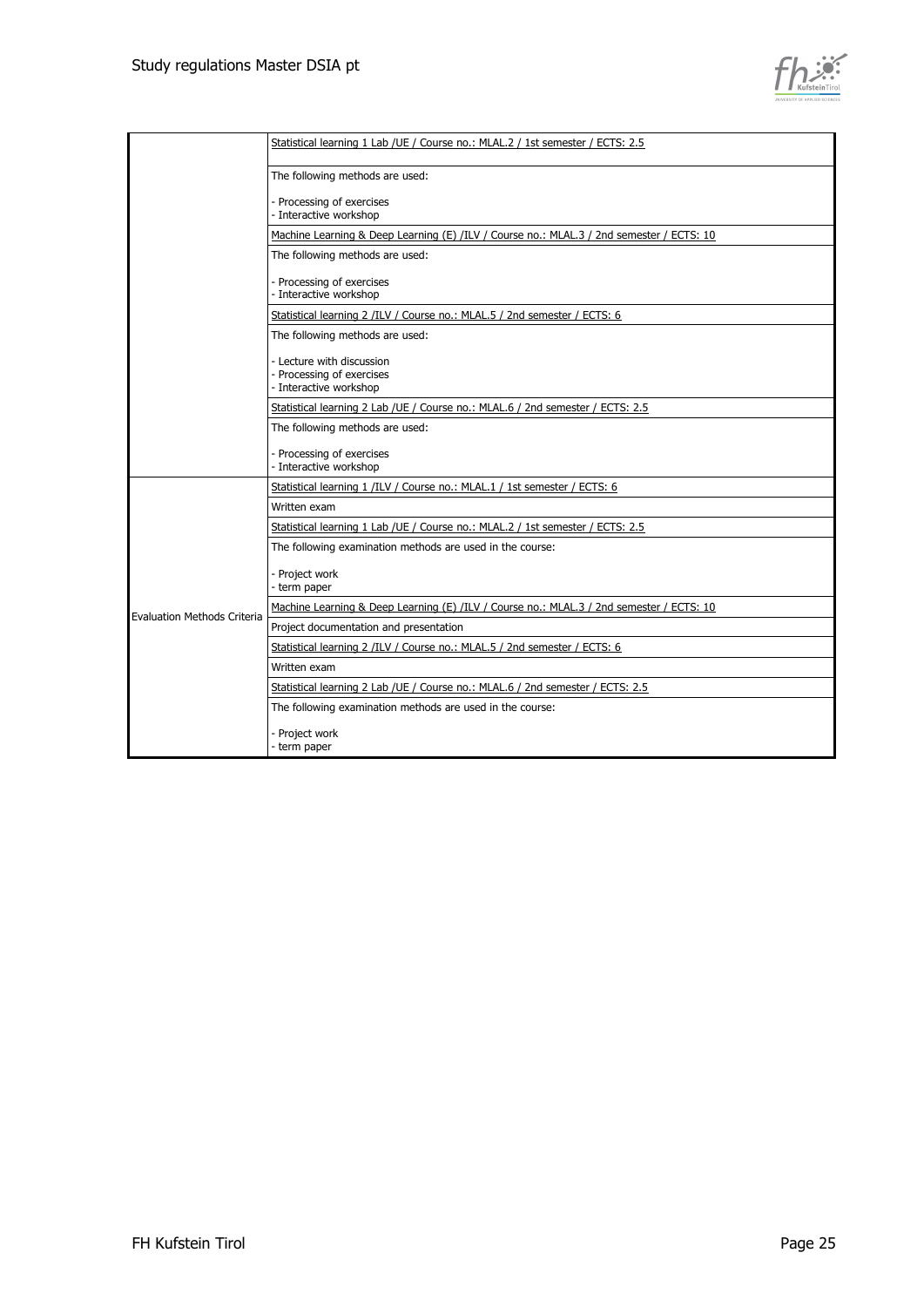| | |
|---|---|
| | Statistical learning 1 Lab /UE / Course no.: MLAL.2 / 1st semester / ECTS: 2.5 |
| | The following methods are used:<br><br>- Processing of exercises<br>- Interactive workshop |
| | Machine Learning & Deep Learning (E) /ILV / Course no.: MLAL.3 / 2nd semester / ECTS: 10 |
| | The following methods are used:<br><br>- Processing of exercises<br>- Interactive workshop |
| | Statistical learning 2 /ILV / Course no.: MLAL.5 / 2nd semester / ECTS: 6 |
| | The following methods are used:<br><br>- Lecture with discussion<br>- Processing of exercises<br>- Interactive workshop |
| | Statistical learning 2 Lab /UE / Course no.: MLAL.6 / 2nd semester / ECTS: 2.5 |
| | The following methods are used:<br><br>- Processing of exercises<br>- Interactive workshop |
| Evaluation Methods Criteria | Statistical learning 1 /ILV / Course no.: MLAL.1 / 1st semester / ECTS: 6 |
| | Written exam |
| | Statistical learning 1 Lab /UE / Course no.: MLAL.2 / 1st semester / ECTS: 2.5 |
| | The following examination methods are used in the course:<br><br>- Project work<br>- term paper |
| | Machine Learning & Deep Learning (E) /ILV / Course no.: MLAL.3 / 2nd semester / ECTS: 10 |
| | Project documentation and presentation |
| | Statistical learning 2 /ILV / Course no.: MLAL.5 / 2nd semester / ECTS: 6 |
| | Written exam |
| | Statistical learning 2 Lab /UE / Course no.: MLAL.6 / 2nd semester / ECTS: 2.5 |
| | The following examination methods are used in the course:<br><br>- Project work<br>- term paper |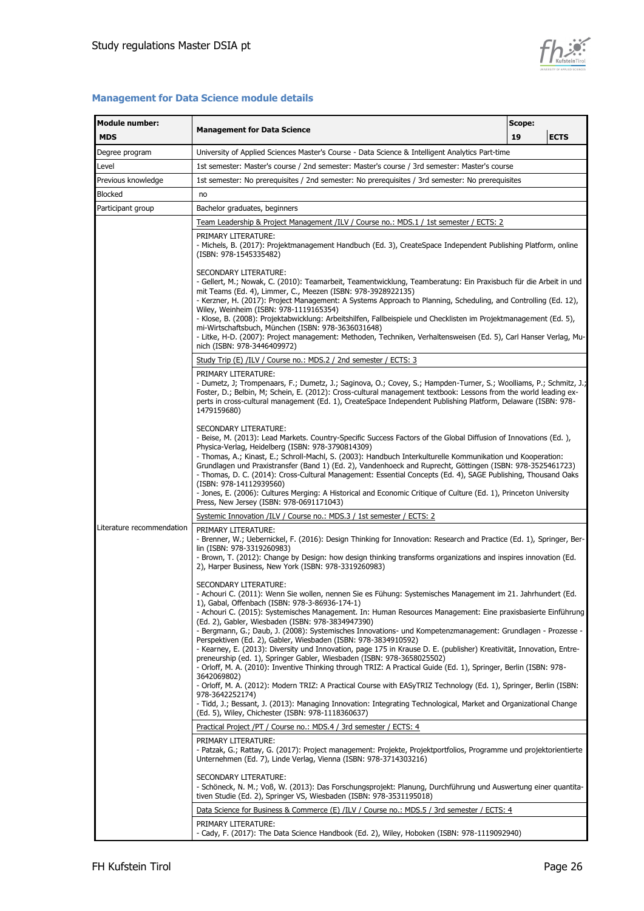## Management for Data Science module details

| Module number: **MDS** | **Management for Data Science** | Scope: **19** | **ECTS** |
|---|---|---|---|
| Degree program | University of Applied Sciences Master's Course - Data Science & Intelligent Analytics Part-time | | |
| Level | 1st semester: Master's course / 2nd semester: Master's course / 3rd semester: Master's course | | |
| Previous knowledge | 1st semester: No prerequisites / 2nd semester: No prerequisites / 3rd semester: No prerequisites | | |
| Blocked | no | | |
| Participant group | Bachelor graduates, beginners | | |
| Literature recommendation | Team Leadership & Project Management /ILV / Course no.: MDS.1 / 1st semester / ECTS: 2<br><br>PRIMARY LITERATURE:<br>- Michels, B. (2017): Projektmanagement Handbuch (Ed. 3), CreateSpace Independent Publishing Platform, online (ISBN: 978-1545335482)<br><br>SECONDARY LITERATURE:<br>- Gellert, M.; Nowak, C. (2010): Teamarbeit, Teamentwicklung, Teamberatung: Ein Praxisbuch für die Arbeit in und mit Teams (Ed. 4), Limmer, C., Meezen (ISBN: 978-3928922135)<br>- Kerzner, H. (2017): Project Management: A Systems Approach to Planning, Scheduling, and Controlling (Ed. 12), Wiley, Weinheim (ISBN: 978-1119165354)<br>- Klose, B. (2008): Projektabwicklung: Arbeitshilfen, Fallbeispiele und Checklisten im Projektmanagement (Ed. 5), mi-Wirtschaftsbuch, München (ISBN: 978-3636031648)<br>- Litke, H-D. (2007): Project management: Methoden, Techniken, Verhaltensweisen (Ed. 5), Carl Hanser Verlag, Munich (ISBN: 978-3446409972)<br><br>Study Trip (E) /ILV / Course no.: MDS.2 / 2nd semester / ECTS: 3<br><br>PRIMARY LITERATURE:<br>- Dumetz, J; Trompenaars, F.; Dumetz, J.; Saginova, O.; Covey, S.; Hampden-Turner, S.; Woolliams, P.; Schmitz, J.; Foster, D.; Belbin, M; Schein, E. (2012): Cross-cultural management textbook: Lessons from the world leading experts in cross-cultural management (Ed. 1), CreateSpace Independent Publishing Platform, Delaware (ISBN: 978-1479159680)<br><br>SECONDARY LITERATURE:<br>- Beise, M. (2013): Lead Markets. Country-Specific Success Factors of the Global Diffusion of Innovations (Ed. ), Physica-Verlag, Heidelberg (ISBN: 978-3790814309)<br>- Thomas, A.; Kinast, E.; Schroll-Machl, S. (2003): Handbuch Interkulturelle Kommunikation und Kooperation: Grundlagen und Praxistransfer (Band 1) (Ed. 2), Vandenhoeck and Ruprecht, Göttingen (ISBN: 978-3525461723)<br>- Thomas, D. C. (2014): Cross-Cultural Management: Essential Concepts (Ed. 4), SAGE Publishing, Thousand Oaks (ISBN: 978-14112939560)<br>- Jones, E. (2006): Cultures Merging: A Historical and Economic Critique of Culture (Ed. 1), Princeton University Press, New Jersey (ISBN: 978-0691171043)<br><br>Systemic Innovation /ILV / Course no.: MDS.3 / 1st semester / ECTS: 2<br><br>PRIMARY LITERATURE:<br>- Brenner, W.; Uebernickel, F. (2016): Design Thinking for Innovation: Research and Practice (Ed. 1), Springer, Berlin (ISBN: 978-3319260983)<br>- Brown, T. (2012): Change by Design: how design thinking transforms organizations and inspires innovation (Ed. 2), Harper Business, New York (ISBN: 978-3319260983)<br><br>SECONDARY LITERATURE:<br>- Achouri C. (2011): Wenn Sie wollen, nennen Sie es Fühung: Systemisches Management im 21. Jahrhundert (Ed. 1), Gabal, Offenbach (ISBN: 978-3-86936-174-1)<br>- Achouri C. (2015): Systemisches Management. In: Human Resources Management: Eine praxisbasierte Einführung (Ed. 2), Gabler, Wiesbaden (ISBN: 978-3834947390)<br>- Bergmann, G.; Daub, J. (2008): Systemisches Innovations- und Kompetenzmanagement: Grundlagen - Prozesse - Perspektiven (Ed. 2), Gabler, Wiesbaden (ISBN: 978-3834910592)<br>- Kearney, E. (2013): Diversity und Innovation, page 175 in Krause D. E. (publisher) Kreativität, Innovation, Entrepreneurship (ed. 1), Springer Gabler, Wiesbaden (ISBN: 978-3658025502)<br>- Orloff, M. A. (2010): Inventive Thinking through TRIZ: A Practical Guide (Ed. 1), Springer, Berlin (ISBN: 978-3642069802)<br>- Orloff, M. A. (2012): Modern TRIZ: A Practical Course with EASyTRIZ Technology (Ed. 1), Springer, Berlin (ISBN: 978-3642252174)<br>- Tidd, J.; Bessant, J. (2013): Managing Innovation: Integrating Technological, Market and Organizational Change (Ed. 5), Wiley, Chichester (ISBN: 978-1118360637)<br><br>Practical Project /PT / Course no.: MDS.4 / 3rd semester / ECTS: 4<br><br>PRIMARY LITERATURE:<br>- Patzak, G.; Rattay, G. (2017): Project management: Projekte, Projektportfolios, Programme und projektorientierte Unternehmen (Ed. 7), Linde Verlag, Vienna (ISBN: 978-3714303216)<br><br>SECONDARY LITERATURE:<br>- Schöneck, N. M.; Voß, W. (2013): Das Forschungsprojekt: Planung, Durchführung und Auswertung einer quantitativen Studie (Ed. 2), Springer VS, Wiesbaden (ISBN: 978-3531195018)<br><br>Data Science for Business & Commerce (E) /ILV / Course no.: MDS.5 / 3rd semester / ECTS: 4<br><br>PRIMARY LITERATURE:<br>- Cady, F. (2017): The Data Science Handbook (Ed. 2), Wiley, Hoboken (ISBN: 978-1119092940) | | |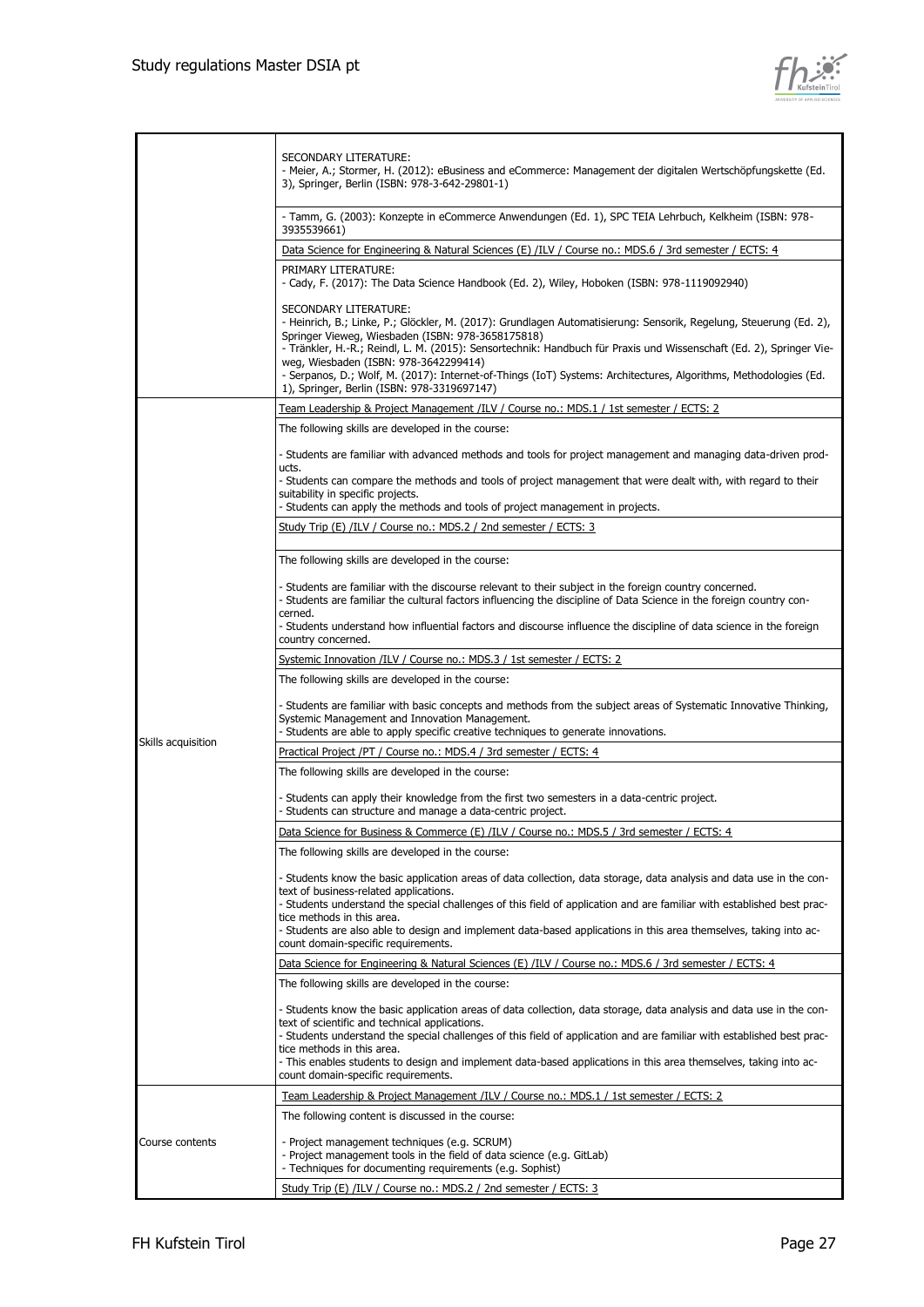| | |
|---|---|
| | SECONDARY LITERATURE:<br>- Meier, A.; Stormer, H. (2012): eBusiness and eCommerce: Management der digitalen Wertschöpfungskette (Ed. 3), Springer, Berlin (ISBN: 978-3-642-29801-1) |
| | - Tamm, G. (2003): Konzepte in eCommerce Anwendungen (Ed. 1), SPC TEIA Lehrbuch, Kelkheim (ISBN: 978-3935539661) |
| | Data Science for Engineering & Natural Sciences (E) /ILV / Course no.: MDS.6 / 3rd semester / ECTS: 4 |
| | PRIMARY LITERATURE:<br>- Cady, F. (2017): The Data Science Handbook (Ed. 2), Wiley, Hoboken (ISBN: 978-1119092940)<br><br>SECONDARY LITERATURE:<br>- Heinrich, B.; Linke, P.; Glöckler, M. (2017): Grundlagen Automatisierung: Sensorik, Regelung, Steuerung (Ed. 2), Springer Vieweg, Wiesbaden (ISBN: 978-3658175818)<br>- Tränkler, H.-R.; Reindl, L. M. (2015): Sensortechnik: Handbuch für Praxis und Wissenschaft (Ed. 2), Springer Vieweg, Wiesbaden (ISBN: 978-3642299414)<br>- Serpanos, D.; Wolf, M. (2017): Internet-of-Things (IoT) Systems: Architectures, Algorithms, Methodologies (Ed. 1), Springer, Berlin (ISBN: 978-3319697147) |
| Skills acquisition | Team Leadership & Project Management /ILV / Course no.: MDS.1 / 1st semester / ECTS: 2 |
| | The following skills are developed in the course:<br><br>- Students are familiar with advanced methods and tools for project management and managing data-driven products.<br>- Students can compare the methods and tools of project management that were dealt with, with regard to their suitability in specific projects.<br>- Students can apply the methods and tools of project management in projects. |
| | Study Trip (E) /ILV / Course no.: MDS.2 / 2nd semester / ECTS: 3 |
| | The following skills are developed in the course:<br><br>- Students are familiar with the discourse relevant to their subject in the foreign country concerned.<br>- Students are familiar the cultural factors influencing the discipline of Data Science in the foreign country concerned.<br>- Students understand how influential factors and discourse influence the discipline of data science in the foreign country concerned. |
| | Systemic Innovation /ILV / Course no.: MDS.3 / 1st semester / ECTS: 2 |
| | The following skills are developed in the course:<br><br>- Students are familiar with basic concepts and methods from the subject areas of Systematic Innovative Thinking, Systemic Management and Innovation Management.<br>- Students are able to apply specific creative techniques to generate innovations. |
| | Practical Project /PT / Course no.: MDS.4 / 3rd semester / ECTS: 4 |
| | The following skills are developed in the course:<br><br>- Students can apply their knowledge from the first two semesters in a data-centric project.<br>- Students can structure and manage a data-centric project. |
| | Data Science for Business & Commerce (E) /ILV / Course no.: MDS.5 / 3rd semester / ECTS: 4 |
| | The following skills are developed in the course:<br><br>- Students know the basic application areas of data collection, data storage, data analysis and data use in the context of business-related applications.<br>- Students understand the special challenges of this field of application and are familiar with established best practice methods in this area.<br>- Students are also able to design and implement data-based applications in this area themselves, taking into account domain-specific requirements. |
| | Data Science for Engineering & Natural Sciences (E) /ILV / Course no.: MDS.6 / 3rd semester / ECTS: 4 |
| | The following skills are developed in the course:<br><br>- Students know the basic application areas of data collection, data storage, data analysis and data use in the context of scientific and technical applications.<br>- Students understand the special challenges of this field of application and are familiar with established best practice methods in this area.<br>- This enables students to design and implement data-based applications in this area themselves, taking into account domain-specific requirements. |
| Course contents | Team Leadership & Project Management /ILV / Course no.: MDS.1 / 1st semester / ECTS: 2 |
| | The following content is discussed in the course:<br><br>- Project management techniques (e.g. SCRUM)<br>- Project management tools in the field of data science (e.g. GitLab)<br>- Techniques for documenting requirements (e.g. Sophist) |
| | Study Trip (E) /ILV / Course no.: MDS.2 / 2nd semester / ECTS: 3 |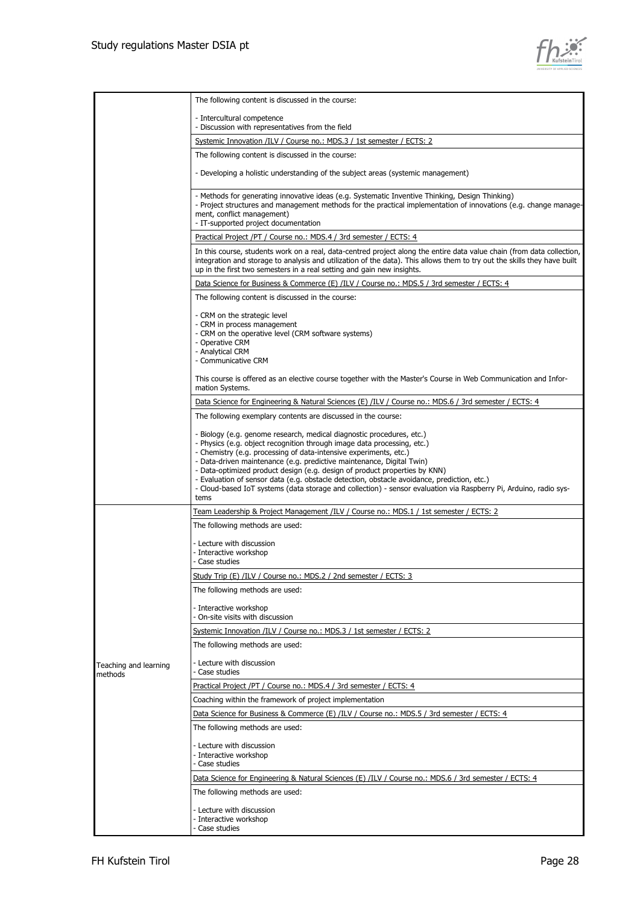| | |
|---|---|
| | The following content is discussed in the course:<br><br>- Intercultural competence<br>- Discussion with representatives from the field |
| | Systemic Innovation /ILV / Course no.: MDS.3 / 1st semester / ECTS: 2 |
| | The following content is discussed in the course:<br><br>- Developing a holistic understanding of the subject areas (systemic management) |
| | - Methods for generating innovative ideas (e.g. Systematic Inventive Thinking, Design Thinking)<br>- Project structures and management methods for the practical implementation of innovations (e.g. change management, conflict management)<br>- IT-supported project documentation |
| | Practical Project /PT / Course no.: MDS.4 / 3rd semester / ECTS: 4 |
| | In this course, students work on a real, data-centred project along the entire data value chain (from data collection, integration and storage to analysis and utilization of the data). This allows them to try out the skills they have built up in the first two semesters in a real setting and gain new insights. |
| | Data Science for Business & Commerce (E) /ILV / Course no.: MDS.5 / 3rd semester / ECTS: 4 |
| | The following content is discussed in the course:<br><br>- CRM on the strategic level<br>- CRM in process management<br>- CRM on the operative level (CRM software systems)<br>- Operative CRM<br>- Analytical CRM<br>- Communicative CRM<br><br>This course is offered as an elective course together with the Master's Course in Web Communication and Information Systems. |
| | Data Science for Engineering & Natural Sciences (E) /ILV / Course no.: MDS.6 / 3rd semester / ECTS: 4 |
| | The following exemplary contents are discussed in the course:<br><br>- Biology (e.g. genome research, medical diagnostic procedures, etc.)<br>- Physics (e.g. object recognition through image data processing, etc.)<br>- Chemistry (e.g. processing of data-intensive experiments, etc.)<br>- Data-driven maintenance (e.g. predictive maintenance, Digital Twin)<br>- Data-optimized product design (e.g. design of product properties by KNN)<br>- Evaluation of sensor data (e.g. obstacle detection, obstacle avoidance, prediction, etc.)<br>- Cloud-based IoT systems (data storage and collection) - sensor evaluation via Raspberry Pi, Arduino, radio systems |
| Teaching and learning methods | Team Leadership & Project Management /ILV / Course no.: MDS.1 / 1st semester / ECTS: 2 |
| | The following methods are used:<br><br>- Lecture with discussion<br>- Interactive workshop<br>- Case studies |
| | Study Trip (E) /ILV / Course no.: MDS.2 / 2nd semester / ECTS: 3 |
| | The following methods are used:<br><br>- Interactive workshop<br>- On-site visits with discussion |
| | Systemic Innovation /ILV / Course no.: MDS.3 / 1st semester / ECTS: 2 |
| | The following methods are used:<br><br>- Lecture with discussion<br>- Case studies |
| | Practical Project /PT / Course no.: MDS.4 / 3rd semester / ECTS: 4 |
| | Coaching within the framework of project implementation |
| | Data Science for Business & Commerce (E) /ILV / Course no.: MDS.5 / 3rd semester / ECTS: 4 |
| | The following methods are used:<br><br>- Lecture with discussion<br>- Interactive workshop<br>- Case studies |
| | Data Science for Engineering & Natural Sciences (E) /ILV / Course no.: MDS.6 / 3rd semester / ECTS: 4 |
| | The following methods are used:<br><br>- Lecture with discussion<br>- Interactive workshop<br>- Case studies |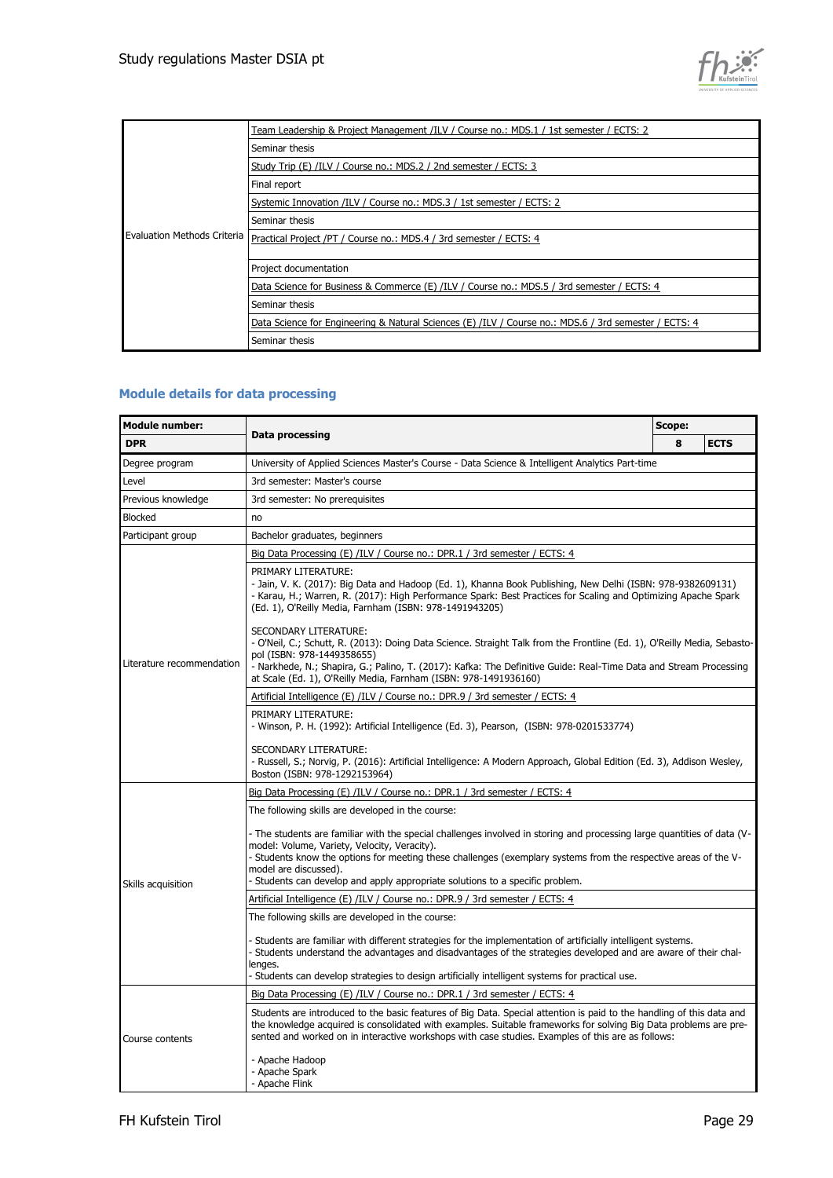| | |
|---|---|
| Evaluation Methods Criteria | Team Leadership & Project Management /ILV / Course no.: MDS.1 / 1st semester / ECTS: 2 |
| | Seminar thesis |
| | Study Trip (E) /ILV / Course no.: MDS.2 / 2nd semester / ECTS: 3 |
| | Final report |
| | Systemic Innovation /ILV / Course no.: MDS.3 / 1st semester / ECTS: 2 |
| | Seminar thesis |
| | Practical Project /PT / Course no.: MDS.4 / 3rd semester / ECTS: 4 |
| | Project documentation |
| | Data Science for Business & Commerce (E) /ILV / Course no.: MDS.5 / 3rd semester / ECTS: 4 |
| | Seminar thesis |
| | Data Science for Engineering & Natural Sciences (E) /ILV / Course no.: MDS.6 / 3rd semester / ECTS: 4 |
| | Seminar thesis |

## Module details for data processing

| Module number: | Data processing | Scope: | |
|---|---|---|---|
| **DPR** | | **8** | **ECTS** |
| Degree program | University of Applied Sciences Master's Course - Data Science & Intelligent Analytics Part-time | | |
| Level | 3rd semester: Master's course | | |
| Previous knowledge | 3rd semester: No prerequisites | | |
| Blocked | no | | |
| Participant group | Bachelor graduates, beginners | | |
| Literature recommendation | Big Data Processing (E) /ILV / Course no.: DPR.1 / 3rd semester / ECTS: 4 | | |
| | PRIMARY LITERATURE:<br>- Jain, V. K. (2017): Big Data and Hadoop (Ed. 1), Khanna Book Publishing, New Delhi (ISBN: 978-9382609131)<br>- Karau, H.; Warren, R. (2017): High Performance Spark: Best Practices for Scaling and Optimizing Apache Spark (Ed. 1), O'Reilly Media, Farnham (ISBN: 978-1491943205)<br><br>SECONDARY LITERATURE:<br>- O'Neil, C.; Schutt, R. (2013): Doing Data Science. Straight Talk from the Frontline (Ed. 1), O'Reilly Media, Sebastopol (ISBN: 978-1449358655)<br>- Narkhede, N.; Shapira, G.; Palino, T. (2017): Kafka: The Definitive Guide: Real-Time Data and Stream Processing at Scale (Ed. 1), O'Reilly Media, Farnham (ISBN: 978-1491936160) | | |
| | Artificial Intelligence (E) /ILV / Course no.: DPR.9 / 3rd semester / ECTS: 4 | | |
| | PRIMARY LITERATURE:<br>- Winson, P. H. (1992): Artificial Intelligence (Ed. 3), Pearson, (ISBN: 978-0201533774)<br><br>SECONDARY LITERATURE:<br>- Russell, S.; Norvig, P. (2016): Artificial Intelligence: A Modern Approach, Global Edition (Ed. 3), Addison Wesley, Boston (ISBN: 978-1292153964) | | |
| Skills acquisition | Big Data Processing (E) /ILV / Course no.: DPR.1 / 3rd semester / ECTS: 4 | | |
| | The following skills are developed in the course:<br><br>- The students are familiar with the special challenges involved in storing and processing large quantities of data (V-model: Volume, Variety, Velocity, Veracity).<br>- Students know the options for meeting these challenges (exemplary systems from the respective areas of the V-model are discussed).<br>- Students can develop and apply appropriate solutions to a specific problem. | | |
| | Artificial Intelligence (E) /ILV / Course no.: DPR.9 / 3rd semester / ECTS: 4 | | |
| | The following skills are developed in the course:<br><br>- Students are familiar with different strategies for the implementation of artificially intelligent systems.<br>- Students understand the advantages and disadvantages of the strategies developed and are aware of their challenges.<br>- Students can develop strategies to design artificially intelligent systems for practical use. | | |
| Course contents | Big Data Processing (E) /ILV / Course no.: DPR.1 / 3rd semester / ECTS: 4 | | |
| | Students are introduced to the basic features of Big Data. Special attention is paid to the handling of this data and the knowledge acquired is consolidated with examples. Suitable frameworks for solving Big Data problems are presented and worked on in interactive workshops with case studies. Examples of this are as follows:<br><br>- Apache Hadoop<br>- Apache Spark<br>- Apache Flink | | |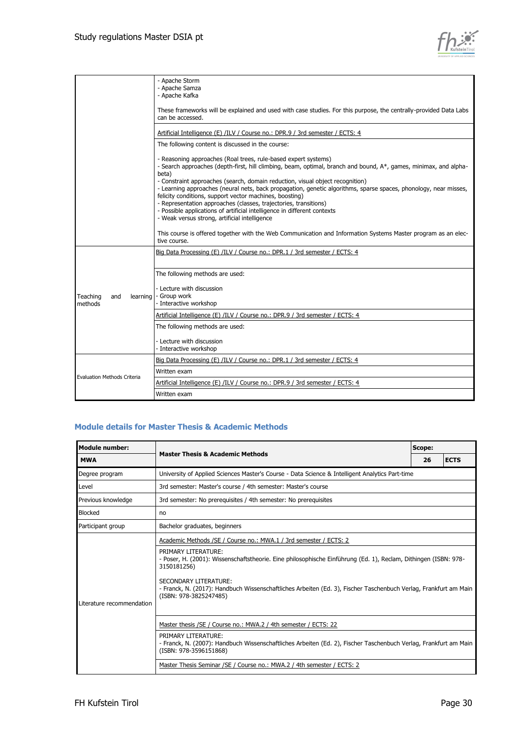| | |
|---|---|
| | - Apache Storm<br>- Apache Samza<br>- Apache Kafka<br><br>These frameworks will be explained and used with case studies. For this purpose, the centrally-provided Data Labs can be accessed. |
| | Artificial Intelligence (E) /ILV / Course no.: DPR.9 / 3rd semester / ECTS: 4 |
| | The following content is discussed in the course:<br><br>- Reasoning approaches (Roal trees, rule-based expert systems)<br>- Search approaches (depth-first, hill climbing, beam, optimal, branch and bound, A*, games, minimax, and alpha-beta)<br>- Constraint approaches (search, domain reduction, visual object recognition)<br>- Learning approaches (neural nets, back propagation, genetic algorithms, sparse spaces, phonology, near misses, felicity conditions, support vector machines, boosting)<br>- Representation approaches (classes, trajectories, transitions)<br>- Possible applications of artificial intelligence in different contexts<br>- Weak versus strong, artificial intelligence<br><br>This course is offered together with the Web Communication and Information Systems Master program as an elective course. |
| Teaching and learning methods | Big Data Processing (E) /ILV / Course no.: DPR.1 / 3rd semester / ECTS: 4 |
| | The following methods are used:<br><br>- Lecture with discussion<br>- Group work<br>- Interactive workshop |
| | Artificial Intelligence (E) /ILV / Course no.: DPR.9 / 3rd semester / ECTS: 4 |
| | The following methods are used:<br><br>- Lecture with discussion<br>- Interactive workshop |
| Evaluation Methods Criteria | Big Data Processing (E) /ILV / Course no.: DPR.1 / 3rd semester / ECTS: 4 |
| | Written exam |
| | Artificial Intelligence (E) /ILV / Course no.: DPR.9 / 3rd semester / ECTS: 4 |
| | Written exam |

### Module details for Master Thesis & Academic Methods

| Module number: | Master Thesis & Academic Methods | Scope: | |
|---|---|---|---|
| **MWA** | | **26** | **ECTS** |
| Degree program | University of Applied Sciences Master's Course - Data Science & Intelligent Analytics Part-time | | |
| Level | 3rd semester: Master's course / 4th semester: Master's course | | |
| Previous knowledge | 3rd semester: No prerequisites / 4th semester: No prerequisites | | |
| Blocked | no | | |
| Participant group | Bachelor graduates, beginners | | |
| Literature recommendation | Academic Methods /SE / Course no.: MWA.1 / 3rd semester / ECTS: 2 | | |
| | PRIMARY LITERATURE:<br>- Poser, H. (2001): Wissenschaftstheorie. Eine philosophische Einführung (Ed. 1), Reclam, Dithingen (ISBN: 978-3150181256)<br><br>SECONDARY LITERATURE:<br>- Franck, N. (2017): Handbuch Wissenschaftliches Arbeiten (Ed. 3), Fischer Taschenbuch Verlag, Frankfurt am Main (ISBN: 978-3825247485) | | |
| | Master thesis /SE / Course no.: MWA.2 / 4th semester / ECTS: 22 | | |
| | PRIMARY LITERATURE:<br>- Franck, N. (2007): Handbuch Wissenschaftliches Arbeiten (Ed. 2), Fischer Taschenbuch Verlag, Frankfurt am Main (ISBN: 978-3596151868) | | |
| | Master Thesis Seminar /SE / Course no.: MWA.2 / 4th semester / ECTS: 2 | | |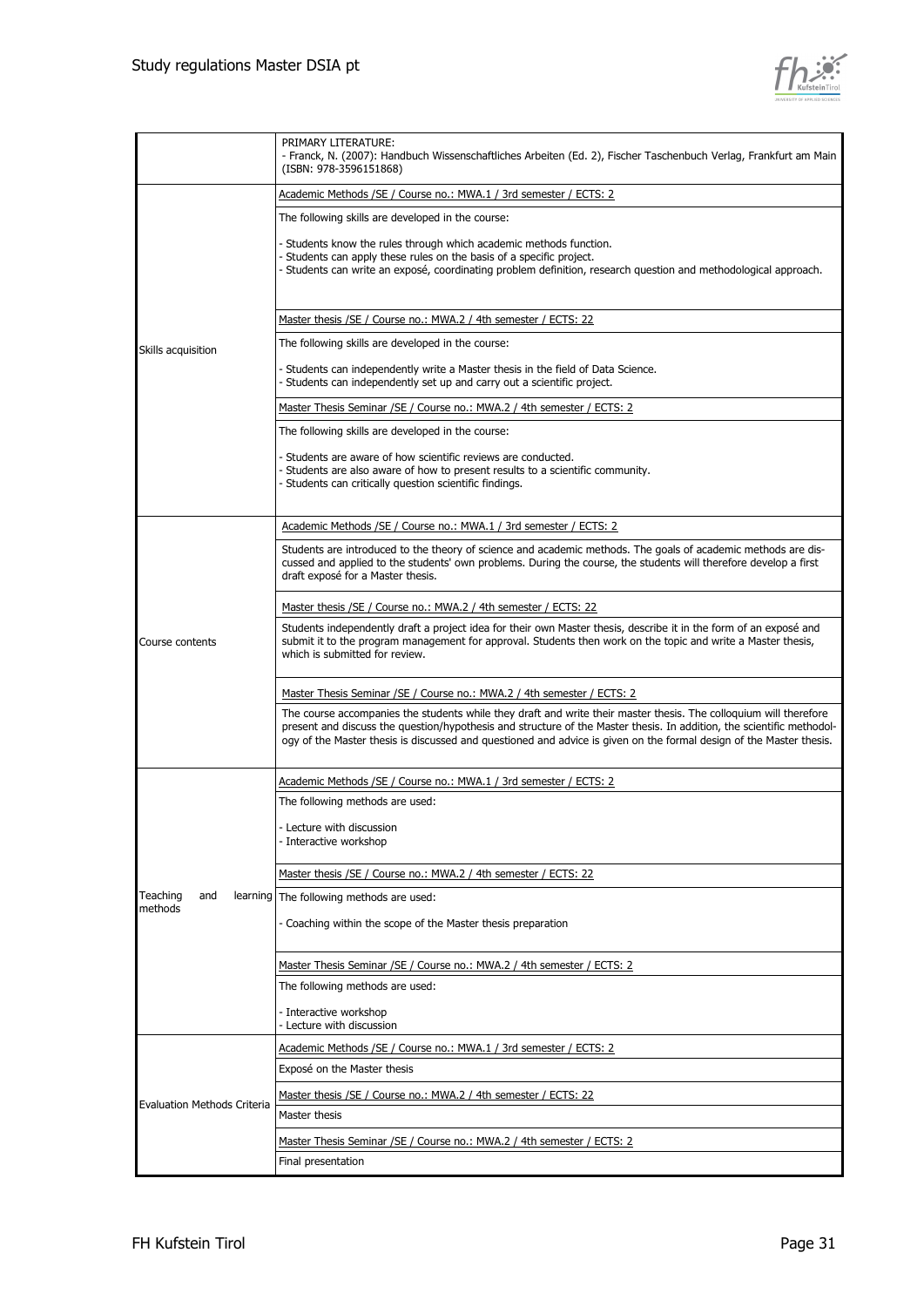| | |
|---|---|
| | PRIMARY LITERATURE:<br>- Franck, N. (2007): Handbuch Wissenschaftliches Arbeiten (Ed. 2), Fischer Taschenbuch Verlag, Frankfurt am Main (ISBN: 978-3596151868) |
| Skills acquisition | Academic Methods /SE / Course no.: MWA.1 / 3rd semester / ECTS: 2<br><br>The following skills are developed in the course:<br><br>- Students know the rules through which academic methods function.<br>- Students can apply these rules on the basis of a specific project.<br>- Students can write an exposé, coordinating problem definition, research question and methodological approach.<br><br>Master thesis /SE / Course no.: MWA.2 / 4th semester / ECTS: 22<br><br>The following skills are developed in the course:<br><br>- Students can independently write a Master thesis in the field of Data Science.<br>- Students can independently set up and carry out a scientific project.<br><br>Master Thesis Seminar /SE / Course no.: MWA.2 / 4th semester / ECTS: 2<br><br>The following skills are developed in the course:<br><br>- Students are aware of how scientific reviews are conducted.<br>- Students are also aware of how to present results to a scientific community.<br>- Students can critically question scientific findings. |
| Course contents | Academic Methods /SE / Course no.: MWA.1 / 3rd semester / ECTS: 2<br><br>Students are introduced to the theory of science and academic methods. The goals of academic methods are discussed and applied to the students' own problems. During the course, the students will therefore develop a first draft exposé for a Master thesis.<br><br>Master thesis /SE / Course no.: MWA.2 / 4th semester / ECTS: 22<br><br>Students independently draft a project idea for their own Master thesis, describe it in the form of an exposé and submit it to the program management for approval. Students then work on the topic and write a Master thesis, which is submitted for review.<br><br>Master Thesis Seminar /SE / Course no.: MWA.2 / 4th semester / ECTS: 2<br><br>The course accompanies the students while they draft and write their master thesis. The colloquium will therefore present and discuss the question/hypothesis and structure of the Master thesis. In addition, the scientific methodology of the Master thesis is discussed and questioned and advice is given on the formal design of the Master thesis. |
| Teaching and learning methods | Academic Methods /SE / Course no.: MWA.1 / 3rd semester / ECTS: 2<br><br>The following methods are used:<br><br>- Lecture with discussion<br>- Interactive workshop<br><br>Master thesis /SE / Course no.: MWA.2 / 4th semester / ECTS: 22<br><br>The following methods are used:<br><br>- Coaching within the scope of the Master thesis preparation<br><br>Master Thesis Seminar /SE / Course no.: MWA.2 / 4th semester / ECTS: 2<br><br>The following methods are used:<br><br>- Interactive workshop<br>- Lecture with discussion |
| Evaluation Methods Criteria | Academic Methods /SE / Course no.: MWA.1 / 3rd semester / ECTS: 2<br><br>Exposé on the Master thesis<br><br>Master thesis /SE / Course no.: MWA.2 / 4th semester / ECTS: 22<br><br>Master thesis<br><br>Master Thesis Seminar /SE / Course no.: MWA.2 / 4th semester / ECTS: 2<br><br>Final presentation |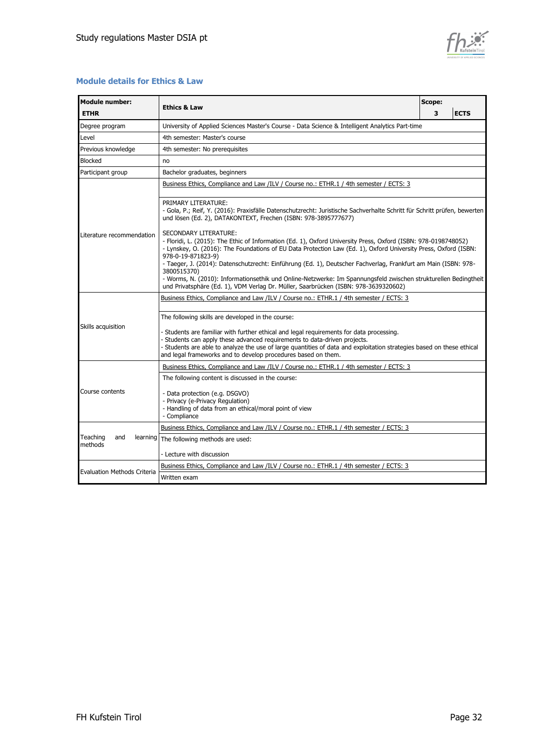## Module details for Ethics & Law

| Module number: **ETHR** | **Ethics & Law** | Scope: **3** | **ECTS** |
|---|---|---|---|
| Degree program | University of Applied Sciences Master's Course - Data Science & Intelligent Analytics Part-time | | |
| Level | 4th semester: Master's course | | |
| Previous knowledge | 4th semester: No prerequisites | | |
| Blocked | no | | |
| Participant group | Bachelor graduates, beginners | | |
| Literature recommendation | Business Ethics, Compliance and Law /ILV / Course no.: ETHR.1 / 4th semester / ECTS: 3<br><br>PRIMARY LITERATURE:<br>- Gola, P.; Reif, Y. (2016): Praxisfälle Datenschutzrecht: Juristische Sachverhalte Schritt für Schritt prüfen, bewerten und lösen (Ed. 2), DATAKONTEXT, Frechen (ISBN: 978-3895777677)<br><br>SECONDARY LITERATURE:<br>- Floridi, L. (2015): The Ethic of Information (Ed. 1), Oxford University Press, Oxford (ISBN: 978-0198748052)<br>- Lynskey, O. (2016): The Foundations of EU Data Protection Law (Ed. 1), Oxford University Press, Oxford (ISBN: 978-0-19-871823-9)<br>- Taeger, J. (2014): Datenschutzrecht: Einführung (Ed. 1), Deutscher Fachverlag, Frankfurt am Main (ISBN: 978-3800515370)<br>- Worms, N. (2010): Informationsethik und Online-Netzwerke: Im Spannungsfeld zwischen strukturellen Bedingtheit und Privatsphäre (Ed. 1), VDM Verlag Dr. Müller, Saarbrücken (ISBN: 978-3639320602) | | |
| Skills acquisition | Business Ethics, Compliance and Law /ILV / Course no.: ETHR.1 / 4th semester / ECTS: 3<br><br>The following skills are developed in the course:<br><br>- Students are familiar with further ethical and legal requirements for data processing.<br>- Students can apply these advanced requirements to data-driven projects.<br>- Students are able to analyze the use of large quantities of data and exploitation strategies based on these ethical and legal frameworks and to develop procedures based on them. | | |
| Course contents | Business Ethics, Compliance and Law /ILV / Course no.: ETHR.1 / 4th semester / ECTS: 3<br><br>The following content is discussed in the course:<br><br>- Data protection (e.g. DSGVO)<br>- Privacy (e-Privacy Regulation)<br>- Handling of data from an ethical/moral point of view<br>- Compliance | | |
| Teaching and learning methods | Business Ethics, Compliance and Law /ILV / Course no.: ETHR.1 / 4th semester / ECTS: 3<br><br>The following methods are used:<br><br>- Lecture with discussion | | |
| Evaluation Methods Criteria | Business Ethics, Compliance and Law /ILV / Course no.: ETHR.1 / 4th semester / ECTS: 3<br><br>Written exam | | |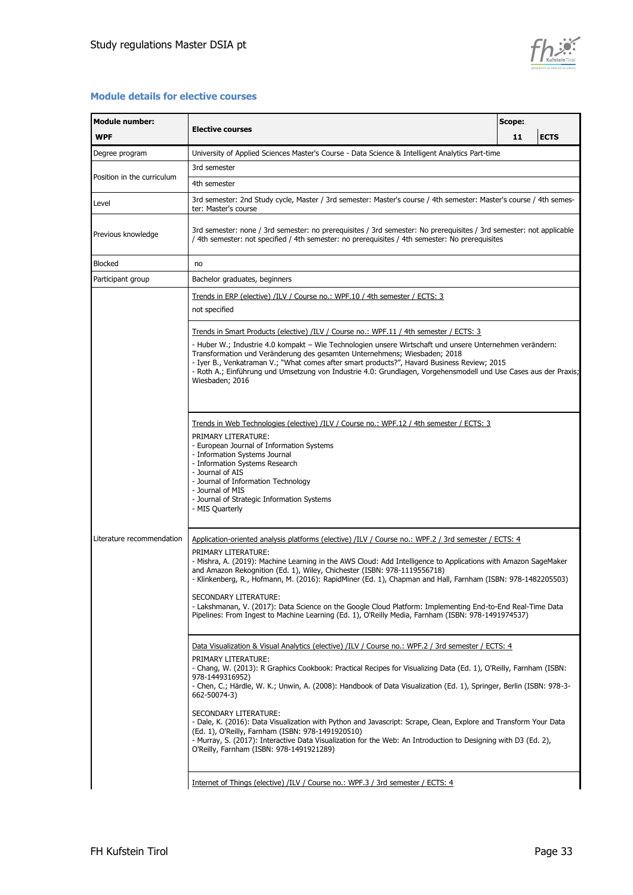## Module details for elective courses

| Module number: WPF | Elective courses | Scope: 11 | ECTS |
|---|---|---|---|
| Degree program | University of Applied Sciences Master's Course - Data Science & Intelligent Analytics Part-time | | |
| Position in the curriculum | 3rd semester<br>4th semester | | |
| Level | 3rd semester: 2nd Study cycle, Master / 3rd semester: Master's course / 4th semester: Master's course / 4th semester: Master's course | | |
| Previous knowledge | 3rd semester: none / 3rd semester: no prerequisites / 3rd semester: No prerequisites / 3rd semester: not applicable / 4th semester: not specified / 4th semester: no prerequisites / 4th semester: No prerequisites | | |
| Blocked | no | | |
| Participant group | Bachelor graduates, beginners | | |
| Literature recommendation | Trends in ERP (elective) /ILV / Course no.: WPF.10 / 4th semester / ECTS: 3<br><br>not specified<br><br>Trends in Smart Products (elective) /ILV / Course no.: WPF.11 / 4th semester / ECTS: 3<br><br>- Huber W.; Industrie 4.0 kompakt – Wie Technologien unsere Wirtschaft und unsere Unternehmen verändern: Transformation und Veränderung des gesamten Unternehmens; Wiesbaden; 2018<br>- Iyer B., Venkatraman V.; "What comes after smart products?", Havard Business Review; 2015<br>- Roth A.; Einführung und Umsetzung von Industrie 4.0: Grundlagen, Vorgehensmodell und Use Cases aus der Praxis; Wiesbaden; 2016<br><br>Trends in Web Technologies (elective) /ILV / Course no.: WPF.12 / 4th semester / ECTS: 3<br><br>PRIMARY LITERATURE:<br>- European Journal of Information Systems<br>- Information Systems Journal<br>- Information Systems Research<br>- Journal of AIS<br>- Journal of Information Technology<br>- Journal of MIS<br>- Journal of Strategic Information Systems<br>- MIS Quarterly<br><br>Application-oriented analysis platforms (elective) /ILV / Course no.: WPF.2 / 3rd semester / ECTS: 4<br><br>PRIMARY LITERATURE:<br>- Mishra, A. (2019): Machine Learning in the AWS Cloud: Add Intelligence to Applications with Amazon SageMaker and Amazon Rekognition (Ed. 1), Wiley, Chichester (ISBN: 978-1119556718)<br>- Klinkenberg, R., Hofmann, M. (2016): RapidMiner (Ed. 1), Chapman and Hall, Farnham (ISBN: 978-1482205503)<br><br>SECONDARY LITERATURE:<br>- Lakshmanan, V. (2017): Data Science on the Google Cloud Platform: Implementing End-to-End Real-Time Data Pipelines: From Ingest to Machine Learning (Ed. 1), O'Reilly Media, Farnham (ISBN: 978-1491974537)<br><br>Data Visualization & Visual Analytics (elective) /ILV / Course no.: WPF.2 / 3rd semester / ECTS: 4<br><br>PRIMARY LITERATURE:<br>- Chang, W. (2013): R Graphics Cookbook: Practical Recipes for Visualizing Data (Ed. 1), O'Reilly, Farnham (ISBN: 978-1449316952)<br>- Chen, C.; Härdle, W. K.; Unwin, A. (2008): Handbook of Data Visualization (Ed. 1), Springer, Berlin (ISBN: 978-3-662-50074-3)<br><br>SECONDARY LITERATURE:<br>- Dale, K. (2016): Data Visualization with Python and Javascript: Scrape, Clean, Explore and Transform Your Data (Ed. 1), O'Reilly, Farnham (ISBN: 978-1491920510)<br>- Murray, S. (2017): Interactive Data Visualization for the Web: An Introduction to Designing with D3 (Ed. 2), O'Reilly, Farnham (ISBN: 978-1491921289)<br><br>Internet of Things (elective) /ILV / Course no.: WPF.3 / 3rd semester / ECTS: 4 | | |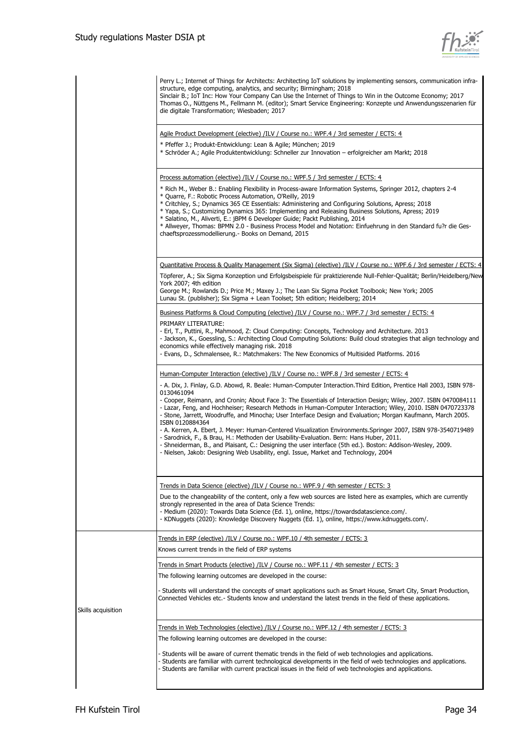| | |
|---|---|
| | Perry L.; Internet of Things for Architects: Architecting IoT solutions by implementing sensors, communication infrastructure, edge computing, analytics, and security; Birmingham; 2018<br>Sinclair B.; IoT Inc: How Your Company Can Use the Internet of Things to Win in the Outcome Economy; 2017<br>Thomas O., Nüttgens M., Fellmann M. (editor); Smart Service Engineering: Konzepte und Anwendungsszenarien für die digitale Transformation; Wiesbaden; 2017 |
| | Agile Product Development (elective) /ILV / Course no.: WPF.4 / 3rd semester / ECTS: 4<br>* Pfeffer J.; Produkt-Entwicklung: Lean & Agile; München; 2019<br>* Schröder A.; Agile Produktentwicklung: Schneller zur Innovation – erfolgreicher am Markt; 2018 |
| | Process automation (elective) /ILV / Course no.: WPF.5 / 3rd semester / ECTS: 4<br>* Rich M., Weber B.: Enabling Flexibility in Process-aware Information Systems, Springer 2012, chapters 2-4<br>* Quarre, F.: Robotic Process Automation, O'Reilly, 2019<br>* Critchley, S.; Dynamics 365 CE Essentials: Administering and Configuring Solutions, Apress; 2018<br>* Yapa, S.; Customizing Dynamics 365: Implementing and Releasing Business Solutions, Apress; 2019<br>* Salatino, M., Aliverti, E.: jBPM 6 Developer Guide; Packt Publishing, 2014<br>* Allweyer, Thomas: BPMN 2.0 - Business Process Model and Notation: Einfuehrung in den Standard fu?r die Geschaeftsprozessmodellierung.- Books on Demand, 2015 |
| | Quantitative Process & Quality Management (Six Sigma) (elective) /ILV / Course no.: WPF.6 / 3rd semester / ECTS: 4<br>Töpferer, A.; Six Sigma Konzeption und Erfolgsbeispiele für praktizierende Null-Fehler-Qualität; Berlin/Heidelberg/New York 2007; 4th edition<br>George M.; Rowlands D.; Price M.; Maxey J.; The Lean Six Sigma Pocket Toolbook; New York; 2005<br>Lunau St. (publisher); Six Sigma + Lean Toolset; 5th edition; Heidelberg; 2014 |
| | Business Platforms & Cloud Computing (elective) /ILV / Course no.: WPF.7 / 3rd semester / ECTS: 4<br>PRIMARY LITERATURE:<br>- Erl, T., Puttini, R., Mahmood, Z: Cloud Computing: Concepts, Technology and Architecture. 2013<br>- Jackson, K., Goessling, S.: Architecting Cloud Computing Solutions: Build cloud strategies that align technology and economics while effectively managing risk. 2018<br>- Evans, D., Schmalensee, R.: Matchmakers: The New Economics of Multisided Platforms. 2016 |
| | Human-Computer Interaction (elective) /ILV / Course no.: WPF.8 / 3rd semester / ECTS: 4<br>- A. Dix, J. Finlay, G.D. Abowd, R. Beale: Human-Computer Interaction.Third Edition, Prentice Hall 2003, ISBN 978-0130461094<br>- Cooper, Reimann, and Cronin; About Face 3: The Essentials of Interaction Design; Wiley, 2007. ISBN 0470084111<br>- Lazar, Feng, and Hochheiser; Research Methods in Human-Computer Interaction; Wiley, 2010. ISBN 0470723378<br>- Stone, Jarrett, Woodruffe, and Minocha; User Interface Design and Evaluation; Morgan Kaufmann, March 2005. ISBN 0120884364<br>- A. Kerren, A. Ebert, J. Meyer: Human-Centered Visualization Environments.Springer 2007, ISBN 978-3540719489<br>- Sarodnick, F., & Brau, H.: Methoden der Usability-Evaluation. Bern: Hans Huber, 2011.<br>- Shneiderman, B., and Plaisant, C.: Designing the user interface (5th ed.). Boston: Addison-Wesley, 2009.<br>- Nielsen, Jakob: Designing Web Usability, engl. Issue, Market and Technology, 2004 |
| | Trends in Data Science (elective) /ILV / Course no.: WPF.9 / 4th semester / ECTS: 3<br>Due to the changeability of the content, only a few web sources are listed here as examples, which are currently strongly represented in the area of Data Science Trends:<br>- Medium (2020): Towards Data Science (Ed. 1), online, https://towardsdatascience.com/.<br>- KDNuggets (2020): Knowledge Discovery Nuggets (Ed. 1), online, https://www.kdnuggets.com/. |
| Skills acquisition | Trends in ERP (elective) /ILV / Course no.: WPF.10 / 4th semester / ECTS: 3<br>Knows current trends in the field of ERP systems |
| | Trends in Smart Products (elective) /ILV / Course no.: WPF.11 / 4th semester / ECTS: 3<br>The following learning outcomes are developed in the course:<br>- Students will understand the concepts of smart applications such as Smart House, Smart City, Smart Production, Connected Vehicles etc.- Students know and understand the latest trends in the field of these applications. |
| | Trends in Web Technologies (elective) /ILV / Course no.: WPF.12 / 4th semester / ECTS: 3<br>The following learning outcomes are developed in the course:<br>- Students will be aware of current thematic trends in the field of web technologies and applications.<br>- Students are familiar with current technological developments in the field of web technologies and applications.<br>- Students are familiar with current practical issues in the field of web technologies and applications. |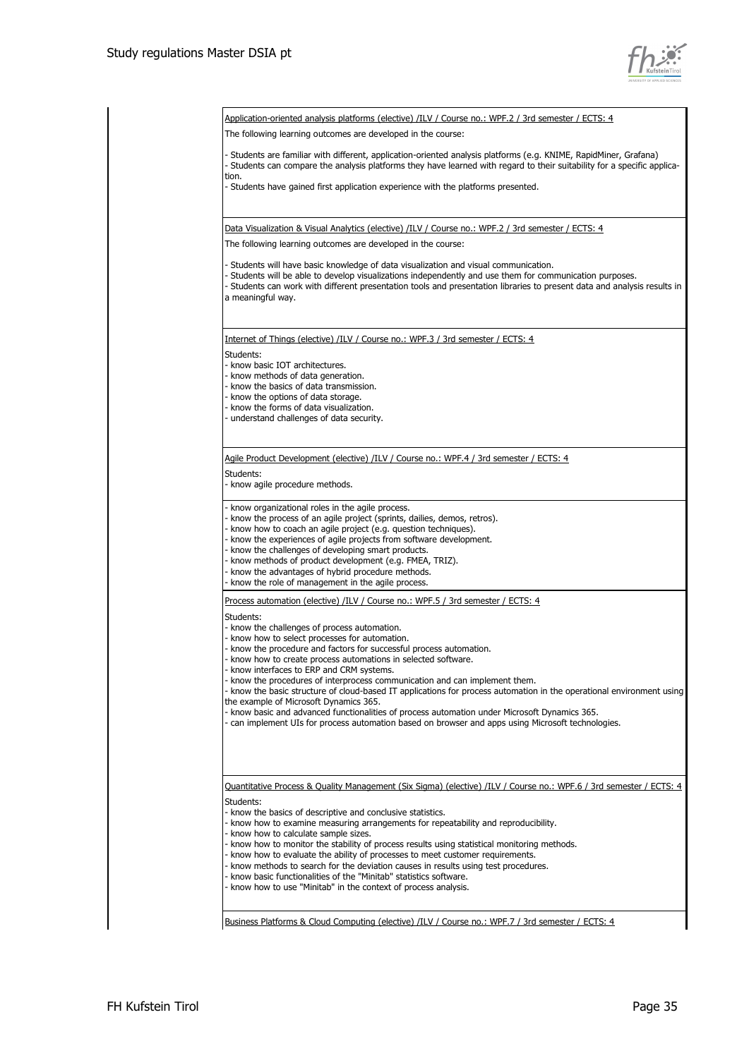Application-oriented analysis platforms (elective) /ILV / Course no.: WPF.2 / 3rd semester / ECTS: 4

The following learning outcomes are developed in the course:

- Students are familiar with different, application-oriented analysis platforms (e.g. KNIME, RapidMiner, Grafana)
- Students can compare the analysis platforms they have learned with regard to their suitability for a specific application.
- Students have gained first application experience with the platforms presented.

Data Visualization & Visual Analytics (elective) /ILV / Course no.: WPF.2 / 3rd semester / ECTS: 4

The following learning outcomes are developed in the course:

- Students will have basic knowledge of data visualization and visual communication.
- Students will be able to develop visualizations independently and use them for communication purposes.
- Students can work with different presentation tools and presentation libraries to present data and analysis results in a meaningful way.

Internet of Things (elective) /ILV / Course no.: WPF.3 / 3rd semester / ECTS: 4

Students:
- know basic IOT architectures.
- know methods of data generation.
- know the basics of data transmission.
- know the options of data storage.
- know the forms of data visualization.
- understand challenges of data security.

Agile Product Development (elective) /ILV / Course no.: WPF.4 / 3rd semester / ECTS: 4

Students:
- know agile procedure methods.
- know organizational roles in the agile process.
- know the process of an agile project (sprints, dailies, demos, retros).
- know how to coach an agile project (e.g. question techniques).
- know the experiences of agile projects from software development.
- know the challenges of developing smart products.
- know methods of product development (e.g. FMEA, TRIZ).
- know the advantages of hybrid procedure methods.
- know the role of management in the agile process.

Process automation (elective) /ILV / Course no.: WPF.5 / 3rd semester / ECTS: 4

Students:
- know the challenges of process automation.
- know how to select processes for automation.
- know the procedure and factors for successful process automation.
- know how to create process automations in selected software.
- know interfaces to ERP and CRM systems.
- know the procedures of interprocess communication and can implement them.
- know the basic structure of cloud-based IT applications for process automation in the operational environment using the example of Microsoft Dynamics 365.
- know basic and advanced functionalities of process automation under Microsoft Dynamics 365.
- can implement UIs for process automation based on browser and apps using Microsoft technologies.

Quantitative Process & Quality Management (Six Sigma) (elective) /ILV / Course no.: WPF.6 / 3rd semester / ECTS: 4

Students:
- know the basics of descriptive and conclusive statistics.
- know how to examine measuring arrangements for repeatability and reproducibility.
- know how to calculate sample sizes.
- know how to monitor the stability of process results using statistical monitoring methods.
- know how to evaluate the ability of processes to meet customer requirements.
- know methods to search for the deviation causes in results using test procedures.
- know basic functionalities of the "Minitab" statistics software.
- know how to use "Minitab" in the context of process analysis.

Business Platforms & Cloud Computing (elective) /ILV / Course no.: WPF.7 / 3rd semester / ECTS: 4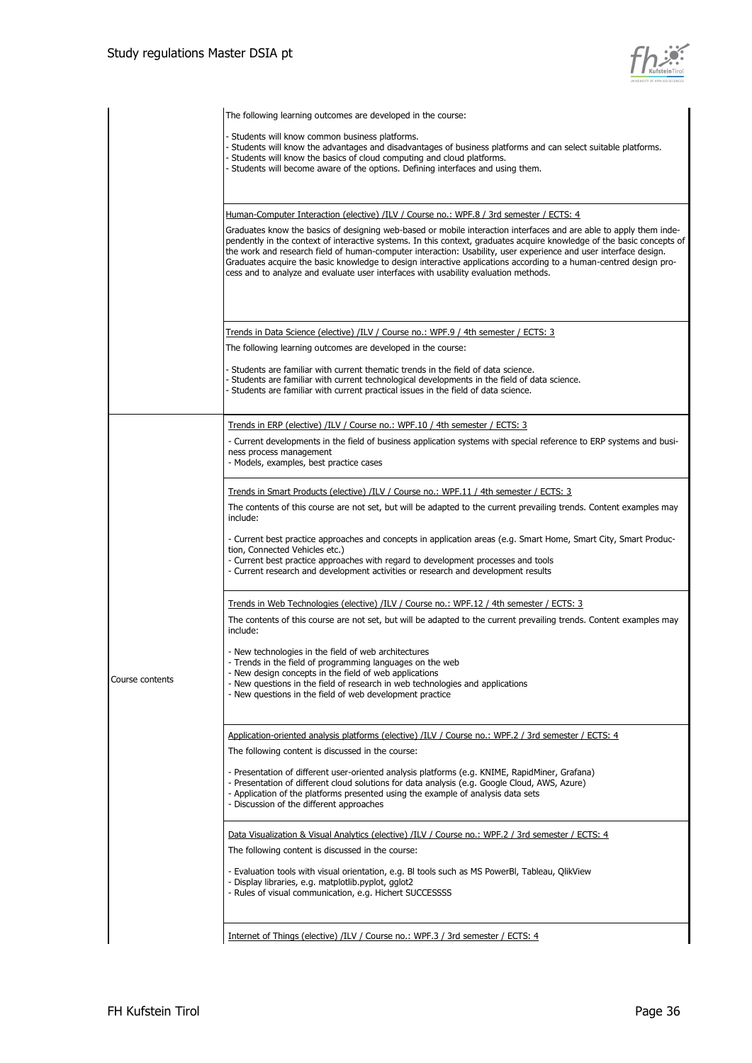| | |
|---|---|
| | The following learning outcomes are developed in the course:<br><br>- Students will know common business platforms.<br>- Students will know the advantages and disadvantages of business platforms and can select suitable platforms.<br>- Students will know the basics of cloud computing and cloud platforms.<br>- Students will become aware of the options. Defining interfaces and using them. |
| | Human-Computer Interaction (elective) /ILV / Course no.: WPF.8 / 3rd semester / ECTS: 4<br><br>Graduates know the basics of designing web-based or mobile interaction interfaces and are able to apply them independently in the context of interactive systems. In this context, graduates acquire knowledge of the basic concepts of the work and research field of human-computer interaction: Usability, user experience and user interface design. Graduates acquire the basic knowledge to design interactive applications according to a human-centred design process and to analyze and evaluate user interfaces with usability evaluation methods. |
| | Trends in Data Science (elective) /ILV / Course no.: WPF.9 / 4th semester / ECTS: 3<br><br>The following learning outcomes are developed in the course:<br><br>- Students are familiar with current thematic trends in the field of data science.<br>- Students are familiar with current technological developments in the field of data science.<br>- Students are familiar with current practical issues in the field of data science. |
| Course contents | Trends in ERP (elective) /ILV / Course no.: WPF.10 / 4th semester / ECTS: 3<br><br>- Current developments in the field of business application systems with special reference to ERP systems and business process management<br>- Models, examples, best practice cases |
| | Trends in Smart Products (elective) /ILV / Course no.: WPF.11 / 4th semester / ECTS: 3<br><br>The contents of this course are not set, but will be adapted to the current prevailing trends. Content examples may include:<br><br>- Current best practice approaches and concepts in application areas (e.g. Smart Home, Smart City, Smart Production, Connected Vehicles etc.)<br>- Current best practice approaches with regard to development processes and tools<br>- Current research and development activities or research and development results |
| | Trends in Web Technologies (elective) /ILV / Course no.: WPF.12 / 4th semester / ECTS: 3<br><br>The contents of this course are not set, but will be adapted to the current prevailing trends. Content examples may include:<br><br>- New technologies in the field of web architectures<br>- Trends in the field of programming languages on the web<br>- New design concepts in the field of web applications<br>- New questions in the field of research in web technologies and applications<br>- New questions in the field of web development practice |
| | Application-oriented analysis platforms (elective) /ILV / Course no.: WPF.2 / 3rd semester / ECTS: 4<br><br>The following content is discussed in the course:<br><br>- Presentation of different user-oriented analysis platforms (e.g. KNIME, RapidMiner, Grafana)<br>- Presentation of different cloud solutions for data analysis (e.g. Google Cloud, AWS, Azure)<br>- Application of the platforms presented using the example of analysis data sets<br>- Discussion of the different approaches |
| | Data Visualization & Visual Analytics (elective) /ILV / Course no.: WPF.2 / 3rd semester / ECTS: 4<br><br>The following content is discussed in the course:<br><br>- Evaluation tools with visual orientation, e.g. BI tools such as MS PowerBI, Tableau, QlikView<br>- Display libraries, e.g. matplotlib.pyplot, gglot2<br>- Rules of visual communication, e.g. Hichert SUCCESSSS |
| | Internet of Things (elective) /ILV / Course no.: WPF.3 / 3rd semester / ECTS: 4 |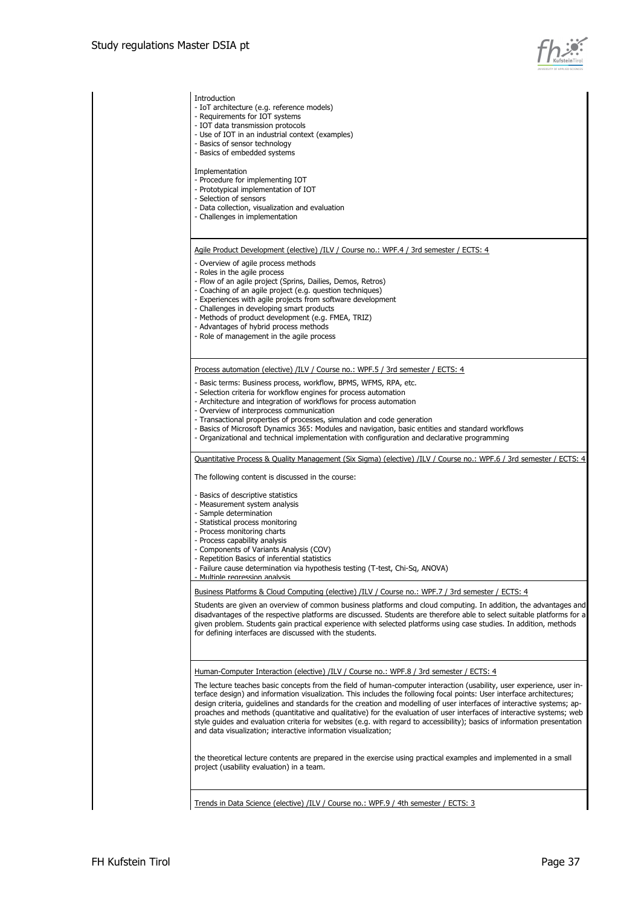Introduction
- IoT architecture (e.g. reference models)
- Requirements for IOT systems
- IOT data transmission protocols
- Use of IOT in an industrial context (examples)
- Basics of sensor technology
- Basics of embedded systems

Implementation
- Procedure for implementing IOT
- Prototypical implementation of IOT
- Selection of sensors
- Data collection, visualization and evaluation
- Challenges in implementation

Agile Product Development (elective) /ILV / Course no.: WPF.4 / 3rd semester / ECTS: 4

- Overview of agile process methods
- Roles in the agile process
- Flow of an agile project (Sprins, Dailies, Demos, Retros)
- Coaching of an agile project (e.g. question techniques)
- Experiences with agile projects from software development
- Challenges in developing smart products
- Methods of product development (e.g. FMEA, TRIZ)
- Advantages of hybrid process methods
- Role of management in the agile process

Process automation (elective) /ILV / Course no.: WPF.5 / 3rd semester / ECTS: 4

- Basic terms: Business process, workflow, BPMS, WFMS, RPA, etc.
- Selection criteria for workflow engines for process automation
- Architecture and integration of workflows for process automation
- Overview of interprocess communication
- Transactional properties of processes, simulation and code generation
- Basics of Microsoft Dynamics 365: Modules and navigation, basic entities and standard workflows
- Organizational and technical implementation with configuration and declarative programming

Quantitative Process & Quality Management (Six Sigma) (elective) /ILV / Course no.: WPF.6 / 3rd semester / ECTS: 4

The following content is discussed in the course:

- Basics of descriptive statistics
- Measurement system analysis
- Sample determination
- Statistical process monitoring
- Process monitoring charts
- Process capability analysis
- Components of Variants Analysis (COV)
- Repetition Basics of inferential statistics
- Failure cause determination via hypothesis testing (T-test, Chi-Sq, ANOVA)
- Multiple regression analysis

Business Platforms & Cloud Computing (elective) /ILV / Course no.: WPF.7 / 3rd semester / ECTS: 4

Students are given an overview of common business platforms and cloud computing. In addition, the advantages and disadvantages of the respective platforms are discussed. Students are therefore able to select suitable platforms for a given problem. Students gain practical experience with selected platforms using case studies. In addition, methods for defining interfaces are discussed with the students.

Human-Computer Interaction (elective) /ILV / Course no.: WPF.8 / 3rd semester / ECTS: 4

The lecture teaches basic concepts from the field of human-computer interaction (usability, user experience, user interface design) and information visualization. This includes the following focal points: User interface architectures; design criteria, guidelines and standards for the creation and modelling of user interfaces of interactive systems; approaches and methods (quantitative and qualitative) for the evaluation of user interfaces of interactive systems; web style guides and evaluation criteria for websites (e.g. with regard to accessibility); basics of information presentation and data visualization; interactive information visualization;

the theoretical lecture contents are prepared in the exercise using practical examples and implemented in a small project (usability evaluation) in a team.

Trends in Data Science (elective) /ILV / Course no.: WPF.9 / 4th semester / ECTS: 3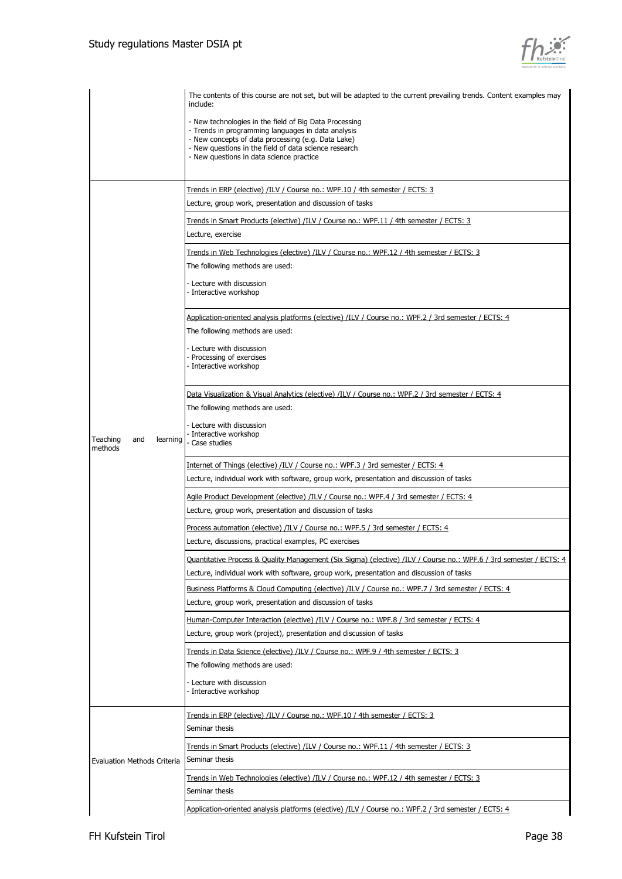| | |
|---|---|
| | The contents of this course are not set, but will be adapted to the current prevailing trends. Content examples may include:<br><br>- New technologies in the field of Big Data Processing<br>- Trends in programming languages in data analysis<br>- New concepts of data processing (e.g. Data Lake)<br>- New questions in the field of data science research<br>- New questions in data science practice |
| Teaching and learning methods | Trends in ERP (elective) /ILV / Course no.: WPF.10 / 4th semester / ECTS: 3<br><br>Lecture, group work, presentation and discussion of tasks |
| | Trends in Smart Products (elective) /ILV / Course no.: WPF.11 / 4th semester / ECTS: 3<br><br>Lecture, exercise |
| | Trends in Web Technologies (elective) /ILV / Course no.: WPF.12 / 4th semester / ECTS: 3<br><br>The following methods are used:<br><br>- Lecture with discussion<br>- Interactive workshop |
| | Application-oriented analysis platforms (elective) /ILV / Course no.: WPF.2 / 3rd semester / ECTS: 4<br><br>The following methods are used:<br><br>- Lecture with discussion<br>- Processing of exercises<br>- Interactive workshop |
| | Data Visualization & Visual Analytics (elective) /ILV / Course no.: WPF.2 / 3rd semester / ECTS: 4<br><br>The following methods are used:<br><br>- Lecture with discussion<br>- Interactive workshop<br>- Case studies |
| | Internet of Things (elective) /ILV / Course no.: WPF.3 / 3rd semester / ECTS: 4<br><br>Lecture, individual work with software, group work, presentation and discussion of tasks |
| | Agile Product Development (elective) /ILV / Course no.: WPF.4 / 3rd semester / ECTS: 4<br><br>Lecture, group work, presentation and discussion of tasks |
| | Process automation (elective) /ILV / Course no.: WPF.5 / 3rd semester / ECTS: 4<br><br>Lecture, discussions, practical examples, PC exercises |
| | Quantitative Process & Quality Management (Six Sigma) (elective) /ILV / Course no.: WPF.6 / 3rd semester / ECTS: 4<br><br>Lecture, individual work with software, group work, presentation and discussion of tasks |
| | Business Platforms & Cloud Computing (elective) /ILV / Course no.: WPF.7 / 3rd semester / ECTS: 4<br><br>Lecture, group work, presentation and discussion of tasks |
| | Human-Computer Interaction (elective) /ILV / Course no.: WPF.8 / 3rd semester / ECTS: 4<br><br>Lecture, group work (project), presentation and discussion of tasks |
| | Trends in Data Science (elective) /ILV / Course no.: WPF.9 / 4th semester / ECTS: 3<br><br>The following methods are used:<br><br>- Lecture with discussion<br>- Interactive workshop |
| Evaluation Methods Criteria | Trends in ERP (elective) /ILV / Course no.: WPF.10 / 4th semester / ECTS: 3<br><br>Seminar thesis |
| | Trends in Smart Products (elective) /ILV / Course no.: WPF.11 / 4th semester / ECTS: 3<br><br>Seminar thesis |
| | Trends in Web Technologies (elective) /ILV / Course no.: WPF.12 / 4th semester / ECTS: 3<br><br>Seminar thesis |
| | Application-oriented analysis platforms (elective) /ILV / Course no.: WPF.2 / 3rd semester / ECTS: 4 |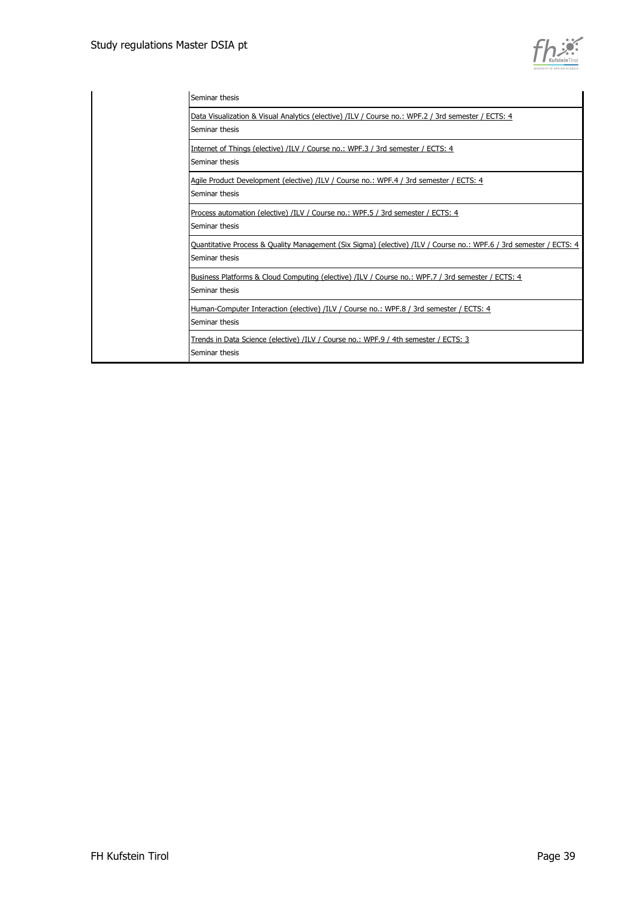| | |
|---|---|
| | Seminar thesis |
| | Data Visualization & Visual Analytics (elective) /ILV / Course no.: WPF.2 / 3rd semester / ECTS: 4<br>Seminar thesis |
| | Internet of Things (elective) /ILV / Course no.: WPF.3 / 3rd semester / ECTS: 4<br>Seminar thesis |
| | Agile Product Development (elective) /ILV / Course no.: WPF.4 / 3rd semester / ECTS: 4<br>Seminar thesis |
| | Process automation (elective) /ILV / Course no.: WPF.5 / 3rd semester / ECTS: 4<br>Seminar thesis |
| | Quantitative Process & Quality Management (Six Sigma) (elective) /ILV / Course no.: WPF.6 / 3rd semester / ECTS: 4<br>Seminar thesis |
| | Business Platforms & Cloud Computing (elective) /ILV / Course no.: WPF.7 / 3rd semester / ECTS: 4<br>Seminar thesis |
| | Human-Computer Interaction (elective) /ILV / Course no.: WPF.8 / 3rd semester / ECTS: 4<br>Seminar thesis |
| | Trends in Data Science (elective) /ILV / Course no.: WPF.9 / 4th semester / ECTS: 3<br>Seminar thesis |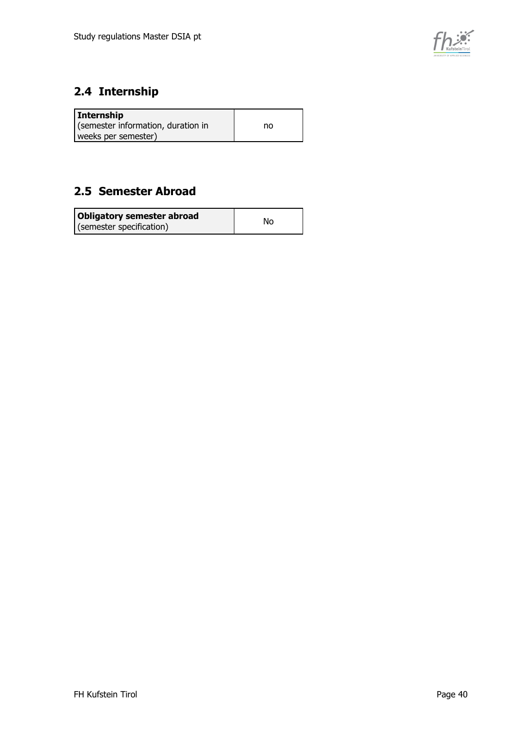## 2.4 Internship

| **Internship** (semester information, duration in weeks per semester) | no |
|---|---|

## 2.5 Semester Abroad

| **Obligatory semester abroad** (semester specification) | No |
|---|---|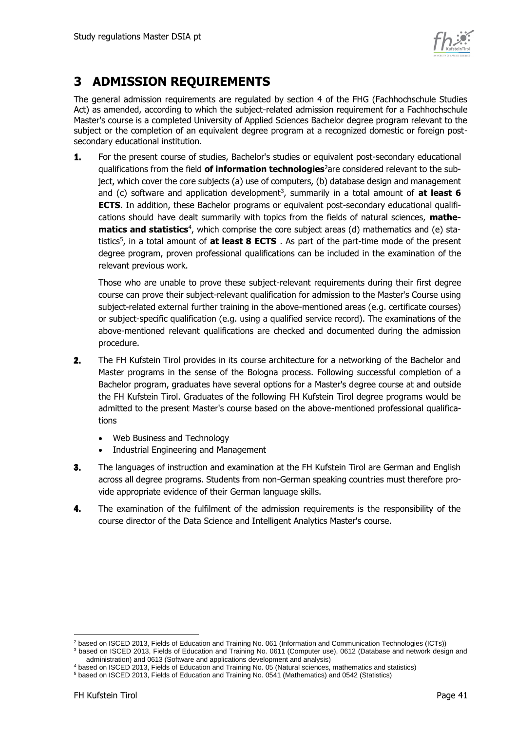# 3 ADMISSION REQUIREMENTS

The general admission requirements are regulated by section 4 of the FHG (Fachhochschule Studies Act) as amended, according to which the subject-related admission requirement for a Fachhochschule Master's course is a completed University of Applied Sciences Bachelor degree program relevant to the subject or the completion of an equivalent degree program at a recognized domestic or foreign post-secondary educational institution.

1. For the present course of studies, Bachelor's studies or equivalent post-secondary educational qualifications from the field **of information technologies**[2]are considered relevant to the subject, which cover the core subjects (a) use of computers, (b) database design and management and (c) software and application development[3], summarily in a total amount of **at least 6 ECTS**. In addition, these Bachelor programs or equivalent post-secondary educational qualifications should have dealt summarily with topics from the fields of natural sciences, **mathematics and statistics**[4], which comprise the core subject areas (d) mathematics and (e) statistics[5], in a total amount of **at least 8 ECTS** . As part of the part-time mode of the present degree program, proven professional qualifications can be included in the examination of the relevant previous work.

   Those who are unable to prove these subject-relevant requirements during their first degree course can prove their subject-relevant qualification for admission to the Master's Course using subject-related external further training in the above-mentioned areas (e.g. certificate courses) or subject-specific qualification (e.g. using a qualified service record). The examinations of the above-mentioned relevant qualifications are checked and documented during the admission procedure.

2. The FH Kufstein Tirol provides in its course architecture for a networking of the Bachelor and Master programs in the sense of the Bologna process. Following successful completion of a Bachelor program, graduates have several options for a Master's degree course at and outside the FH Kufstein Tirol. Graduates of the following FH Kufstein Tirol degree programs would be admitted to the present Master's course based on the above-mentioned professional qualifications
   - Web Business and Technology
   - Industrial Engineering and Management

3. The languages of instruction and examination at the FH Kufstein Tirol are German and English across all degree programs. Students from non-German speaking countries must therefore provide appropriate evidence of their German language skills.

4. The examination of the fulfilment of the admission requirements is the responsibility of the course director of the Data Science and Intelligent Analytics Master's course.

---

[2] based on ISCED 2013, Fields of Education and Training No. 061 (Information and Communication Technologies (ICTs))

[3] based on ISCED 2013, Fields of Education and Training No. 0611 (Computer use), 0612 (Database and network design and administration) and 0613 (Software and applications development and analysis)

[4] based on ISCED 2013, Fields of Education and Training No. 05 (Natural sciences, mathematics and statistics)

[5] based on ISCED 2013, Fields of Education and Training No. 0541 (Mathematics) and 0542 (Statistics)